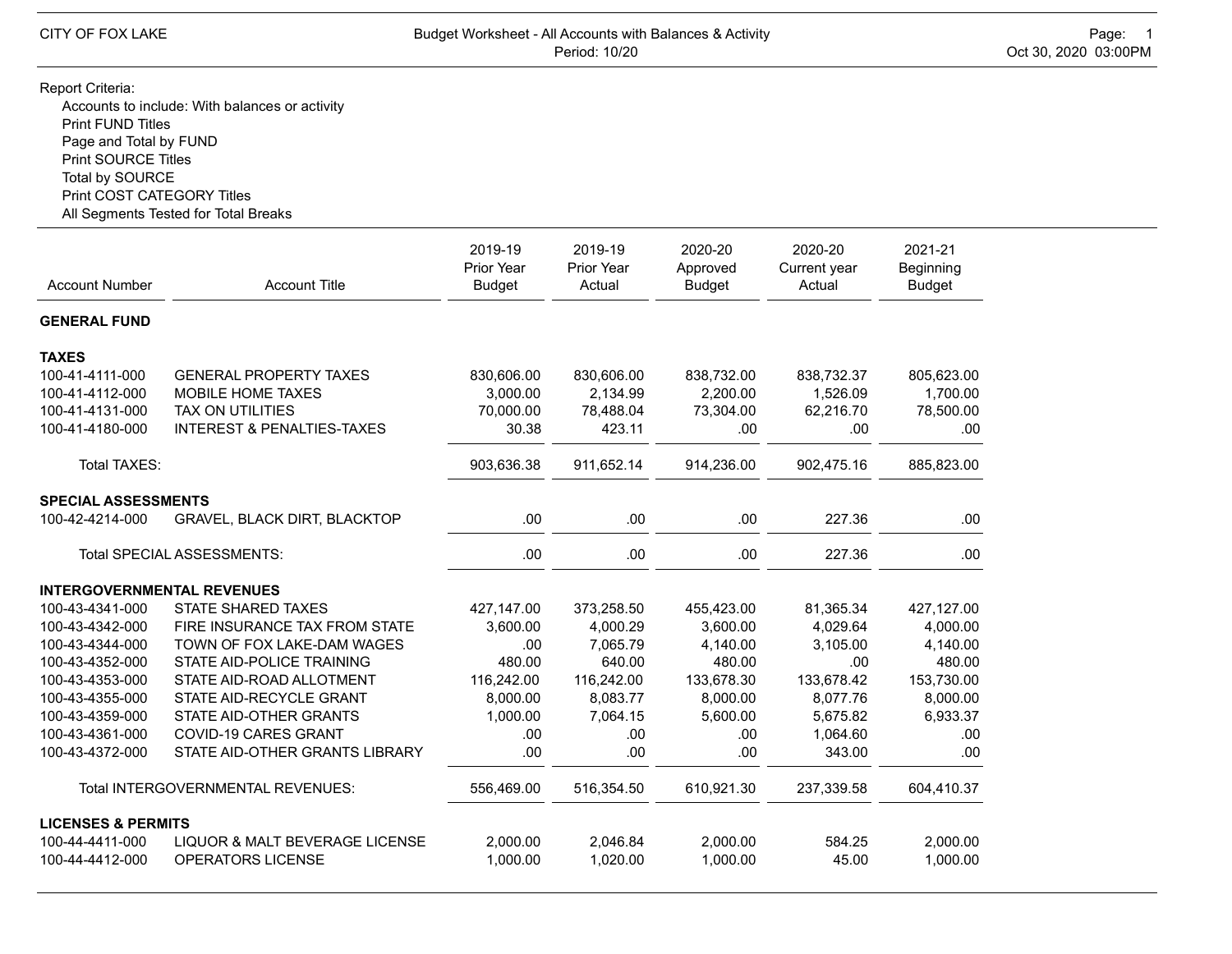CITY OF FOX LAKE

Budget Worksheet - All Accounts with Balances & Activity
Period: 10/20

Oct 30, 2020 03:00PM

Report Criteria:

- Accounts to include: With balances or activity
- Print FUND Titles
- Page and Total by FUND
- Print SOURCE Titles
- Total by SOURCE
- Print COST CATEGORY Titles
- All Segments Tested for Total Breaks

| Account Number | Account Title | 2019-19 Prior Year Budget | 2019-19 Prior Year Actual | 2020-20 Approved Budget | 2020-20 Current year Actual | 2021-21 Beginning Budget |
|---|---|---|---|---|---|---|
| **GENERAL FUND** | | | | | | |
| **TAXES** | | | | | | |
| 100-41-4111-000 | GENERAL PROPERTY TAXES | 830,606.00 | 830,606.00 | 838,732.00 | 838,732.37 | 805,623.00 |
| 100-41-4112-000 | MOBILE HOME TAXES | 3,000.00 | 2,134.99 | 2,200.00 | 1,526.09 | 1,700.00 |
| 100-41-4131-000 | TAX ON UTILITIES | 70,000.00 | 78,488.04 | 73,304.00 | 62,216.70 | 78,500.00 |
| 100-41-4180-000 | INTEREST & PENALTIES-TAXES | 30.38 | 423.11 | .00 | .00 | .00 |
| | Total TAXES: | 903,636.38 | 911,652.14 | 914,236.00 | 902,475.16 | 885,823.00 |
| **SPECIAL ASSESSMENTS** | | | | | | |
| 100-42-4214-000 | GRAVEL, BLACK DIRT, BLACKTOP | .00 | .00 | .00 | 227.36 | .00 |
| | Total SPECIAL ASSESSMENTS: | .00 | .00 | .00 | 227.36 | .00 |
| **INTERGOVERNMENTAL REVENUES** | | | | | | |
| 100-43-4341-000 | STATE SHARED TAXES | 427,147.00 | 373,258.50 | 455,423.00 | 81,365.34 | 427,127.00 |
| 100-43-4342-000 | FIRE INSURANCE TAX FROM STATE | 3,600.00 | 4,000.29 | 3,600.00 | 4,029.64 | 4,000.00 |
| 100-43-4344-000 | TOWN OF FOX LAKE-DAM WAGES | .00 | 7,065.79 | 4,140.00 | 3,105.00 | 4,140.00 |
| 100-43-4352-000 | STATE AID-POLICE TRAINING | 480.00 | 640.00 | 480.00 | .00 | 480.00 |
| 100-43-4353-000 | STATE AID-ROAD ALLOTMENT | 116,242.00 | 116,242.00 | 133,678.30 | 133,678.42 | 153,730.00 |
| 100-43-4355-000 | STATE AID-RECYCLE GRANT | 8,000.00 | 8,083.77 | 8,000.00 | 8,077.76 | 8,000.00 |
| 100-43-4359-000 | STATE AID-OTHER GRANTS | 1,000.00 | 7,064.15 | 5,600.00 | 5,675.82 | 6,933.37 |
| 100-43-4361-000 | COVID-19 CARES GRANT | .00 | .00 | .00 | 1,064.60 | .00 |
| 100-43-4372-000 | STATE AID-OTHER GRANTS LIBRARY | .00 | .00 | .00 | 343.00 | .00 |
| | Total INTERGOVERNMENTAL REVENUES: | 556,469.00 | 516,354.50 | 610,921.30 | 237,339.58 | 604,410.37 |
| **LICENSES & PERMITS** | | | | | | |
| 100-44-4411-000 | LIQUOR & MALT BEVERAGE LICENSE | 2,000.00 | 2,046.84 | 2,000.00 | 584.25 | 2,000.00 |
| 100-44-4412-000 | OPERATORS LICENSE | 1,000.00 | 1,020.00 | 1,000.00 | 45.00 | 1,000.00 |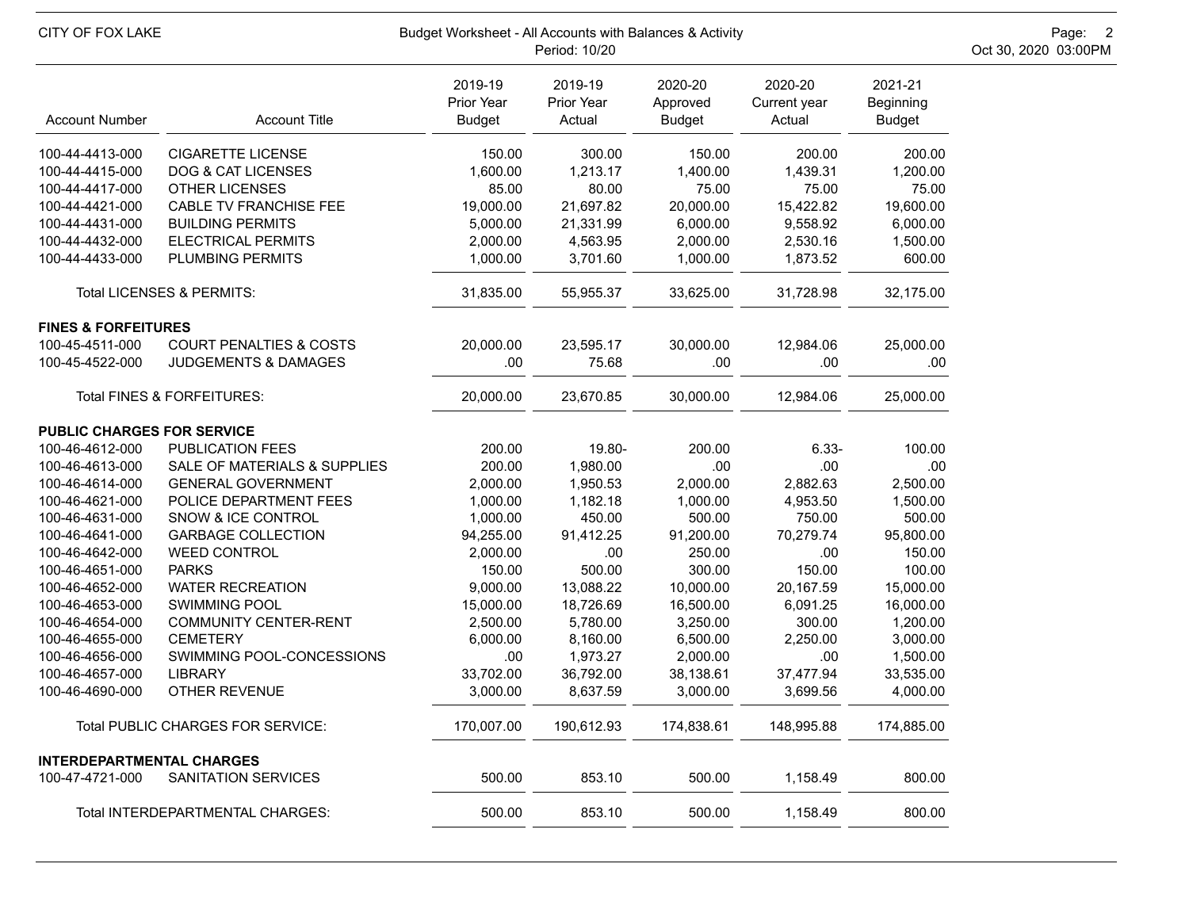CITY OF FOX LAKE

Budget Worksheet - All Accounts with Balances & Activity
Period: 10/20

| Account Number | Account Title | 2019-19 Prior Year Budget | 2019-19 Prior Year Actual | 2020-20 Approved Budget | 2020-20 Current year Actual | 2021-21 Beginning Budget |
|---|---|---|---|---|---|---|
| 100-44-4413-000 | CIGARETTE LICENSE | 150.00 | 300.00 | 150.00 | 200.00 | 200.00 |
| 100-44-4415-000 | DOG & CAT LICENSES | 1,600.00 | 1,213.17 | 1,400.00 | 1,439.31 | 1,200.00 |
| 100-44-4417-000 | OTHER LICENSES | 85.00 | 80.00 | 75.00 | 75.00 | 75.00 |
| 100-44-4421-000 | CABLE TV FRANCHISE FEE | 19,000.00 | 21,697.82 | 20,000.00 | 15,422.82 | 19,600.00 |
| 100-44-4431-000 | BUILDING PERMITS | 5,000.00 | 21,331.99 | 6,000.00 | 9,558.92 | 6,000.00 |
| 100-44-4432-000 | ELECTRICAL PERMITS | 2,000.00 | 4,563.95 | 2,000.00 | 2,530.16 | 1,500.00 |
| 100-44-4433-000 | PLUMBING PERMITS | 1,000.00 | 3,701.60 | 1,000.00 | 1,873.52 | 600.00 |
| | Total LICENSES & PERMITS: | 31,835.00 | 55,955.37 | 33,625.00 | 31,728.98 | 32,175.00 |
| **FINES & FORFEITURES** | | | | | | |
| 100-45-4511-000 | COURT PENALTIES & COSTS | 20,000.00 | 23,595.17 | 30,000.00 | 12,984.06 | 25,000.00 |
| 100-45-4522-000 | JUDGEMENTS & DAMAGES | .00 | 75.68 | .00 | .00 | .00 |
| | Total FINES & FORFEITURES: | 20,000.00 | 23,670.85 | 30,000.00 | 12,984.06 | 25,000.00 |
| **PUBLIC CHARGES FOR SERVICE** | | | | | | |
| 100-46-4612-000 | PUBLICATION FEES | 200.00 | 19.80- | 200.00 | 6.33- | 100.00 |
| 100-46-4613-000 | SALE OF MATERIALS & SUPPLIES | 200.00 | 1,980.00 | .00 | .00 | .00 |
| 100-46-4614-000 | GENERAL GOVERNMENT | 2,000.00 | 1,950.53 | 2,000.00 | 2,882.63 | 2,500.00 |
| 100-46-4621-000 | POLICE DEPARTMENT FEES | 1,000.00 | 1,182.18 | 1,000.00 | 4,953.50 | 1,500.00 |
| 100-46-4631-000 | SNOW & ICE CONTROL | 1,000.00 | 450.00 | 500.00 | 750.00 | 500.00 |
| 100-46-4641-000 | GARBAGE COLLECTION | 94,255.00 | 91,412.25 | 91,200.00 | 70,279.74 | 95,800.00 |
| 100-46-4642-000 | WEED CONTROL | 2,000.00 | .00 | 250.00 | .00 | 150.00 |
| 100-46-4651-000 | PARKS | 150.00 | 500.00 | 300.00 | 150.00 | 100.00 |
| 100-46-4652-000 | WATER RECREATION | 9,000.00 | 13,088.22 | 10,000.00 | 20,167.59 | 15,000.00 |
| 100-46-4653-000 | SWIMMING POOL | 15,000.00 | 18,726.69 | 16,500.00 | 6,091.25 | 16,000.00 |
| 100-46-4654-000 | COMMUNITY CENTER-RENT | 2,500.00 | 5,780.00 | 3,250.00 | 300.00 | 1,200.00 |
| 100-46-4655-000 | CEMETERY | 6,000.00 | 8,160.00 | 6,500.00 | 2,250.00 | 3,000.00 |
| 100-46-4656-000 | SWIMMING POOL-CONCESSIONS | .00 | 1,973.27 | 2,000.00 | .00 | 1,500.00 |
| 100-46-4657-000 | LIBRARY | 33,702.00 | 36,792.00 | 38,138.61 | 37,477.94 | 33,535.00 |
| 100-46-4690-000 | OTHER REVENUE | 3,000.00 | 8,637.59 | 3,000.00 | 3,699.56 | 4,000.00 |
| | Total PUBLIC CHARGES FOR SERVICE: | 170,007.00 | 190,612.93 | 174,838.61 | 148,995.88 | 174,885.00 |
| **INTERDEPARTMENTAL CHARGES** | | | | | | |
| 100-47-4721-000 | SANITATION SERVICES | 500.00 | 853.10 | 500.00 | 1,158.49 | 800.00 |
| | Total INTERDEPARTMENTAL CHARGES: | 500.00 | 853.10 | 500.00 | 1,158.49 | 800.00 |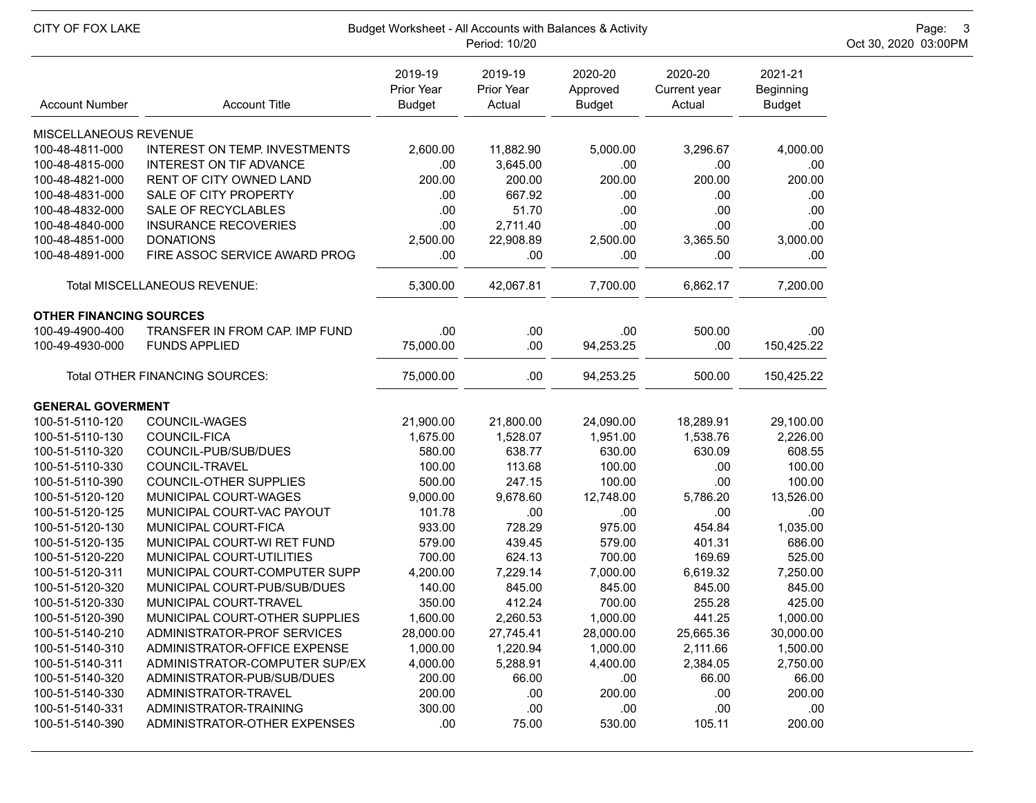CITY OF FOX LAKE

Budget Worksheet - All Accounts with Balances & Activity
Period: 10/20

Oct 30, 2020 03:00PM

| Account Number | Account Title | 2019-19 Prior Year Budget | 2019-19 Prior Year Actual | 2020-20 Approved Budget | 2020-20 Current year Actual | 2021-21 Beginning Budget |
|---|---|---|---|---|---|---|
| **MISCELLANEOUS REVENUE** | | | | | | |
| 100-48-4811-000 | INTEREST ON TEMP. INVESTMENTS | 2,600.00 | 11,882.90 | 5,000.00 | 3,296.67 | 4,000.00 |
| 100-48-4815-000 | INTEREST ON TIF ADVANCE | .00 | 3,645.00 | .00 | .00 | .00 |
| 100-48-4821-000 | RENT OF CITY OWNED LAND | 200.00 | 200.00 | 200.00 | 200.00 | 200.00 |
| 100-48-4831-000 | SALE OF CITY PROPERTY | .00 | 667.92 | .00 | .00 | .00 |
| 100-48-4832-000 | SALE OF RECYCLABLES | .00 | 51.70 | .00 | .00 | .00 |
| 100-48-4840-000 | INSURANCE RECOVERIES | .00 | 2,711.40 | .00 | .00 | .00 |
| 100-48-4851-000 | DONATIONS | 2,500.00 | 22,908.89 | 2,500.00 | 3,365.50 | 3,000.00 |
| 100-48-4891-000 | FIRE ASSOC SERVICE AWARD PROG | .00 | .00 | .00 | .00 | .00 |
| | Total MISCELLANEOUS REVENUE: | 5,300.00 | 42,067.81 | 7,700.00 | 6,862.17 | 7,200.00 |
| **OTHER FINANCING SOURCES** | | | | | | |
| 100-49-4900-400 | TRANSFER IN FROM CAP. IMP FUND | .00 | .00 | .00 | 500.00 | .00 |
| 100-49-4930-000 | FUNDS APPLIED | 75,000.00 | .00 | 94,253.25 | .00 | 150,425.22 |
| | Total OTHER FINANCING SOURCES: | 75,000.00 | .00 | 94,253.25 | 500.00 | 150,425.22 |
| **GENERAL GOVERMENT** | | | | | | |
| 100-51-5110-120 | COUNCIL-WAGES | 21,900.00 | 21,800.00 | 24,090.00 | 18,289.91 | 29,100.00 |
| 100-51-5110-130 | COUNCIL-FICA | 1,675.00 | 1,528.07 | 1,951.00 | 1,538.76 | 2,226.00 |
| 100-51-5110-320 | COUNCIL-PUB/SUB/DUES | 580.00 | 638.77 | 630.00 | 630.09 | 608.55 |
| 100-51-5110-330 | COUNCIL-TRAVEL | 100.00 | 113.68 | 100.00 | .00 | 100.00 |
| 100-51-5110-390 | COUNCIL-OTHER SUPPLIES | 500.00 | 247.15 | 100.00 | .00 | 100.00 |
| 100-51-5120-120 | MUNICIPAL COURT-WAGES | 9,000.00 | 9,678.60 | 12,748.00 | 5,786.20 | 13,526.00 |
| 100-51-5120-125 | MUNICIPAL COURT-VAC PAYOUT | 101.78 | .00 | .00 | .00 | .00 |
| 100-51-5120-130 | MUNICIPAL COURT-FICA | 933.00 | 728.29 | 975.00 | 454.84 | 1,035.00 |
| 100-51-5120-135 | MUNICIPAL COURT-WI RET FUND | 579.00 | 439.45 | 579.00 | 401.31 | 686.00 |
| 100-51-5120-220 | MUNICIPAL COURT-UTILITIES | 700.00 | 624.13 | 700.00 | 169.69 | 525.00 |
| 100-51-5120-311 | MUNICIPAL COURT-COMPUTER SUPP | 4,200.00 | 7,229.14 | 7,000.00 | 6,619.32 | 7,250.00 |
| 100-51-5120-320 | MUNICIPAL COURT-PUB/SUB/DUES | 140.00 | 845.00 | 845.00 | 845.00 | 845.00 |
| 100-51-5120-330 | MUNICIPAL COURT-TRAVEL | 350.00 | 412.24 | 700.00 | 255.28 | 425.00 |
| 100-51-5120-390 | MUNICIPAL COURT-OTHER SUPPLIES | 1,600.00 | 2,260.53 | 1,000.00 | 441.25 | 1,000.00 |
| 100-51-5140-210 | ADMINISTRATOR-PROF SERVICES | 28,000.00 | 27,745.41 | 28,000.00 | 25,665.36 | 30,000.00 |
| 100-51-5140-310 | ADMINISTRATOR-OFFICE EXPENSE | 1,000.00 | 1,220.94 | 1,000.00 | 2,111.66 | 1,500.00 |
| 100-51-5140-311 | ADMINISTRATOR-COMPUTER SUP/EX | 4,000.00 | 5,288.91 | 4,400.00 | 2,384.05 | 2,750.00 |
| 100-51-5140-320 | ADMINISTRATOR-PUB/SUB/DUES | 200.00 | 66.00 | .00 | 66.00 | 66.00 |
| 100-51-5140-330 | ADMINISTRATOR-TRAVEL | 200.00 | .00 | 200.00 | .00 | 200.00 |
| 100-51-5140-331 | ADMINISTRATOR-TRAINING | 300.00 | .00 | .00 | .00 | .00 |
| 100-51-5140-390 | ADMINISTRATOR-OTHER EXPENSES | .00 | 75.00 | 530.00 | 105.11 | 200.00 |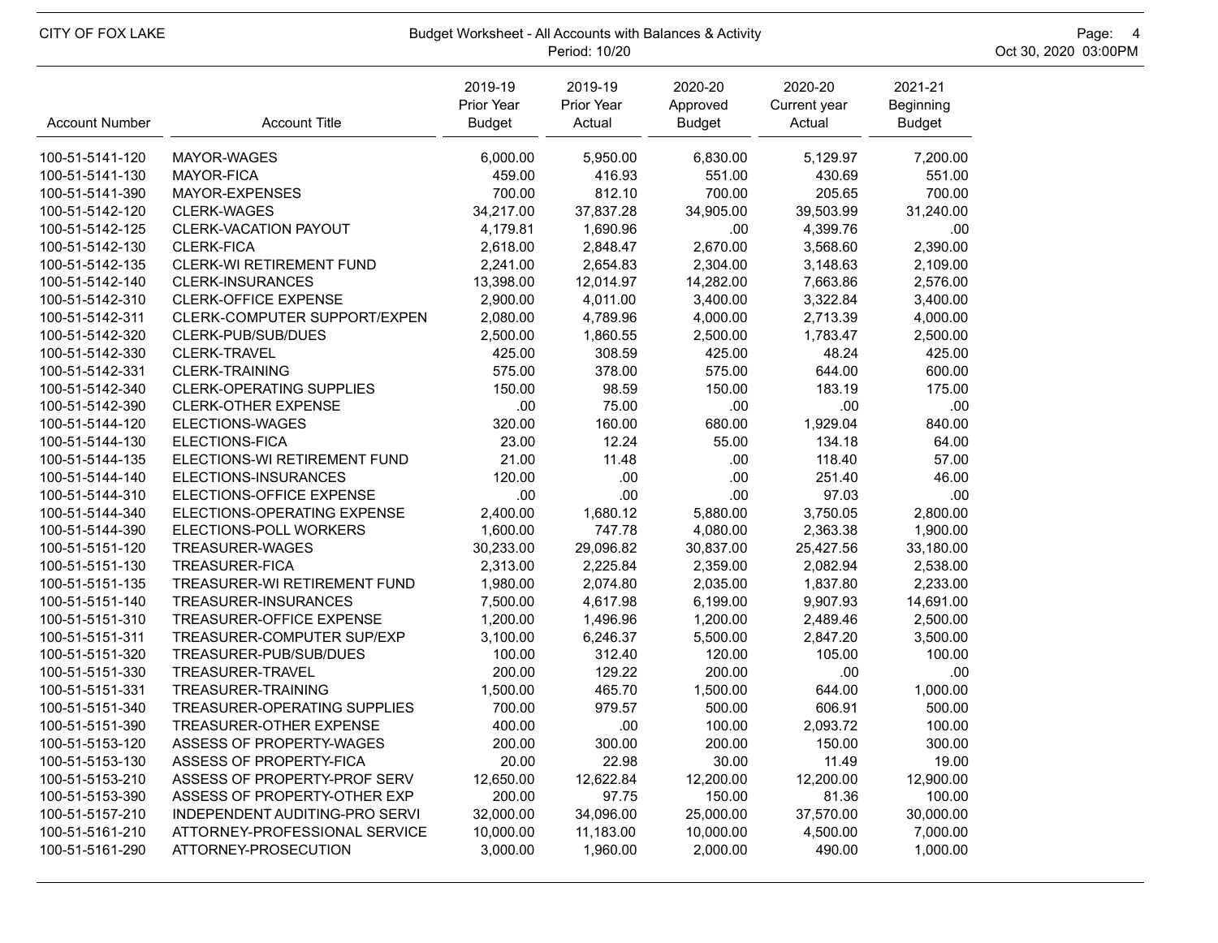CITY OF FOX LAKE

Budget Worksheet - All Accounts with Balances & Activity
Period: 10/20

| Account Number | Account Title | 2019-19 Prior Year Budget | 2019-19 Prior Year Actual | 2020-20 Approved Budget | 2020-20 Current year Actual | 2021-21 Beginning Budget |
|---|---|---|---|---|---|---|
| 100-51-5141-120 | MAYOR-WAGES | 6,000.00 | 5,950.00 | 6,830.00 | 5,129.97 | 7,200.00 |
| 100-51-5141-130 | MAYOR-FICA | 459.00 | 416.93 | 551.00 | 430.69 | 551.00 |
| 100-51-5141-390 | MAYOR-EXPENSES | 700.00 | 812.10 | 700.00 | 205.65 | 700.00 |
| 100-51-5142-120 | CLERK-WAGES | 34,217.00 | 37,837.28 | 34,905.00 | 39,503.99 | 31,240.00 |
| 100-51-5142-125 | CLERK-VACATION PAYOUT | 4,179.81 | 1,690.96 | .00 | 4,399.76 | .00 |
| 100-51-5142-130 | CLERK-FICA | 2,618.00 | 2,848.47 | 2,670.00 | 3,568.60 | 2,390.00 |
| 100-51-5142-135 | CLERK-WI RETIREMENT FUND | 2,241.00 | 2,654.83 | 2,304.00 | 3,148.63 | 2,109.00 |
| 100-51-5142-140 | CLERK-INSURANCES | 13,398.00 | 12,014.97 | 14,282.00 | 7,663.86 | 2,576.00 |
| 100-51-5142-310 | CLERK-OFFICE EXPENSE | 2,900.00 | 4,011.00 | 3,400.00 | 3,322.84 | 3,400.00 |
| 100-51-5142-311 | CLERK-COMPUTER SUPPORT/EXPEN | 2,080.00 | 4,789.96 | 4,000.00 | 2,713.39 | 4,000.00 |
| 100-51-5142-320 | CLERK-PUB/SUB/DUES | 2,500.00 | 1,860.55 | 2,500.00 | 1,783.47 | 2,500.00 |
| 100-51-5142-330 | CLERK-TRAVEL | 425.00 | 308.59 | 425.00 | 48.24 | 425.00 |
| 100-51-5142-331 | CLERK-TRAINING | 575.00 | 378.00 | 575.00 | 644.00 | 600.00 |
| 100-51-5142-340 | CLERK-OPERATING SUPPLIES | 150.00 | 98.59 | 150.00 | 183.19 | 175.00 |
| 100-51-5142-390 | CLERK-OTHER EXPENSE | .00 | 75.00 | .00 | .00 | .00 |
| 100-51-5144-120 | ELECTIONS-WAGES | 320.00 | 160.00 | 680.00 | 1,929.04 | 840.00 |
| 100-51-5144-130 | ELECTIONS-FICA | 23.00 | 12.24 | 55.00 | 134.18 | 64.00 |
| 100-51-5144-135 | ELECTIONS-WI RETIREMENT FUND | 21.00 | 11.48 | .00 | 118.40 | 57.00 |
| 100-51-5144-140 | ELECTIONS-INSURANCES | 120.00 | .00 | .00 | 251.40 | 46.00 |
| 100-51-5144-310 | ELECTIONS-OFFICE EXPENSE | .00 | .00 | .00 | 97.03 | .00 |
| 100-51-5144-340 | ELECTIONS-OPERATING EXPENSE | 2,400.00 | 1,680.12 | 5,880.00 | 3,750.05 | 2,800.00 |
| 100-51-5144-390 | ELECTIONS-POLL WORKERS | 1,600.00 | 747.78 | 4,080.00 | 2,363.38 | 1,900.00 |
| 100-51-5151-120 | TREASURER-WAGES | 30,233.00 | 29,096.82 | 30,837.00 | 25,427.56 | 33,180.00 |
| 100-51-5151-130 | TREASURER-FICA | 2,313.00 | 2,225.84 | 2,359.00 | 2,082.94 | 2,538.00 |
| 100-51-5151-135 | TREASURER-WI RETIREMENT FUND | 1,980.00 | 2,074.80 | 2,035.00 | 1,837.80 | 2,233.00 |
| 100-51-5151-140 | TREASURER-INSURANCES | 7,500.00 | 4,617.98 | 6,199.00 | 9,907.93 | 14,691.00 |
| 100-51-5151-310 | TREASURER-OFFICE EXPENSE | 1,200.00 | 1,496.96 | 1,200.00 | 2,489.46 | 2,500.00 |
| 100-51-5151-311 | TREASURER-COMPUTER SUP/EXP | 3,100.00 | 6,246.37 | 5,500.00 | 2,847.20 | 3,500.00 |
| 100-51-5151-320 | TREASURER-PUB/SUB/DUES | 100.00 | 312.40 | 120.00 | 105.00 | 100.00 |
| 100-51-5151-330 | TREASURER-TRAVEL | 200.00 | 129.22 | 200.00 | .00 | .00 |
| 100-51-5151-331 | TREASURER-TRAINING | 1,500.00 | 465.70 | 1,500.00 | 644.00 | 1,000.00 |
| 100-51-5151-340 | TREASURER-OPERATING SUPPLIES | 700.00 | 979.57 | 500.00 | 606.91 | 500.00 |
| 100-51-5151-390 | TREASURER-OTHER EXPENSE | 400.00 | .00 | 100.00 | 2,093.72 | 100.00 |
| 100-51-5153-120 | ASSESS OF PROPERTY-WAGES | 200.00 | 300.00 | 200.00 | 150.00 | 300.00 |
| 100-51-5153-130 | ASSESS OF PROPERTY-FICA | 20.00 | 22.98 | 30.00 | 11.49 | 19.00 |
| 100-51-5153-210 | ASSESS OF PROPERTY-PROF SERV | 12,650.00 | 12,622.84 | 12,200.00 | 12,200.00 | 12,900.00 |
| 100-51-5153-390 | ASSESS OF PROPERTY-OTHER EXP | 200.00 | 97.75 | 150.00 | 81.36 | 100.00 |
| 100-51-5157-210 | INDEPENDENT AUDITING-PRO SERVI | 32,000.00 | 34,096.00 | 25,000.00 | 37,570.00 | 30,000.00 |
| 100-51-5161-210 | ATTORNEY-PROFESSIONAL SERVICE | 10,000.00 | 11,183.00 | 10,000.00 | 4,500.00 | 7,000.00 |
| 100-51-5161-290 | ATTORNEY-PROSECUTION | 3,000.00 | 1,960.00 | 2,000.00 | 490.00 | 1,000.00 |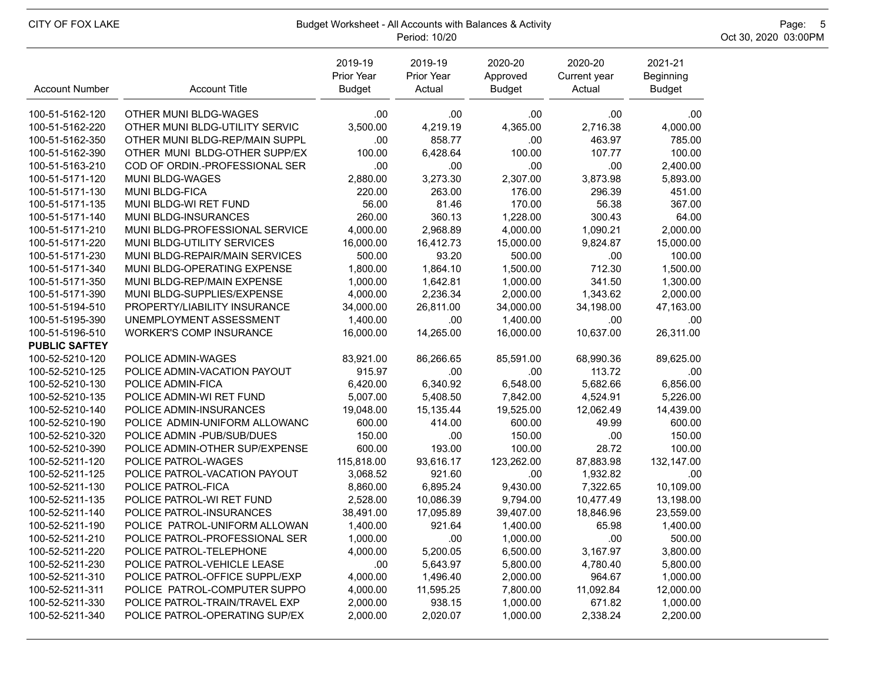| Account Number | Account Title | 2019-19 Prior Year Budget | 2019-19 Prior Year Actual | 2020-20 Approved Budget | 2020-20 Current year Actual | 2021-21 Beginning Budget |
|---|---|---|---|---|---|---|
| 100-51-5162-120 | OTHER MUNI BLDG-WAGES | .00 | .00 | .00 | .00 | .00 |
| 100-51-5162-220 | OTHER MUNI BLDG-UTILITY SERVIC | 3,500.00 | 4,219.19 | 4,365.00 | 2,716.38 | 4,000.00 |
| 100-51-5162-350 | OTHER MUNI BLDG-REP/MAIN SUPPL | .00 | 858.77 | .00 | 463.97 | 785.00 |
| 100-51-5162-390 | OTHER MUNI BLDG-OTHER SUPP/EX | 100.00 | 6,428.64 | 100.00 | 107.77 | 100.00 |
| 100-51-5163-210 | COD OF ORDIN.-PROFESSIONAL SER | .00 | .00 | .00 | .00 | 2,400.00 |
| 100-51-5171-120 | MUNI BLDG-WAGES | 2,880.00 | 3,273.30 | 2,307.00 | 3,873.98 | 5,893.00 |
| 100-51-5171-130 | MUNI BLDG-FICA | 220.00 | 263.00 | 176.00 | 296.39 | 451.00 |
| 100-51-5171-135 | MUNI BLDG-WI RET FUND | 56.00 | 81.46 | 170.00 | 56.38 | 367.00 |
| 100-51-5171-140 | MUNI BLDG-INSURANCES | 260.00 | 360.13 | 1,228.00 | 300.43 | 64.00 |
| 100-51-5171-210 | MUNI BLDG-PROFESSIONAL SERVICE | 4,000.00 | 2,968.89 | 4,000.00 | 1,090.21 | 2,000.00 |
| 100-51-5171-220 | MUNI BLDG-UTILITY SERVICES | 16,000.00 | 16,412.73 | 15,000.00 | 9,824.87 | 15,000.00 |
| 100-51-5171-230 | MUNI BLDG-REPAIR/MAIN SERVICES | 500.00 | 93.20 | 500.00 | .00 | 100.00 |
| 100-51-5171-340 | MUNI BLDG-OPERATING EXPENSE | 1,800.00 | 1,864.10 | 1,500.00 | 712.30 | 1,500.00 |
| 100-51-5171-350 | MUNI BLDG-REP/MAIN EXPENSE | 1,000.00 | 1,642.81 | 1,000.00 | 341.50 | 1,300.00 |
| 100-51-5171-390 | MUNI BLDG-SUPPLIES/EXPENSE | 4,000.00 | 2,236.34 | 2,000.00 | 1,343.62 | 2,000.00 |
| 100-51-5194-510 | PROPERTY/LIABILITY INSURANCE | 34,000.00 | 26,811.00 | 34,000.00 | 34,198.00 | 47,163.00 |
| 100-51-5195-390 | UNEMPLOYMENT ASSESSMENT | 1,400.00 | .00 | 1,400.00 | .00 | .00 |
| 100-51-5196-510 | WORKER'S COMP INSURANCE | 16,000.00 | 14,265.00 | 16,000.00 | 10,637.00 | 26,311.00 |
| **PUBLIC SAFTEY** | | | | | | |
| 100-52-5210-120 | POLICE ADMIN-WAGES | 83,921.00 | 86,266.65 | 85,591.00 | 68,990.36 | 89,625.00 |
| 100-52-5210-125 | POLICE ADMIN-VACATION PAYOUT | 915.97 | .00 | .00 | 113.72 | .00 |
| 100-52-5210-130 | POLICE ADMIN-FICA | 6,420.00 | 6,340.92 | 6,548.00 | 5,682.66 | 6,856.00 |
| 100-52-5210-135 | POLICE ADMIN-WI RET FUND | 5,007.00 | 5,408.50 | 7,842.00 | 4,524.91 | 5,226.00 |
| 100-52-5210-140 | POLICE ADMIN-INSURANCES | 19,048.00 | 15,135.44 | 19,525.00 | 12,062.49 | 14,439.00 |
| 100-52-5210-190 | POLICE ADMIN-UNIFORM ALLOWANC | 600.00 | 414.00 | 600.00 | 49.99 | 600.00 |
| 100-52-5210-320 | POLICE ADMIN -PUB/SUB/DUES | 150.00 | .00 | 150.00 | .00 | 150.00 |
| 100-52-5210-390 | POLICE ADMIN-OTHER SUP/EXPENSE | 600.00 | 193.00 | 100.00 | 28.72 | 100.00 |
| 100-52-5211-120 | POLICE PATROL-WAGES | 115,818.00 | 93,616.17 | 123,262.00 | 87,883.98 | 132,147.00 |
| 100-52-5211-125 | POLICE PATROL-VACATION PAYOUT | 3,068.52 | 921.60 | .00 | 1,932.82 | .00 |
| 100-52-5211-130 | POLICE PATROL-FICA | 8,860.00 | 6,895.24 | 9,430.00 | 7,322.65 | 10,109.00 |
| 100-52-5211-135 | POLICE PATROL-WI RET FUND | 2,528.00 | 10,086.39 | 9,794.00 | 10,477.49 | 13,198.00 |
| 100-52-5211-140 | POLICE PATROL-INSURANCES | 38,491.00 | 17,095.89 | 39,407.00 | 18,846.96 | 23,559.00 |
| 100-52-5211-190 | POLICE PATROL-UNIFORM ALLOWAN | 1,400.00 | 921.64 | 1,400.00 | 65.98 | 1,400.00 |
| 100-52-5211-210 | POLICE PATROL-PROFESSIONAL SER | 1,000.00 | .00 | 1,000.00 | .00 | 500.00 |
| 100-52-5211-220 | POLICE PATROL-TELEPHONE | 4,000.00 | 5,200.05 | 6,500.00 | 3,167.97 | 3,800.00 |
| 100-52-5211-230 | POLICE PATROL-VEHICLE LEASE | .00 | 5,643.97 | 5,800.00 | 4,780.40 | 5,800.00 |
| 100-52-5211-310 | POLICE PATROL-OFFICE SUPPL/EXP | 4,000.00 | 1,496.40 | 2,000.00 | 964.67 | 1,000.00 |
| 100-52-5211-311 | POLICE PATROL-COMPUTER SUPPO | 4,000.00 | 11,595.25 | 7,800.00 | 11,092.84 | 12,000.00 |
| 100-52-5211-330 | POLICE PATROL-TRAIN/TRAVEL EXP | 2,000.00 | 938.15 | 1,000.00 | 671.82 | 1,000.00 |
| 100-52-5211-340 | POLICE PATROL-OPERATING SUP/EX | 2,000.00 | 2,020.07 | 1,000.00 | 2,338.24 | 2,200.00 |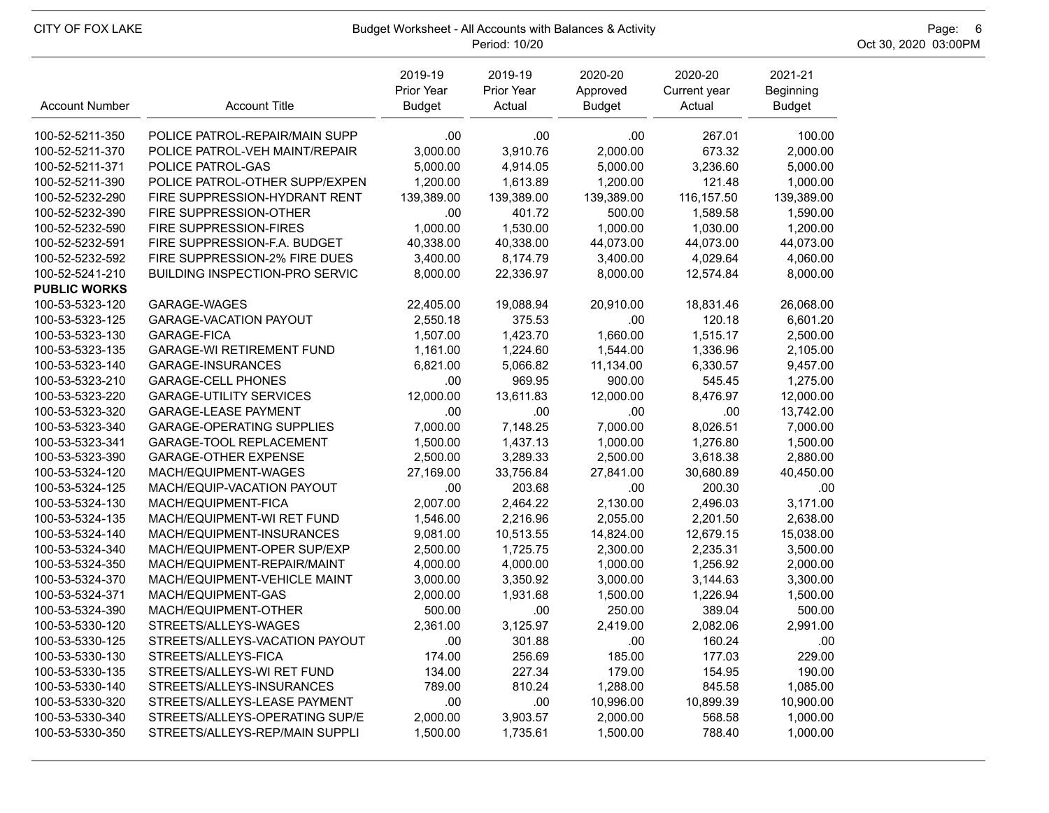| Account Number | Account Title | 2019-19 Prior Year Budget | 2019-19 Prior Year Actual | 2020-20 Approved Budget | 2020-20 Current year Actual | 2021-21 Beginning Budget |
|---|---|---|---|---|---|---|
| 100-52-5211-350 | POLICE PATROL-REPAIR/MAIN SUPP | .00 | .00 | .00 | 267.01 | 100.00 |
| 100-52-5211-370 | POLICE PATROL-VEH MAINT/REPAIR | 3,000.00 | 3,910.76 | 2,000.00 | 673.32 | 2,000.00 |
| 100-52-5211-371 | POLICE PATROL-GAS | 5,000.00 | 4,914.05 | 5,000.00 | 3,236.60 | 5,000.00 |
| 100-52-5211-390 | POLICE PATROL-OTHER SUPP/EXPEN | 1,200.00 | 1,613.89 | 1,200.00 | 121.48 | 1,000.00 |
| 100-52-5232-290 | FIRE SUPPRESSION-HYDRANT RENT | 139,389.00 | 139,389.00 | 139,389.00 | 116,157.50 | 139,389.00 |
| 100-52-5232-390 | FIRE SUPPRESSION-OTHER | .00 | 401.72 | 500.00 | 1,589.58 | 1,590.00 |
| 100-52-5232-590 | FIRE SUPPRESSION-FIRES | 1,000.00 | 1,530.00 | 1,000.00 | 1,030.00 | 1,200.00 |
| 100-52-5232-591 | FIRE SUPPRESSION-F.A. BUDGET | 40,338.00 | 40,338.00 | 44,073.00 | 44,073.00 | 44,073.00 |
| 100-52-5232-592 | FIRE SUPPRESSION-2% FIRE DUES | 3,400.00 | 8,174.79 | 3,400.00 | 4,029.64 | 4,060.00 |
| 100-52-5241-210 | BUILDING INSPECTION-PRO SERVIC | 8,000.00 | 22,336.97 | 8,000.00 | 12,574.84 | 8,000.00 |
| **PUBLIC WORKS** | | | | | | |
| 100-53-5323-120 | GARAGE-WAGES | 22,405.00 | 19,088.94 | 20,910.00 | 18,831.46 | 26,068.00 |
| 100-53-5323-125 | GARAGE-VACATION PAYOUT | 2,550.18 | 375.53 | .00 | 120.18 | 6,601.20 |
| 100-53-5323-130 | GARAGE-FICA | 1,507.00 | 1,423.70 | 1,660.00 | 1,515.17 | 2,500.00 |
| 100-53-5323-135 | GARAGE-WI RETIREMENT FUND | 1,161.00 | 1,224.60 | 1,544.00 | 1,336.96 | 2,105.00 |
| 100-53-5323-140 | GARAGE-INSURANCES | 6,821.00 | 5,066.82 | 11,134.00 | 6,330.57 | 9,457.00 |
| 100-53-5323-210 | GARAGE-CELL PHONES | .00 | 969.95 | 900.00 | 545.45 | 1,275.00 |
| 100-53-5323-220 | GARAGE-UTILITY SERVICES | 12,000.00 | 13,611.83 | 12,000.00 | 8,476.97 | 12,000.00 |
| 100-53-5323-320 | GARAGE-LEASE PAYMENT | .00 | .00 | .00 | .00 | 13,742.00 |
| 100-53-5323-340 | GARAGE-OPERATING SUPPLIES | 7,000.00 | 7,148.25 | 7,000.00 | 8,026.51 | 7,000.00 |
| 100-53-5323-341 | GARAGE-TOOL REPLACEMENT | 1,500.00 | 1,437.13 | 1,000.00 | 1,276.80 | 1,500.00 |
| 100-53-5323-390 | GARAGE-OTHER EXPENSE | 2,500.00 | 3,289.33 | 2,500.00 | 3,618.38 | 2,880.00 |
| 100-53-5324-120 | MACH/EQUIPMENT-WAGES | 27,169.00 | 33,756.84 | 27,841.00 | 30,680.89 | 40,450.00 |
| 100-53-5324-125 | MACH/EQUIP-VACATION PAYOUT | .00 | 203.68 | .00 | 200.30 | .00 |
| 100-53-5324-130 | MACH/EQUIPMENT-FICA | 2,007.00 | 2,464.22 | 2,130.00 | 2,496.03 | 3,171.00 |
| 100-53-5324-135 | MACH/EQUIPMENT-WI RET FUND | 1,546.00 | 2,216.96 | 2,055.00 | 2,201.50 | 2,638.00 |
| 100-53-5324-140 | MACH/EQUIPMENT-INSURANCES | 9,081.00 | 10,513.55 | 14,824.00 | 12,679.15 | 15,038.00 |
| 100-53-5324-340 | MACH/EQUIPMENT-OPER SUP/EXP | 2,500.00 | 1,725.75 | 2,300.00 | 2,235.31 | 3,500.00 |
| 100-53-5324-350 | MACH/EQUIPMENT-REPAIR/MAINT | 4,000.00 | 4,000.00 | 1,000.00 | 1,256.92 | 2,000.00 |
| 100-53-5324-370 | MACH/EQUIPMENT-VEHICLE MAINT | 3,000.00 | 3,350.92 | 3,000.00 | 3,144.63 | 3,300.00 |
| 100-53-5324-371 | MACH/EQUIPMENT-GAS | 2,000.00 | 1,931.68 | 1,500.00 | 1,226.94 | 1,500.00 |
| 100-53-5324-390 | MACH/EQUIPMENT-OTHER | 500.00 | .00 | 250.00 | 389.04 | 500.00 |
| 100-53-5330-120 | STREETS/ALLEYS-WAGES | 2,361.00 | 3,125.97 | 2,419.00 | 2,082.06 | 2,991.00 |
| 100-53-5330-125 | STREETS/ALLEYS-VACATION PAYOUT | .00 | 301.88 | .00 | 160.24 | .00 |
| 100-53-5330-130 | STREETS/ALLEYS-FICA | 174.00 | 256.69 | 185.00 | 177.03 | 229.00 |
| 100-53-5330-135 | STREETS/ALLEYS-WI RET FUND | 134.00 | 227.34 | 179.00 | 154.95 | 190.00 |
| 100-53-5330-140 | STREETS/ALLEYS-INSURANCES | 789.00 | 810.24 | 1,288.00 | 845.58 | 1,085.00 |
| 100-53-5330-320 | STREETS/ALLEYS-LEASE PAYMENT | .00 | .00 | 10,996.00 | 10,899.39 | 10,900.00 |
| 100-53-5330-340 | STREETS/ALLEYS-OPERATING SUP/E | 2,000.00 | 3,903.57 | 2,000.00 | 568.58 | 1,000.00 |
| 100-53-5330-350 | STREETS/ALLEYS-REP/MAIN SUPPLI | 1,500.00 | 1,735.61 | 1,500.00 | 788.40 | 1,000.00 |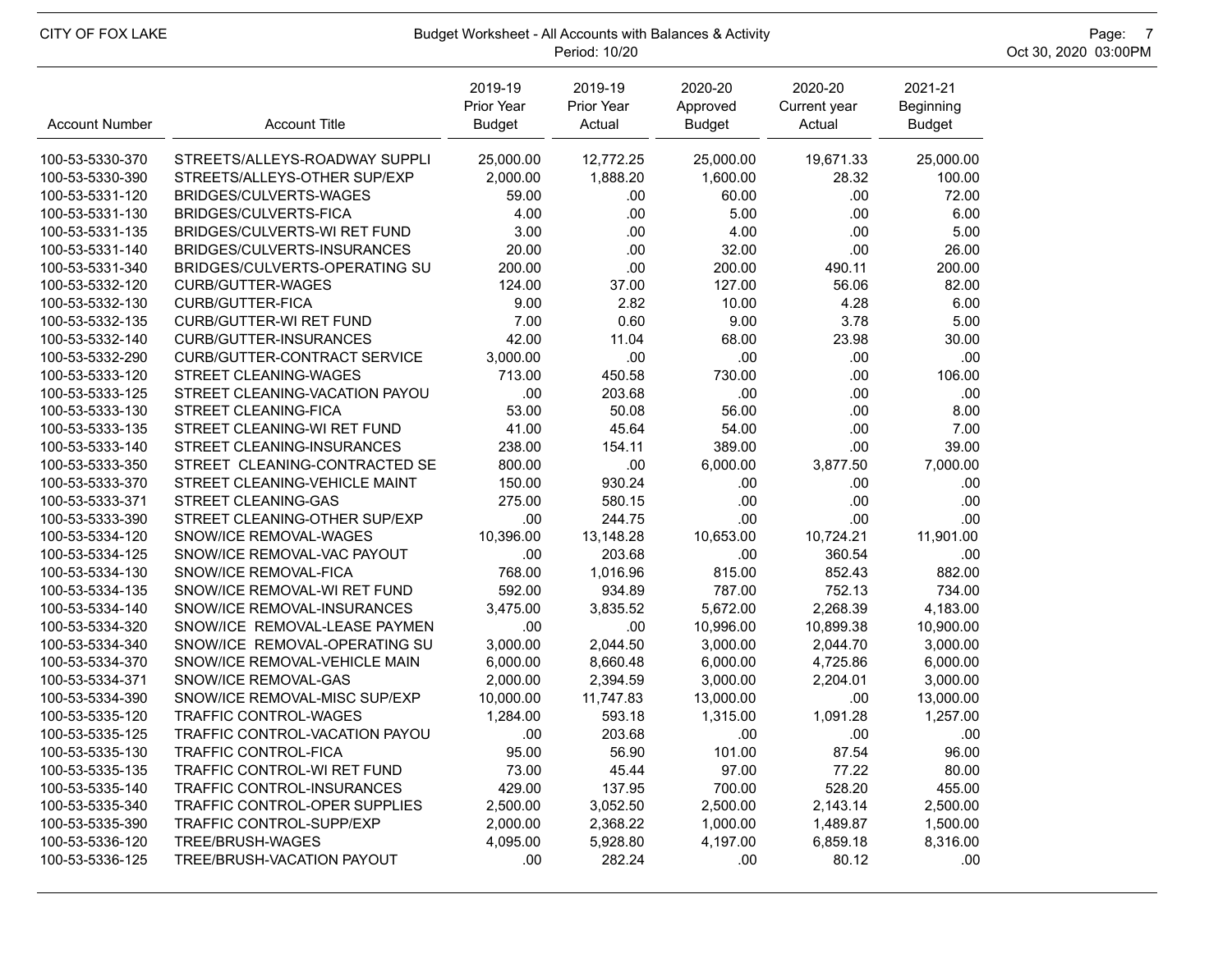CITY OF FOX LAKE

Budget Worksheet - All Accounts with Balances & Activity
Period: 10/20

Oct 30, 2020 03:00PM

| Account Number | Account Title | 2019-19 Prior Year Budget | 2019-19 Prior Year Actual | 2020-20 Approved Budget | 2020-20 Current year Actual | 2021-21 Beginning Budget |
|---|---|---|---|---|---|---|
| 100-53-5330-370 | STREETS/ALLEYS-ROADWAY SUPPLI | 25,000.00 | 12,772.25 | 25,000.00 | 19,671.33 | 25,000.00 |
| 100-53-5330-390 | STREETS/ALLEYS-OTHER SUP/EXP | 2,000.00 | 1,888.20 | 1,600.00 | 28.32 | 100.00 |
| 100-53-5331-120 | BRIDGES/CULVERTS-WAGES | 59.00 | .00 | 60.00 | .00 | 72.00 |
| 100-53-5331-130 | BRIDGES/CULVERTS-FICA | 4.00 | .00 | 5.00 | .00 | 6.00 |
| 100-53-5331-135 | BRIDGES/CULVERTS-WI RET FUND | 3.00 | .00 | 4.00 | .00 | 5.00 |
| 100-53-5331-140 | BRIDGES/CULVERTS-INSURANCES | 20.00 | .00 | 32.00 | .00 | 26.00 |
| 100-53-5331-340 | BRIDGES/CULVERTS-OPERATING SU | 200.00 | .00 | 200.00 | 490.11 | 200.00 |
| 100-53-5332-120 | CURB/GUTTER-WAGES | 124.00 | 37.00 | 127.00 | 56.06 | 82.00 |
| 100-53-5332-130 | CURB/GUTTER-FICA | 9.00 | 2.82 | 10.00 | 4.28 | 6.00 |
| 100-53-5332-135 | CURB/GUTTER-WI RET FUND | 7.00 | 0.60 | 9.00 | 3.78 | 5.00 |
| 100-53-5332-140 | CURB/GUTTER-INSURANCES | 42.00 | 11.04 | 68.00 | 23.98 | 30.00 |
| 100-53-5332-290 | CURB/GUTTER-CONTRACT SERVICE | 3,000.00 | .00 | .00 | .00 | .00 |
| 100-53-5333-120 | STREET CLEANING-WAGES | 713.00 | 450.58 | 730.00 | .00 | 106.00 |
| 100-53-5333-125 | STREET CLEANING-VACATION PAYOU | .00 | 203.68 | .00 | .00 | .00 |
| 100-53-5333-130 | STREET CLEANING-FICA | 53.00 | 50.08 | 56.00 | .00 | 8.00 |
| 100-53-5333-135 | STREET CLEANING-WI RET FUND | 41.00 | 45.64 | 54.00 | .00 | 7.00 |
| 100-53-5333-140 | STREET CLEANING-INSURANCES | 238.00 | 154.11 | 389.00 | .00 | 39.00 |
| 100-53-5333-350 | STREET CLEANING-CONTRACTED SE | 800.00 | .00 | 6,000.00 | 3,877.50 | 7,000.00 |
| 100-53-5333-370 | STREET CLEANING-VEHICLE MAINT | 150.00 | 930.24 | .00 | .00 | .00 |
| 100-53-5333-371 | STREET CLEANING-GAS | 275.00 | 580.15 | .00 | .00 | .00 |
| 100-53-5333-390 | STREET CLEANING-OTHER SUP/EXP | .00 | 244.75 | .00 | .00 | .00 |
| 100-53-5334-120 | SNOW/ICE REMOVAL-WAGES | 10,396.00 | 13,148.28 | 10,653.00 | 10,724.21 | 11,901.00 |
| 100-53-5334-125 | SNOW/ICE REMOVAL-VAC PAYOUT | .00 | 203.68 | .00 | 360.54 | .00 |
| 100-53-5334-130 | SNOW/ICE REMOVAL-FICA | 768.00 | 1,016.96 | 815.00 | 852.43 | 882.00 |
| 100-53-5334-135 | SNOW/ICE REMOVAL-WI RET FUND | 592.00 | 934.89 | 787.00 | 752.13 | 734.00 |
| 100-53-5334-140 | SNOW/ICE REMOVAL-INSURANCES | 3,475.00 | 3,835.52 | 5,672.00 | 2,268.39 | 4,183.00 |
| 100-53-5334-320 | SNOW/ICE REMOVAL-LEASE PAYMEN | .00 | .00 | 10,996.00 | 10,899.38 | 10,900.00 |
| 100-53-5334-340 | SNOW/ICE REMOVAL-OPERATING SU | 3,000.00 | 2,044.50 | 3,000.00 | 2,044.70 | 3,000.00 |
| 100-53-5334-370 | SNOW/ICE REMOVAL-VEHICLE MAIN | 6,000.00 | 8,660.48 | 6,000.00 | 4,725.86 | 6,000.00 |
| 100-53-5334-371 | SNOW/ICE REMOVAL-GAS | 2,000.00 | 2,394.59 | 3,000.00 | 2,204.01 | 3,000.00 |
| 100-53-5334-390 | SNOW/ICE REMOVAL-MISC SUP/EXP | 10,000.00 | 11,747.83 | 13,000.00 | .00 | 13,000.00 |
| 100-53-5335-120 | TRAFFIC CONTROL-WAGES | 1,284.00 | 593.18 | 1,315.00 | 1,091.28 | 1,257.00 |
| 100-53-5335-125 | TRAFFIC CONTROL-VACATION PAYOU | .00 | 203.68 | .00 | .00 | .00 |
| 100-53-5335-130 | TRAFFIC CONTROL-FICA | 95.00 | 56.90 | 101.00 | 87.54 | 96.00 |
| 100-53-5335-135 | TRAFFIC CONTROL-WI RET FUND | 73.00 | 45.44 | 97.00 | 77.22 | 80.00 |
| 100-53-5335-140 | TRAFFIC CONTROL-INSURANCES | 429.00 | 137.95 | 700.00 | 528.20 | 455.00 |
| 100-53-5335-340 | TRAFFIC CONTROL-OPER SUPPLIES | 2,500.00 | 3,052.50 | 2,500.00 | 2,143.14 | 2,500.00 |
| 100-53-5335-390 | TRAFFIC CONTROL-SUPP/EXP | 2,000.00 | 2,368.22 | 1,000.00 | 1,489.87 | 1,500.00 |
| 100-53-5336-120 | TREE/BRUSH-WAGES | 4,095.00 | 5,928.80 | 4,197.00 | 6,859.18 | 8,316.00 |
| 100-53-5336-125 | TREE/BRUSH-VACATION PAYOUT | .00 | 282.24 | .00 | 80.12 | .00 |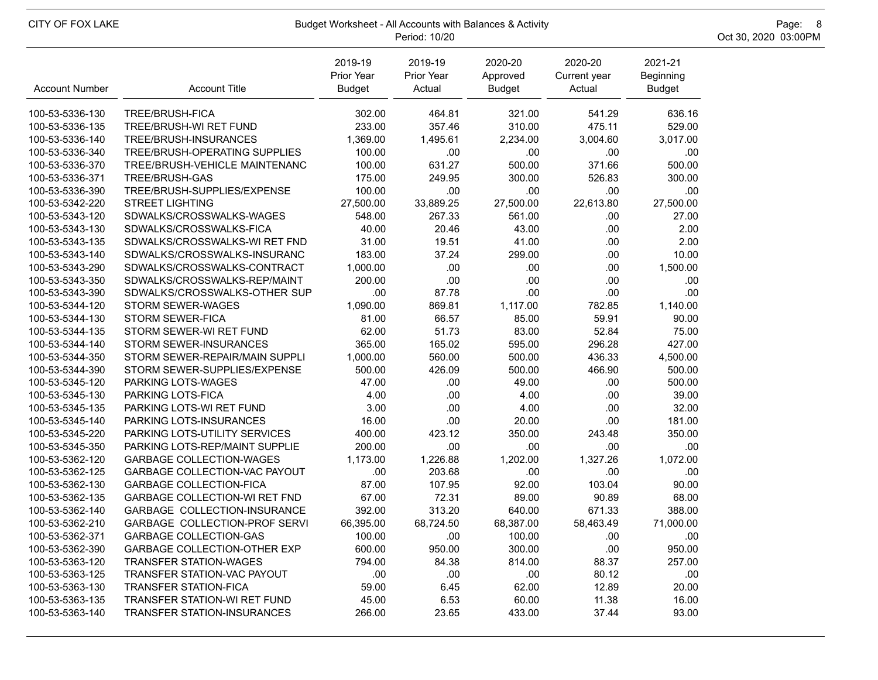| Account Number | Account Title | 2019-19 Prior Year Budget | 2019-19 Prior Year Actual | 2020-20 Approved Budget | 2020-20 Current year Actual | 2021-21 Beginning Budget |
|---|---|---|---|---|---|---|
| 100-53-5336-130 | TREE/BRUSH-FICA | 302.00 | 464.81 | 321.00 | 541.29 | 636.16 |
| 100-53-5336-135 | TREE/BRUSH-WI RET FUND | 233.00 | 357.46 | 310.00 | 475.11 | 529.00 |
| 100-53-5336-140 | TREE/BRUSH-INSURANCES | 1,369.00 | 1,495.61 | 2,234.00 | 3,004.60 | 3,017.00 |
| 100-53-5336-340 | TREE/BRUSH-OPERATING SUPPLIES | 100.00 | .00 | .00 | .00 | .00 |
| 100-53-5336-370 | TREE/BRUSH-VEHICLE MAINTENANC | 100.00 | 631.27 | 500.00 | 371.66 | 500.00 |
| 100-53-5336-371 | TREE/BRUSH-GAS | 175.00 | 249.95 | 300.00 | 526.83 | 300.00 |
| 100-53-5336-390 | TREE/BRUSH-SUPPLIES/EXPENSE | 100.00 | .00 | .00 | .00 | .00 |
| 100-53-5342-220 | STREET LIGHTING | 27,500.00 | 33,889.25 | 27,500.00 | 22,613.80 | 27,500.00 |
| 100-53-5343-120 | SDWALKS/CROSSWALKS-WAGES | 548.00 | 267.33 | 561.00 | .00 | 27.00 |
| 100-53-5343-130 | SDWALKS/CROSSWALKS-FICA | 40.00 | 20.46 | 43.00 | .00 | 2.00 |
| 100-53-5343-135 | SDWALKS/CROSSWALKS-WI RET FND | 31.00 | 19.51 | 41.00 | .00 | 2.00 |
| 100-53-5343-140 | SDWALKS/CROSSWALKS-INSURANC | 183.00 | 37.24 | 299.00 | .00 | 10.00 |
| 100-53-5343-290 | SDWALKS/CROSSWALKS-CONTRACT | 1,000.00 | .00 | .00 | .00 | 1,500.00 |
| 100-53-5343-350 | SDWALKS/CROSSWALKS-REP/MAINT | 200.00 | .00 | .00 | .00 | .00 |
| 100-53-5343-390 | SDWALKS/CROSSWALKS-OTHER SUP | .00 | 87.78 | .00 | .00 | .00 |
| 100-53-5344-120 | STORM SEWER-WAGES | 1,090.00 | 869.81 | 1,117.00 | 782.85 | 1,140.00 |
| 100-53-5344-130 | STORM SEWER-FICA | 81.00 | 66.57 | 85.00 | 59.91 | 90.00 |
| 100-53-5344-135 | STORM SEWER-WI RET FUND | 62.00 | 51.73 | 83.00 | 52.84 | 75.00 |
| 100-53-5344-140 | STORM SEWER-INSURANCES | 365.00 | 165.02 | 595.00 | 296.28 | 427.00 |
| 100-53-5344-350 | STORM SEWER-REPAIR/MAIN SUPPLI | 1,000.00 | 560.00 | 500.00 | 436.33 | 4,500.00 |
| 100-53-5344-390 | STORM SEWER-SUPPLIES/EXPENSE | 500.00 | 426.09 | 500.00 | 466.90 | 500.00 |
| 100-53-5345-120 | PARKING LOTS-WAGES | 47.00 | .00 | 49.00 | .00 | 500.00 |
| 100-53-5345-130 | PARKING LOTS-FICA | 4.00 | .00 | 4.00 | .00 | 39.00 |
| 100-53-5345-135 | PARKING LOTS-WI RET FUND | 3.00 | .00 | 4.00 | .00 | 32.00 |
| 100-53-5345-140 | PARKING LOTS-INSURANCES | 16.00 | .00 | 20.00 | .00 | 181.00 |
| 100-53-5345-220 | PARKING LOTS-UTILITY SERVICES | 400.00 | 423.12 | 350.00 | 243.48 | 350.00 |
| 100-53-5345-350 | PARKING LOTS-REP/MAINT SUPPLIE | 200.00 | .00 | .00 | .00 | .00 |
| 100-53-5362-120 | GARBAGE COLLECTION-WAGES | 1,173.00 | 1,226.88 | 1,202.00 | 1,327.26 | 1,072.00 |
| 100-53-5362-125 | GARBAGE COLLECTION-VAC PAYOUT | .00 | 203.68 | .00 | .00 | .00 |
| 100-53-5362-130 | GARBAGE COLLECTION-FICA | 87.00 | 107.95 | 92.00 | 103.04 | 90.00 |
| 100-53-5362-135 | GARBAGE COLLECTION-WI RET FND | 67.00 | 72.31 | 89.00 | 90.89 | 68.00 |
| 100-53-5362-140 | GARBAGE COLLECTION-INSURANCE | 392.00 | 313.20 | 640.00 | 671.33 | 388.00 |
| 100-53-5362-210 | GARBAGE COLLECTION-PROF SERVI | 66,395.00 | 68,724.50 | 68,387.00 | 58,463.49 | 71,000.00 |
| 100-53-5362-371 | GARBAGE COLLECTION-GAS | 100.00 | .00 | 100.00 | .00 | .00 |
| 100-53-5362-390 | GARBAGE COLLECTION-OTHER EXP | 600.00 | 950.00 | 300.00 | .00 | 950.00 |
| 100-53-5363-120 | TRANSFER STATION-WAGES | 794.00 | 84.38 | 814.00 | 88.37 | 257.00 |
| 100-53-5363-125 | TRANSFER STATION-VAC PAYOUT | .00 | .00 | .00 | 80.12 | .00 |
| 100-53-5363-130 | TRANSFER STATION-FICA | 59.00 | 6.45 | 62.00 | 12.89 | 20.00 |
| 100-53-5363-135 | TRANSFER STATION-WI RET FUND | 45.00 | 6.53 | 60.00 | 11.38 | 16.00 |
| 100-53-5363-140 | TRANSFER STATION-INSURANCES | 266.00 | 23.65 | 433.00 | 37.44 | 93.00 |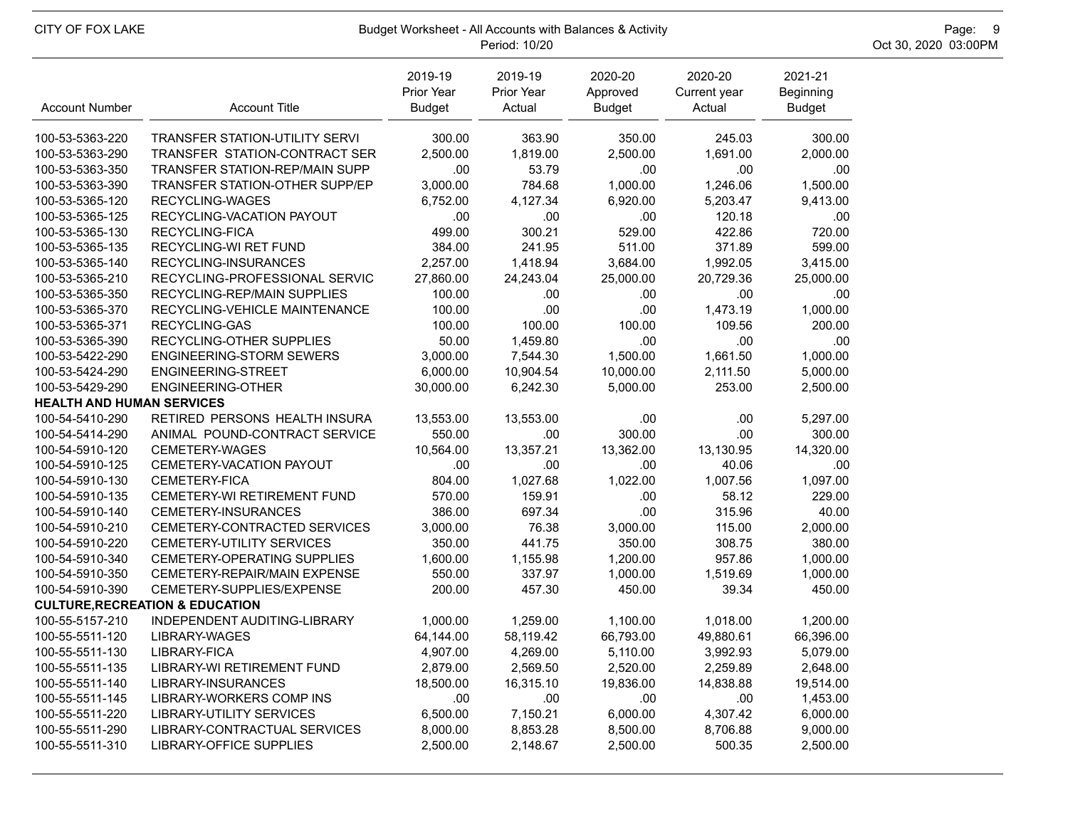CITY OF FOX LAKE

Budget Worksheet - All Accounts with Balances & Activity

Period: 10/20

| Account Number | Account Title | 2019-19 Prior Year Budget | 2019-19 Prior Year Actual | 2020-20 Approved Budget | 2020-20 Current year Actual | 2021-21 Beginning Budget |
|---|---|---|---|---|---|---|
| 100-53-5363-220 | TRANSFER STATION-UTILITY SERVI | 300.00 | 363.90 | 350.00 | 245.03 | 300.00 |
| 100-53-5363-290 | TRANSFER STATION-CONTRACT SER | 2,500.00 | 1,819.00 | 2,500.00 | 1,691.00 | 2,000.00 |
| 100-53-5363-350 | TRANSFER STATION-REP/MAIN SUPP | .00 | 53.79 | .00 | .00 | .00 |
| 100-53-5363-390 | TRANSFER STATION-OTHER SUPP/EP | 3,000.00 | 784.68 | 1,000.00 | 1,246.06 | 1,500.00 |
| 100-53-5365-120 | RECYCLING-WAGES | 6,752.00 | 4,127.34 | 6,920.00 | 5,203.47 | 9,413.00 |
| 100-53-5365-125 | RECYCLING-VACATION PAYOUT | .00 | .00 | .00 | 120.18 | .00 |
| 100-53-5365-130 | RECYCLING-FICA | 499.00 | 300.21 | 529.00 | 422.86 | 720.00 |
| 100-53-5365-135 | RECYCLING-WI RET FUND | 384.00 | 241.95 | 511.00 | 371.89 | 599.00 |
| 100-53-5365-140 | RECYCLING-INSURANCES | 2,257.00 | 1,418.94 | 3,684.00 | 1,992.05 | 3,415.00 |
| 100-53-5365-210 | RECYCLING-PROFESSIONAL SERVIC | 27,860.00 | 24,243.04 | 25,000.00 | 20,729.36 | 25,000.00 |
| 100-53-5365-350 | RECYCLING-REP/MAIN SUPPLIES | 100.00 | .00 | .00 | .00 | .00 |
| 100-53-5365-370 | RECYCLING-VEHICLE MAINTENANCE | 100.00 | .00 | .00 | 1,473.19 | 1,000.00 |
| 100-53-5365-371 | RECYCLING-GAS | 100.00 | 100.00 | 100.00 | 109.56 | 200.00 |
| 100-53-5365-390 | RECYCLING-OTHER SUPPLIES | 50.00 | 1,459.80 | .00 | .00 | .00 |
| 100-53-5422-290 | ENGINEERING-STORM SEWERS | 3,000.00 | 7,544.30 | 1,500.00 | 1,661.50 | 1,000.00 |
| 100-53-5424-290 | ENGINEERING-STREET | 6,000.00 | 10,904.54 | 10,000.00 | 2,111.50 | 5,000.00 |
| 100-53-5429-290 | ENGINEERING-OTHER | 30,000.00 | 6,242.30 | 5,000.00 | 253.00 | 2,500.00 |
| **HEALTH AND HUMAN SERVICES** | | | | | | |
| 100-54-5410-290 | RETIRED PERSONS HEALTH INSURA | 13,553.00 | 13,553.00 | .00 | .00 | 5,297.00 |
| 100-54-5414-290 | ANIMAL POUND-CONTRACT SERVICE | 550.00 | .00 | 300.00 | .00 | 300.00 |
| 100-54-5910-120 | CEMETERY-WAGES | 10,564.00 | 13,357.21 | 13,362.00 | 13,130.95 | 14,320.00 |
| 100-54-5910-125 | CEMETERY-VACATION PAYOUT | .00 | .00 | .00 | 40.06 | .00 |
| 100-54-5910-130 | CEMETERY-FICA | 804.00 | 1,027.68 | 1,022.00 | 1,007.56 | 1,097.00 |
| 100-54-5910-135 | CEMETERY-WI RETIREMENT FUND | 570.00 | 159.91 | .00 | 58.12 | 229.00 |
| 100-54-5910-140 | CEMETERY-INSURANCES | 386.00 | 697.34 | .00 | 315.96 | 40.00 |
| 100-54-5910-210 | CEMETERY-CONTRACTED SERVICES | 3,000.00 | 76.38 | 3,000.00 | 115.00 | 2,000.00 |
| 100-54-5910-220 | CEMETERY-UTILITY SERVICES | 350.00 | 441.75 | 350.00 | 308.75 | 380.00 |
| 100-54-5910-340 | CEMETERY-OPERATING SUPPLIES | 1,600.00 | 1,155.98 | 1,200.00 | 957.86 | 1,000.00 |
| 100-54-5910-350 | CEMETERY-REPAIR/MAIN EXPENSE | 550.00 | 337.97 | 1,000.00 | 1,519.69 | 1,000.00 |
| 100-54-5910-390 | CEMETERY-SUPPLIES/EXPENSE | 200.00 | 457.30 | 450.00 | 39.34 | 450.00 |
| **CULTURE,RECREATION & EDUCATION** | | | | | | |
| 100-55-5157-210 | INDEPENDENT AUDITING-LIBRARY | 1,000.00 | 1,259.00 | 1,100.00 | 1,018.00 | 1,200.00 |
| 100-55-5511-120 | LIBRARY-WAGES | 64,144.00 | 58,119.42 | 66,793.00 | 49,880.61 | 66,396.00 |
| 100-55-5511-130 | LIBRARY-FICA | 4,907.00 | 4,269.00 | 5,110.00 | 3,992.93 | 5,079.00 |
| 100-55-5511-135 | LIBRARY-WI RETIREMENT FUND | 2,879.00 | 2,569.50 | 2,520.00 | 2,259.89 | 2,648.00 |
| 100-55-5511-140 | LIBRARY-INSURANCES | 18,500.00 | 16,315.10 | 19,836.00 | 14,838.88 | 19,514.00 |
| 100-55-5511-145 | LIBRARY-WORKERS COMP INS | .00 | .00 | .00 | .00 | 1,453.00 |
| 100-55-5511-220 | LIBRARY-UTILITY SERVICES | 6,500.00 | 7,150.21 | 6,000.00 | 4,307.42 | 6,000.00 |
| 100-55-5511-290 | LIBRARY-CONTRACTUAL SERVICES | 8,000.00 | 8,853.28 | 8,500.00 | 8,706.88 | 9,000.00 |
| 100-55-5511-310 | LIBRARY-OFFICE SUPPLIES | 2,500.00 | 2,148.67 | 2,500.00 | 500.35 | 2,500.00 |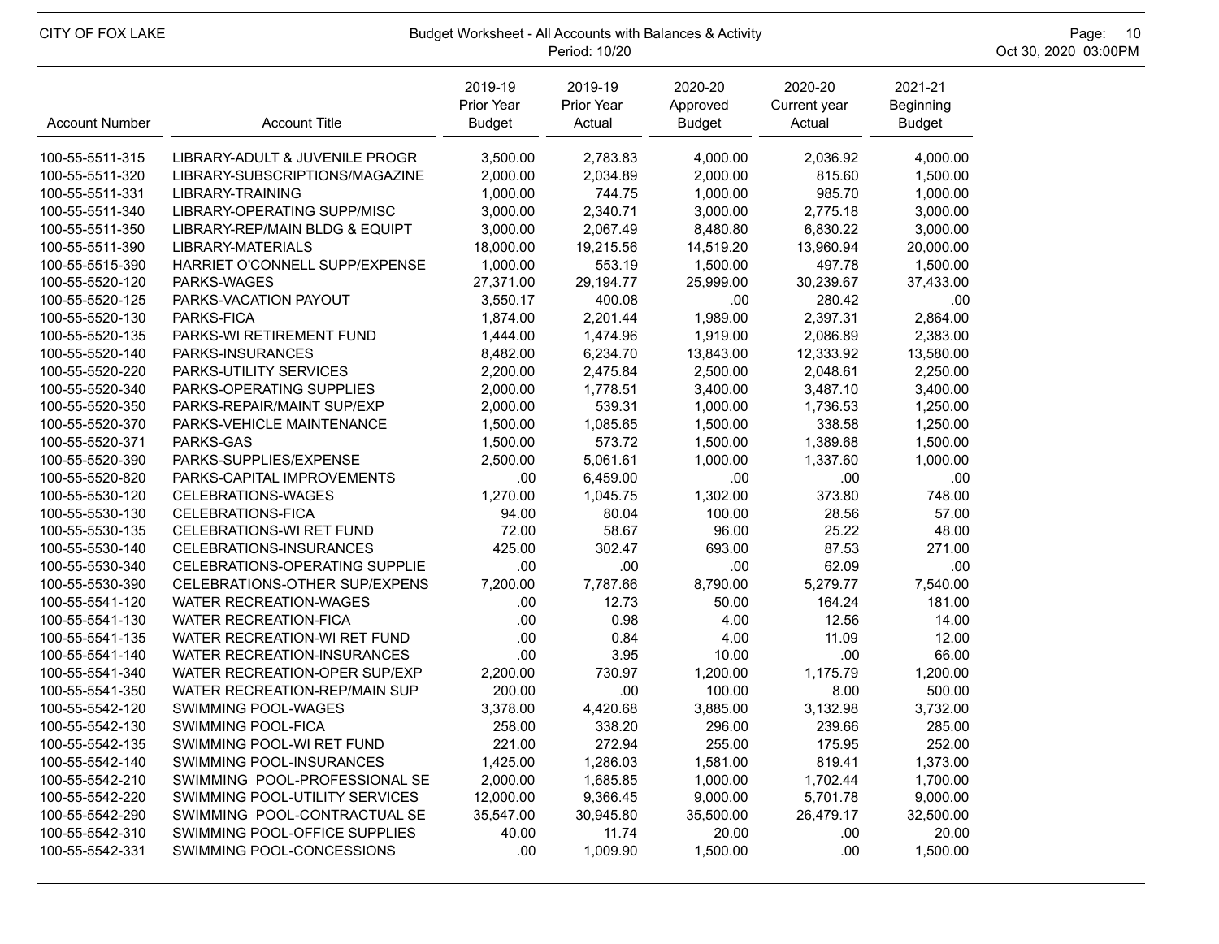CITY OF FOX LAKE

Budget Worksheet - All Accounts with Balances & Activity

Period: 10/20

| Account Number | Account Title | 2019-19 Prior Year Budget | 2019-19 Prior Year Actual | 2020-20 Approved Budget | 2020-20 Current year Actual | 2021-21 Beginning Budget |
|---|---|---|---|---|---|---|
| 100-55-5511-315 | LIBRARY-ADULT & JUVENILE PROGR | 3,500.00 | 2,783.83 | 4,000.00 | 2,036.92 | 4,000.00 |
| 100-55-5511-320 | LIBRARY-SUBSCRIPTIONS/MAGAZINE | 2,000.00 | 2,034.89 | 2,000.00 | 815.60 | 1,500.00 |
| 100-55-5511-331 | LIBRARY-TRAINING | 1,000.00 | 744.75 | 1,000.00 | 985.70 | 1,000.00 |
| 100-55-5511-340 | LIBRARY-OPERATING SUPP/MISC | 3,000.00 | 2,340.71 | 3,000.00 | 2,775.18 | 3,000.00 |
| 100-55-5511-350 | LIBRARY-REP/MAIN BLDG & EQUIPT | 3,000.00 | 2,067.49 | 8,480.80 | 6,830.22 | 3,000.00 |
| 100-55-5511-390 | LIBRARY-MATERIALS | 18,000.00 | 19,215.56 | 14,519.20 | 13,960.94 | 20,000.00 |
| 100-55-5515-390 | HARRIET O'CONNELL SUPP/EXPENSE | 1,000.00 | 553.19 | 1,500.00 | 497.78 | 1,500.00 |
| 100-55-5520-120 | PARKS-WAGES | 27,371.00 | 29,194.77 | 25,999.00 | 30,239.67 | 37,433.00 |
| 100-55-5520-125 | PARKS-VACATION PAYOUT | 3,550.17 | 400.08 | .00 | 280.42 | .00 |
| 100-55-5520-130 | PARKS-FICA | 1,874.00 | 2,201.44 | 1,989.00 | 2,397.31 | 2,864.00 |
| 100-55-5520-135 | PARKS-WI RETIREMENT FUND | 1,444.00 | 1,474.96 | 1,919.00 | 2,086.89 | 2,383.00 |
| 100-55-5520-140 | PARKS-INSURANCES | 8,482.00 | 6,234.70 | 13,843.00 | 12,333.92 | 13,580.00 |
| 100-55-5520-220 | PARKS-UTILITY SERVICES | 2,200.00 | 2,475.84 | 2,500.00 | 2,048.61 | 2,250.00 |
| 100-55-5520-340 | PARKS-OPERATING SUPPLIES | 2,000.00 | 1,778.51 | 3,400.00 | 3,487.10 | 3,400.00 |
| 100-55-5520-350 | PARKS-REPAIR/MAINT SUP/EXP | 2,000.00 | 539.31 | 1,000.00 | 1,736.53 | 1,250.00 |
| 100-55-5520-370 | PARKS-VEHICLE MAINTENANCE | 1,500.00 | 1,085.65 | 1,500.00 | 338.58 | 1,250.00 |
| 100-55-5520-371 | PARKS-GAS | 1,500.00 | 573.72 | 1,500.00 | 1,389.68 | 1,500.00 |
| 100-55-5520-390 | PARKS-SUPPLIES/EXPENSE | 2,500.00 | 5,061.61 | 1,000.00 | 1,337.60 | 1,000.00 |
| 100-55-5520-820 | PARKS-CAPITAL IMPROVEMENTS | .00 | 6,459.00 | .00 | .00 | .00 |
| 100-55-5530-120 | CELEBRATIONS-WAGES | 1,270.00 | 1,045.75 | 1,302.00 | 373.80 | 748.00 |
| 100-55-5530-130 | CELEBRATIONS-FICA | 94.00 | 80.04 | 100.00 | 28.56 | 57.00 |
| 100-55-5530-135 | CELEBRATIONS-WI RET FUND | 72.00 | 58.67 | 96.00 | 25.22 | 48.00 |
| 100-55-5530-140 | CELEBRATIONS-INSURANCES | 425.00 | 302.47 | 693.00 | 87.53 | 271.00 |
| 100-55-5530-340 | CELEBRATIONS-OPERATING SUPPLIE | .00 | .00 | .00 | 62.09 | .00 |
| 100-55-5530-390 | CELEBRATIONS-OTHER SUP/EXPENS | 7,200.00 | 7,787.66 | 8,790.00 | 5,279.77 | 7,540.00 |
| 100-55-5541-120 | WATER RECREATION-WAGES | .00 | 12.73 | 50.00 | 164.24 | 181.00 |
| 100-55-5541-130 | WATER RECREATION-FICA | .00 | 0.98 | 4.00 | 12.56 | 14.00 |
| 100-55-5541-135 | WATER RECREATION-WI RET FUND | .00 | 0.84 | 4.00 | 11.09 | 12.00 |
| 100-55-5541-140 | WATER RECREATION-INSURANCES | .00 | 3.95 | 10.00 | .00 | 66.00 |
| 100-55-5541-340 | WATER RECREATION-OPER SUP/EXP | 2,200.00 | 730.97 | 1,200.00 | 1,175.79 | 1,200.00 |
| 100-55-5541-350 | WATER RECREATION-REP/MAIN SUP | 200.00 | .00 | 100.00 | 8.00 | 500.00 |
| 100-55-5542-120 | SWIMMING POOL-WAGES | 3,378.00 | 4,420.68 | 3,885.00 | 3,132.98 | 3,732.00 |
| 100-55-5542-130 | SWIMMING POOL-FICA | 258.00 | 338.20 | 296.00 | 239.66 | 285.00 |
| 100-55-5542-135 | SWIMMING POOL-WI RET FUND | 221.00 | 272.94 | 255.00 | 175.95 | 252.00 |
| 100-55-5542-140 | SWIMMING POOL-INSURANCES | 1,425.00 | 1,286.03 | 1,581.00 | 819.41 | 1,373.00 |
| 100-55-5542-210 | SWIMMING POOL-PROFESSIONAL SE | 2,000.00 | 1,685.85 | 1,000.00 | 1,702.44 | 1,700.00 |
| 100-55-5542-220 | SWIMMING POOL-UTILITY SERVICES | 12,000.00 | 9,366.45 | 9,000.00 | 5,701.78 | 9,000.00 |
| 100-55-5542-290 | SWIMMING POOL-CONTRACTUAL SE | 35,547.00 | 30,945.80 | 35,500.00 | 26,479.17 | 32,500.00 |
| 100-55-5542-310 | SWIMMING POOL-OFFICE SUPPLIES | 40.00 | 11.74 | 20.00 | .00 | 20.00 |
| 100-55-5542-331 | SWIMMING POOL-CONCESSIONS | .00 | 1,009.90 | 1,500.00 | .00 | 1,500.00 |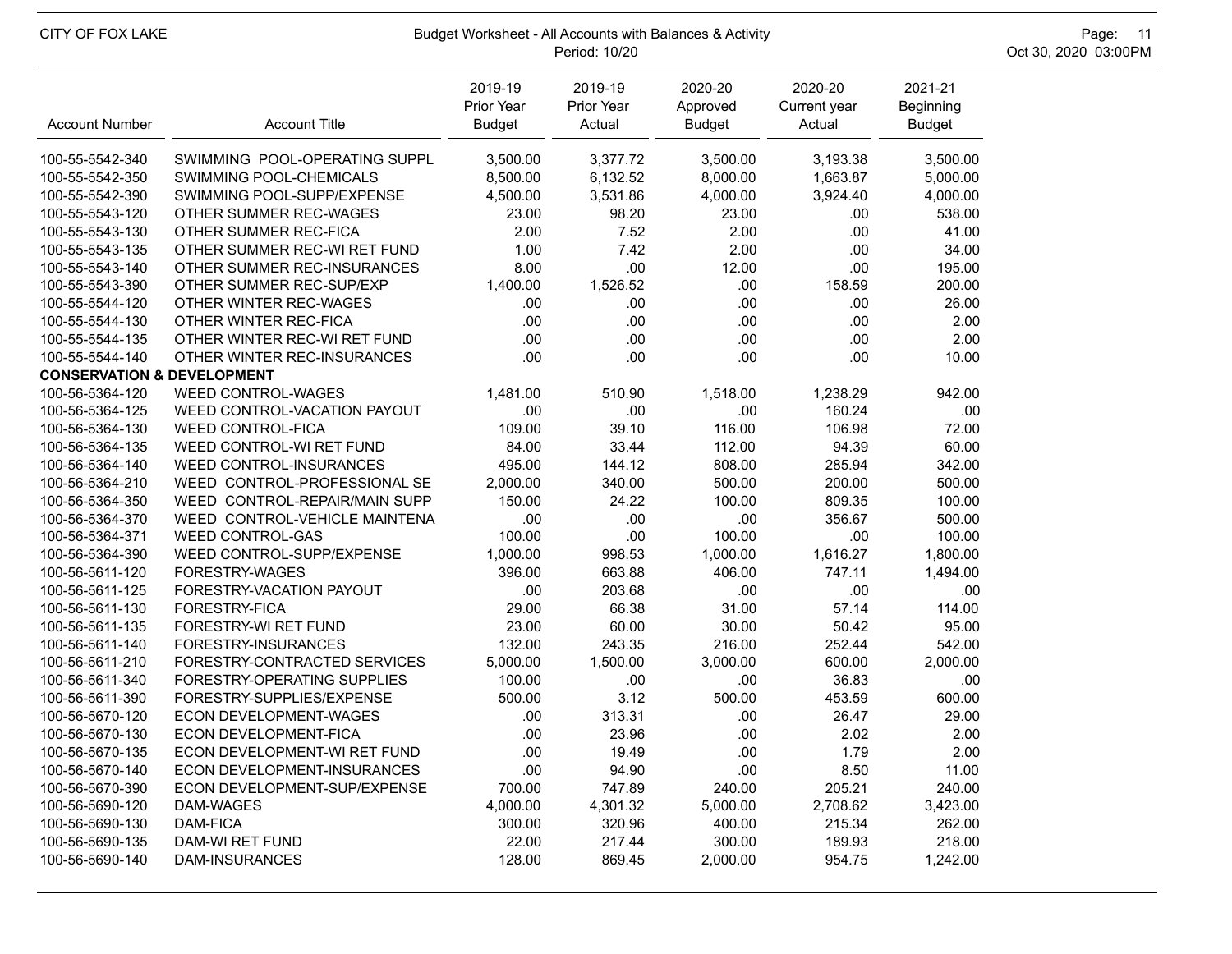CITY OF FOX LAKE

Budget Worksheet - All Accounts with Balances & Activity
Period: 10/20

| Account Number | Account Title | 2019-19 Prior Year Budget | 2019-19 Prior Year Actual | 2020-20 Approved Budget | 2020-20 Current year Actual | 2021-21 Beginning Budget |
|---|---|---|---|---|---|---|
| 100-55-5542-340 | SWIMMING POOL-OPERATING SUPPL | 3,500.00 | 3,377.72 | 3,500.00 | 3,193.38 | 3,500.00 |
| 100-55-5542-350 | SWIMMING POOL-CHEMICALS | 8,500.00 | 6,132.52 | 8,000.00 | 1,663.87 | 5,000.00 |
| 100-55-5542-390 | SWIMMING POOL-SUPP/EXPENSE | 4,500.00 | 3,531.86 | 4,000.00 | 3,924.40 | 4,000.00 |
| 100-55-5543-120 | OTHER SUMMER REC-WAGES | 23.00 | 98.20 | 23.00 | .00 | 538.00 |
| 100-55-5543-130 | OTHER SUMMER REC-FICA | 2.00 | 7.52 | 2.00 | .00 | 41.00 |
| 100-55-5543-135 | OTHER SUMMER REC-WI RET FUND | 1.00 | 7.42 | 2.00 | .00 | 34.00 |
| 100-55-5543-140 | OTHER SUMMER REC-INSURANCES | 8.00 | .00 | 12.00 | .00 | 195.00 |
| 100-55-5543-390 | OTHER SUMMER REC-SUP/EXP | 1,400.00 | 1,526.52 | .00 | 158.59 | 200.00 |
| 100-55-5544-120 | OTHER WINTER REC-WAGES | .00 | .00 | .00 | .00 | 26.00 |
| 100-55-5544-130 | OTHER WINTER REC-FICA | .00 | .00 | .00 | .00 | 2.00 |
| 100-55-5544-135 | OTHER WINTER REC-WI RET FUND | .00 | .00 | .00 | .00 | 2.00 |
| 100-55-5544-140 | OTHER WINTER REC-INSURANCES | .00 | .00 | .00 | .00 | 10.00 |
| **CONSERVATION & DEVELOPMENT** | | | | | | |
| 100-56-5364-120 | WEED CONTROL-WAGES | 1,481.00 | 510.90 | 1,518.00 | 1,238.29 | 942.00 |
| 100-56-5364-125 | WEED CONTROL-VACATION PAYOUT | .00 | .00 | .00 | 160.24 | .00 |
| 100-56-5364-130 | WEED CONTROL-FICA | 109.00 | 39.10 | 116.00 | 106.98 | 72.00 |
| 100-56-5364-135 | WEED CONTROL-WI RET FUND | 84.00 | 33.44 | 112.00 | 94.39 | 60.00 |
| 100-56-5364-140 | WEED CONTROL-INSURANCES | 495.00 | 144.12 | 808.00 | 285.94 | 342.00 |
| 100-56-5364-210 | WEED CONTROL-PROFESSIONAL SE | 2,000.00 | 340.00 | 500.00 | 200.00 | 500.00 |
| 100-56-5364-350 | WEED CONTROL-REPAIR/MAIN SUPP | 150.00 | 24.22 | 100.00 | 809.35 | 100.00 |
| 100-56-5364-370 | WEED CONTROL-VEHICLE MAINTENA | .00 | .00 | .00 | 356.67 | 500.00 |
| 100-56-5364-371 | WEED CONTROL-GAS | 100.00 | .00 | 100.00 | .00 | 100.00 |
| 100-56-5364-390 | WEED CONTROL-SUPP/EXPENSE | 1,000.00 | 998.53 | 1,000.00 | 1,616.27 | 1,800.00 |
| 100-56-5611-120 | FORESTRY-WAGES | 396.00 | 663.88 | 406.00 | 747.11 | 1,494.00 |
| 100-56-5611-125 | FORESTRY-VACATION PAYOUT | .00 | 203.68 | .00 | .00 | .00 |
| 100-56-5611-130 | FORESTRY-FICA | 29.00 | 66.38 | 31.00 | 57.14 | 114.00 |
| 100-56-5611-135 | FORESTRY-WI RET FUND | 23.00 | 60.00 | 30.00 | 50.42 | 95.00 |
| 100-56-5611-140 | FORESTRY-INSURANCES | 132.00 | 243.35 | 216.00 | 252.44 | 542.00 |
| 100-56-5611-210 | FORESTRY-CONTRACTED SERVICES | 5,000.00 | 1,500.00 | 3,000.00 | 600.00 | 2,000.00 |
| 100-56-5611-340 | FORESTRY-OPERATING SUPPLIES | 100.00 | .00 | .00 | 36.83 | .00 |
| 100-56-5611-390 | FORESTRY-SUPPLIES/EXPENSE | 500.00 | 3.12 | 500.00 | 453.59 | 600.00 |
| 100-56-5670-120 | ECON DEVELOPMENT-WAGES | .00 | 313.31 | .00 | 26.47 | 29.00 |
| 100-56-5670-130 | ECON DEVELOPMENT-FICA | .00 | 23.96 | .00 | 2.02 | 2.00 |
| 100-56-5670-135 | ECON DEVELOPMENT-WI RET FUND | .00 | 19.49 | .00 | 1.79 | 2.00 |
| 100-56-5670-140 | ECON DEVELOPMENT-INSURANCES | .00 | 94.90 | .00 | 8.50 | 11.00 |
| 100-56-5670-390 | ECON DEVELOPMENT-SUP/EXPENSE | 700.00 | 747.89 | 240.00 | 205.21 | 240.00 |
| 100-56-5690-120 | DAM-WAGES | 4,000.00 | 4,301.32 | 5,000.00 | 2,708.62 | 3,423.00 |
| 100-56-5690-130 | DAM-FICA | 300.00 | 320.96 | 400.00 | 215.34 | 262.00 |
| 100-56-5690-135 | DAM-WI RET FUND | 22.00 | 217.44 | 300.00 | 189.93 | 218.00 |
| 100-56-5690-140 | DAM-INSURANCES | 128.00 | 869.45 | 2,000.00 | 954.75 | 1,242.00 |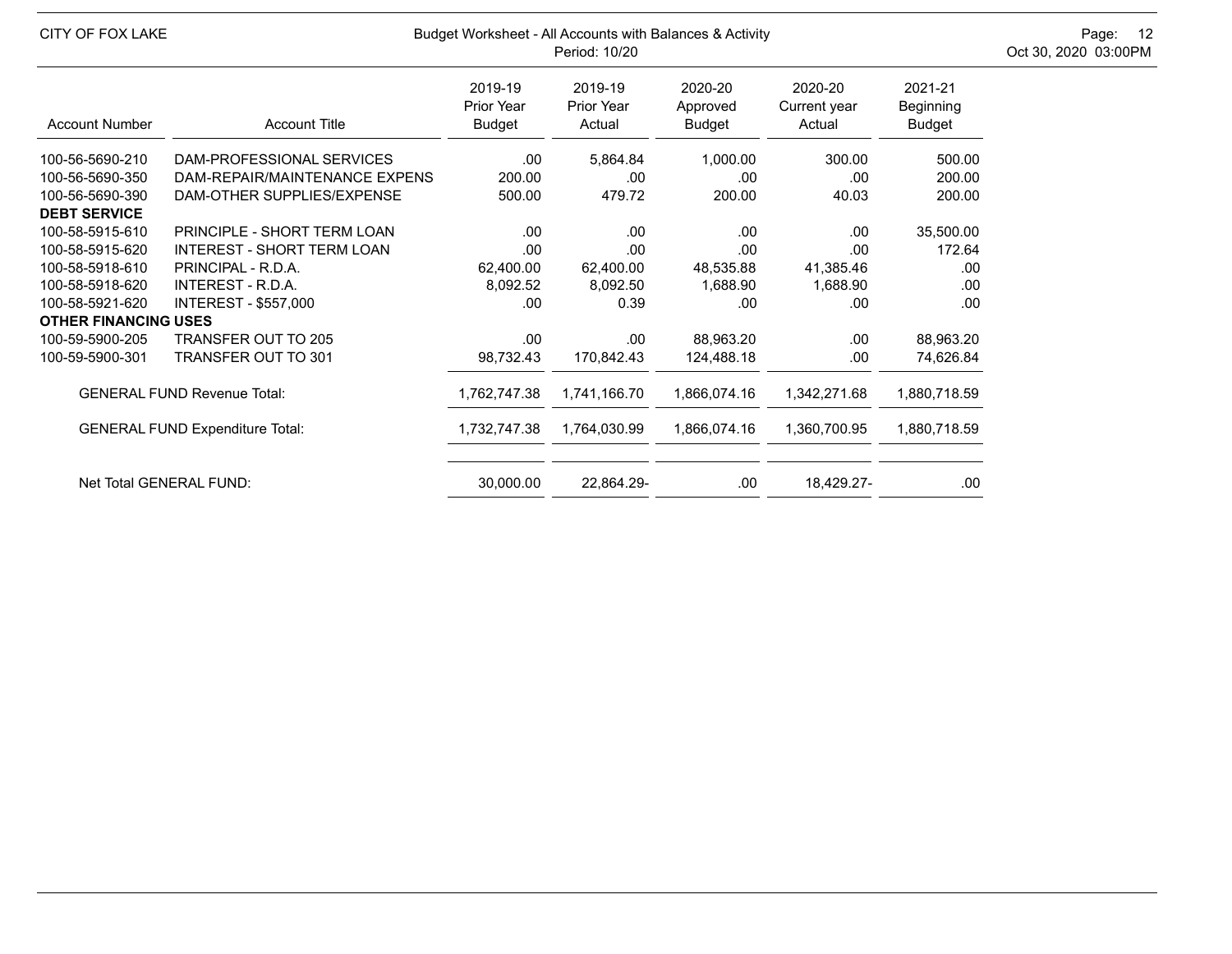CITY OF FOX LAKE

Budget Worksheet - All Accounts with Balances & Activity
Period: 10/20

| Account Number | Account Title | 2019-19 Prior Year Budget | 2019-19 Prior Year Actual | 2020-20 Approved Budget | 2020-20 Current year Actual | 2021-21 Beginning Budget |
|---|---|---|---|---|---|---|
| 100-56-5690-210 | DAM-PROFESSIONAL SERVICES | .00 | 5,864.84 | 1,000.00 | 300.00 | 500.00 |
| 100-56-5690-350 | DAM-REPAIR/MAINTENANCE EXPENS | 200.00 | .00 | .00 | .00 | 200.00 |
| 100-56-5690-390 | DAM-OTHER SUPPLIES/EXPENSE | 500.00 | 479.72 | 200.00 | 40.03 | 200.00 |
| **DEBT SERVICE** | | | | | | |
| 100-58-5915-610 | PRINCIPLE - SHORT TERM LOAN | .00 | .00 | .00 | .00 | 35,500.00 |
| 100-58-5915-620 | INTEREST - SHORT TERM LOAN | .00 | .00 | .00 | .00 | 172.64 |
| 100-58-5918-610 | PRINCIPAL - R.D.A. | 62,400.00 | 62,400.00 | 48,535.88 | 41,385.46 | .00 |
| 100-58-5918-620 | INTEREST - R.D.A. | 8,092.52 | 8,092.50 | 1,688.90 | 1,688.90 | .00 |
| 100-58-5921-620 | INTEREST - $557,000 | .00 | 0.39 | .00 | .00 | .00 |
| **OTHER FINANCING USES** | | | | | | |
| 100-59-5900-205 | TRANSFER OUT TO 205 | .00 | .00 | 88,963.20 | .00 | 88,963.20 |
| 100-59-5900-301 | TRANSFER OUT TO 301 | 98,732.43 | 170,842.43 | 124,488.18 | .00 | 74,626.84 |
| | GENERAL FUND Revenue Total: | 1,762,747.38 | 1,741,166.70 | 1,866,074.16 | 1,342,271.68 | 1,880,718.59 |
| | GENERAL FUND Expenditure Total: | 1,732,747.38 | 1,764,030.99 | 1,866,074.16 | 1,360,700.95 | 1,880,718.59 |
| | Net Total GENERAL FUND: | 30,000.00 | 22,864.29- | .00 | 18,429.27- | .00 |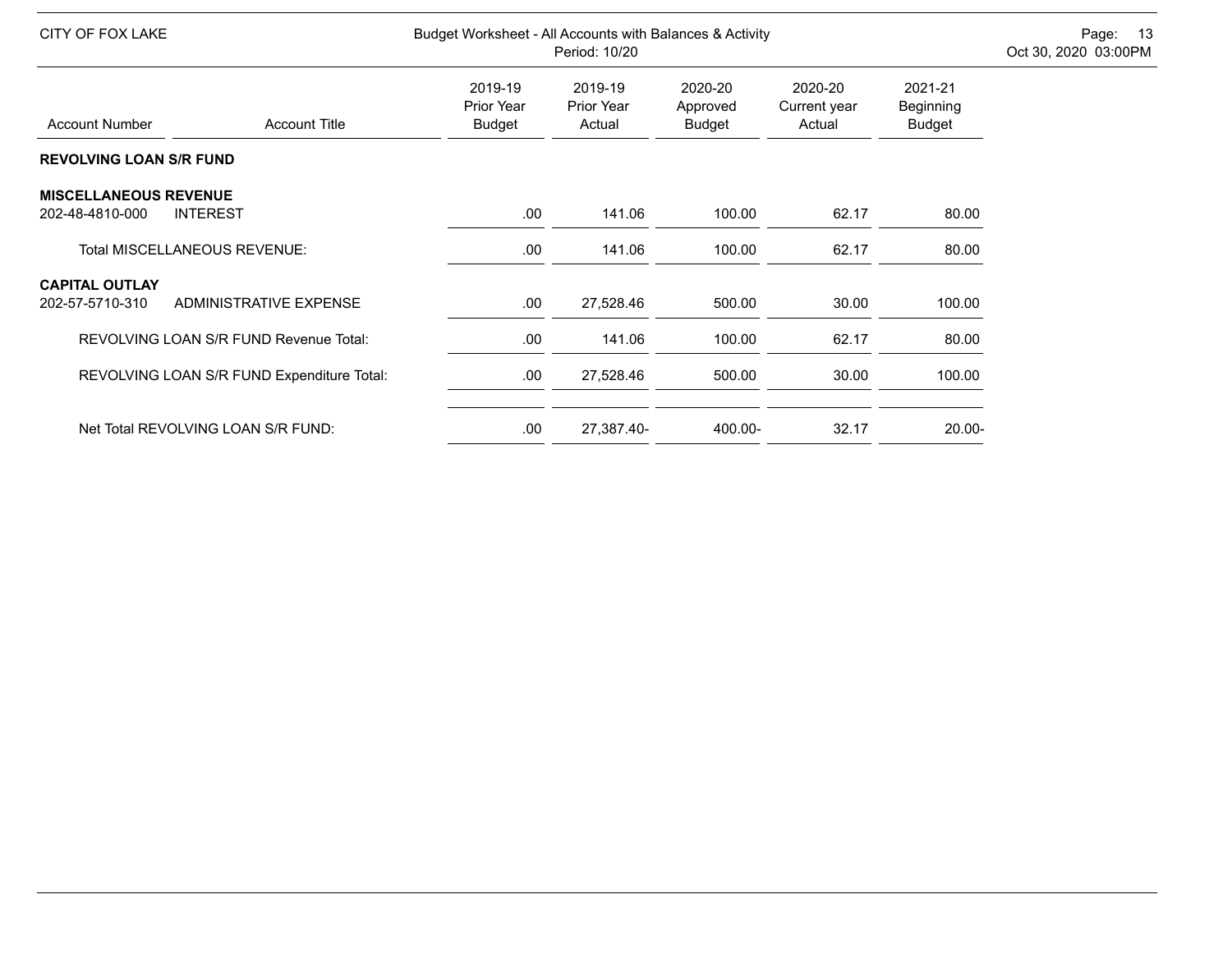CITY OF FOX LAKE

Budget Worksheet - All Accounts with Balances & Activity
Period: 10/20

| Account Number | Account Title | 2019-19 Prior Year Budget | 2019-19 Prior Year Actual | 2020-20 Approved Budget | 2020-20 Current year Actual | 2021-21 Beginning Budget |
|---|---|---|---|---|---|---|
| **REVOLVING LOAN S/R FUND** | | | | | | |
| **MISCELLANEOUS REVENUE** | | | | | | |
| 202-48-4810-000 | INTEREST | .00 | 141.06 | 100.00 | 62.17 | 80.00 |
| | Total MISCELLANEOUS REVENUE: | .00 | 141.06 | 100.00 | 62.17 | 80.00 |
| **CAPITAL OUTLAY** | | | | | | |
| 202-57-5710-310 | ADMINISTRATIVE EXPENSE | .00 | 27,528.46 | 500.00 | 30.00 | 100.00 |
| | REVOLVING LOAN S/R FUND Revenue Total: | .00 | 141.06 | 100.00 | 62.17 | 80.00 |
| | REVOLVING LOAN S/R FUND Expenditure Total: | .00 | 27,528.46 | 500.00 | 30.00 | 100.00 |
| | Net Total REVOLVING LOAN S/R FUND: | .00 | 27,387.40- | 400.00- | 32.17 | 20.00- |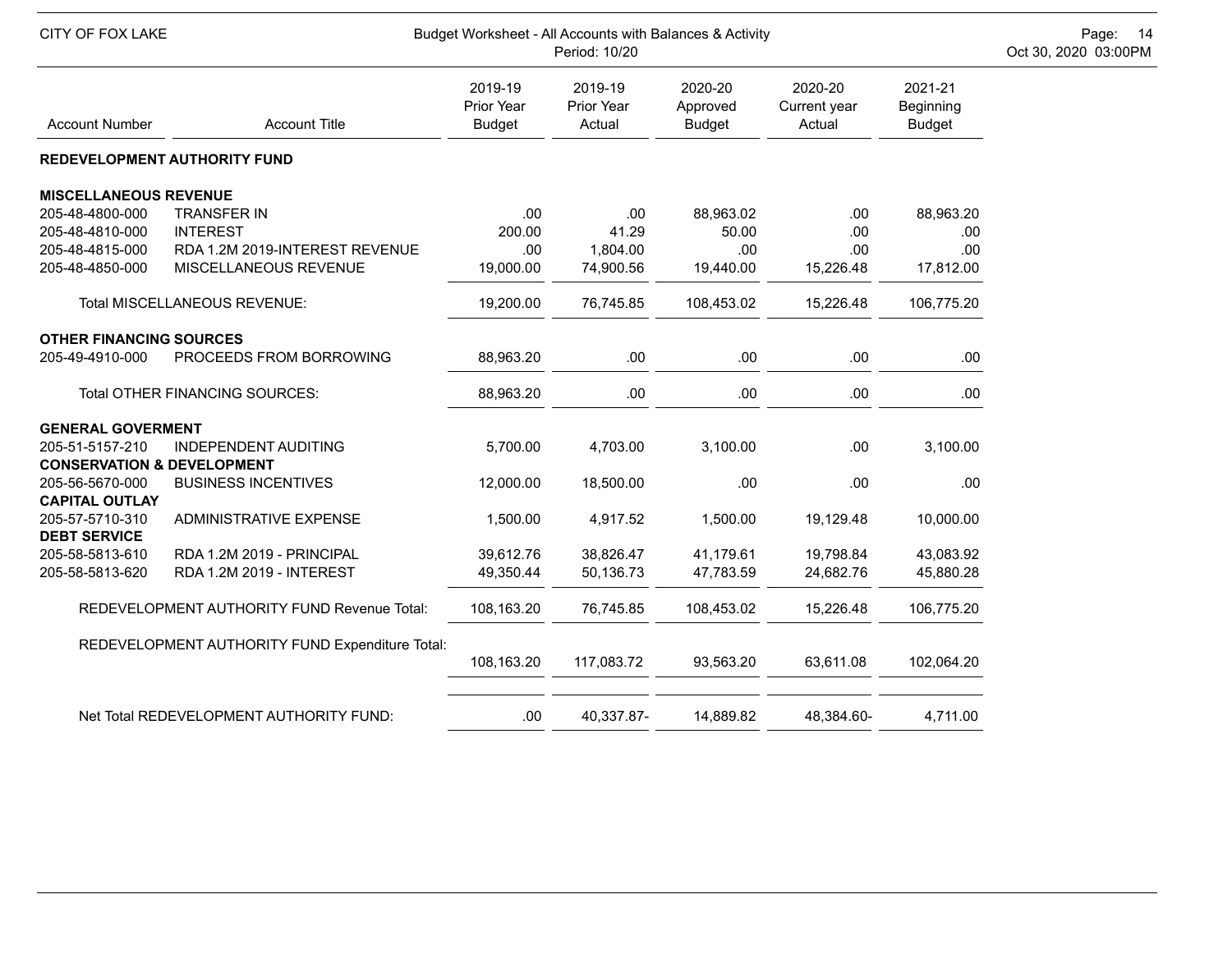CITY OF FOX LAKE

Budget Worksheet - All Accounts with Balances & Activity
Period: 10/20

| Account Number | Account Title | 2019-19 Prior Year Budget | 2019-19 Prior Year Actual | 2020-20 Approved Budget | 2020-20 Current year Actual | 2021-21 Beginning Budget |
|---|---|---|---|---|---|---|
| **REDEVELOPMENT AUTHORITY FUND** | | | | | | |
| **MISCELLANEOUS REVENUE** | | | | | | |
| 205-48-4800-000 | TRANSFER IN | .00 | .00 | 88,963.02 | .00 | 88,963.20 |
| 205-48-4810-000 | INTEREST | 200.00 | 41.29 | 50.00 | .00 | .00 |
| 205-48-4815-000 | RDA 1.2M 2019-INTEREST REVENUE | .00 | 1,804.00 | .00 | .00 | .00 |
| 205-48-4850-000 | MISCELLANEOUS REVENUE | 19,000.00 | 74,900.56 | 19,440.00 | 15,226.48 | 17,812.00 |
| | Total MISCELLANEOUS REVENUE: | 19,200.00 | 76,745.85 | 108,453.02 | 15,226.48 | 106,775.20 |
| **OTHER FINANCING SOURCES** | | | | | | |
| 205-49-4910-000 | PROCEEDS FROM BORROWING | 88,963.20 | .00 | .00 | .00 | .00 |
| | Total OTHER FINANCING SOURCES: | 88,963.20 | .00 | .00 | .00 | .00 |
| **GENERAL GOVERMENT** | | | | | | |
| 205-51-5157-210 | INDEPENDENT AUDITING | 5,700.00 | 4,703.00 | 3,100.00 | .00 | 3,100.00 |
| **CONSERVATION & DEVELOPMENT** | | | | | | |
| 205-56-5670-000 | BUSINESS INCENTIVES | 12,000.00 | 18,500.00 | .00 | .00 | .00 |
| **CAPITAL OUTLAY** | | | | | | |
| 205-57-5710-310 | ADMINISTRATIVE EXPENSE | 1,500.00 | 4,917.52 | 1,500.00 | 19,129.48 | 10,000.00 |
| **DEBT SERVICE** | | | | | | |
| 205-58-5813-610 | RDA 1.2M 2019 - PRINCIPAL | 39,612.76 | 38,826.47 | 41,179.61 | 19,798.84 | 43,083.92 |
| 205-58-5813-620 | RDA 1.2M 2019 - INTEREST | 49,350.44 | 50,136.73 | 47,783.59 | 24,682.76 | 45,880.28 |
| | REDEVELOPMENT AUTHORITY FUND Revenue Total: | 108,163.20 | 76,745.85 | 108,453.02 | 15,226.48 | 106,775.20 |
| | REDEVELOPMENT AUTHORITY FUND Expenditure Total: | 108,163.20 | 117,083.72 | 93,563.20 | 63,611.08 | 102,064.20 |
| | Net Total REDEVELOPMENT AUTHORITY FUND: | .00 | 40,337.87- | 14,889.82 | 48,384.60- | 4,711.00 |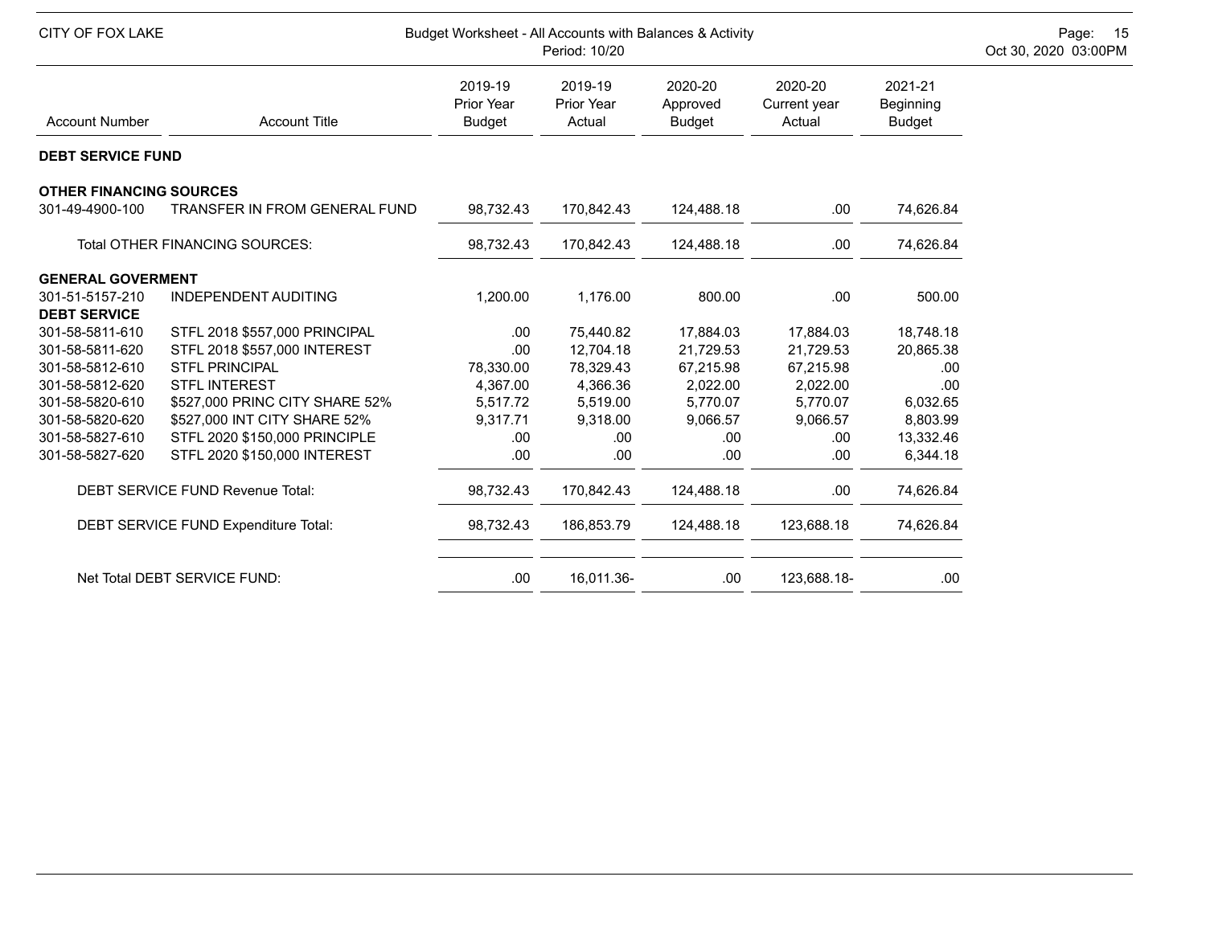CITY OF FOX LAKE

Budget Worksheet - All Accounts with Balances & Activity
Period: 10/20

| Account Number | Account Title | 2019-19 Prior Year Budget | 2019-19 Prior Year Actual | 2020-20 Approved Budget | 2020-20 Current year Actual | 2021-21 Beginning Budget |
|---|---|---|---|---|---|---|
| **DEBT SERVICE FUND** | | | | | | |
| **OTHER FINANCING SOURCES** | | | | | | |
| 301-49-4900-100 | TRANSFER IN FROM GENERAL FUND | 98,732.43 | 170,842.43 | 124,488.18 | .00 | 74,626.84 |
| | Total OTHER FINANCING SOURCES: | 98,732.43 | 170,842.43 | 124,488.18 | .00 | 74,626.84 |
| **GENERAL GOVERMENT** | | | | | | |
| 301-51-5157-210 | INDEPENDENT AUDITING | 1,200.00 | 1,176.00 | 800.00 | .00 | 500.00 |
| **DEBT SERVICE** | | | | | | |
| 301-58-5811-610 | STFL 2018 $557,000 PRINCIPAL | .00 | 75,440.82 | 17,884.03 | 17,884.03 | 18,748.18 |
| 301-58-5811-620 | STFL 2018 $557,000 INTEREST | .00 | 12,704.18 | 21,729.53 | 21,729.53 | 20,865.38 |
| 301-58-5812-610 | STFL PRINCIPAL | 78,330.00 | 78,329.43 | 67,215.98 | 67,215.98 | .00 |
| 301-58-5812-620 | STFL INTEREST | 4,367.00 | 4,366.36 | 2,022.00 | 2,022.00 | .00 |
| 301-58-5820-610 | $527,000 PRINC CITY SHARE 52% | 5,517.72 | 5,519.00 | 5,770.07 | 5,770.07 | 6,032.65 |
| 301-58-5820-620 | $527,000 INT CITY SHARE 52% | 9,317.71 | 9,318.00 | 9,066.57 | 9,066.57 | 8,803.99 |
| 301-58-5827-610 | STFL 2020 $150,000 PRINCIPLE | .00 | .00 | .00 | .00 | 13,332.46 |
| 301-58-5827-620 | STFL 2020 $150,000 INTEREST | .00 | .00 | .00 | .00 | 6,344.18 |
| | DEBT SERVICE FUND Revenue Total: | 98,732.43 | 170,842.43 | 124,488.18 | .00 | 74,626.84 |
| | DEBT SERVICE FUND Expenditure Total: | 98,732.43 | 186,853.79 | 124,488.18 | 123,688.18 | 74,626.84 |
| | Net Total DEBT SERVICE FUND: | .00 | 16,011.36- | .00 | 123,688.18- | .00 |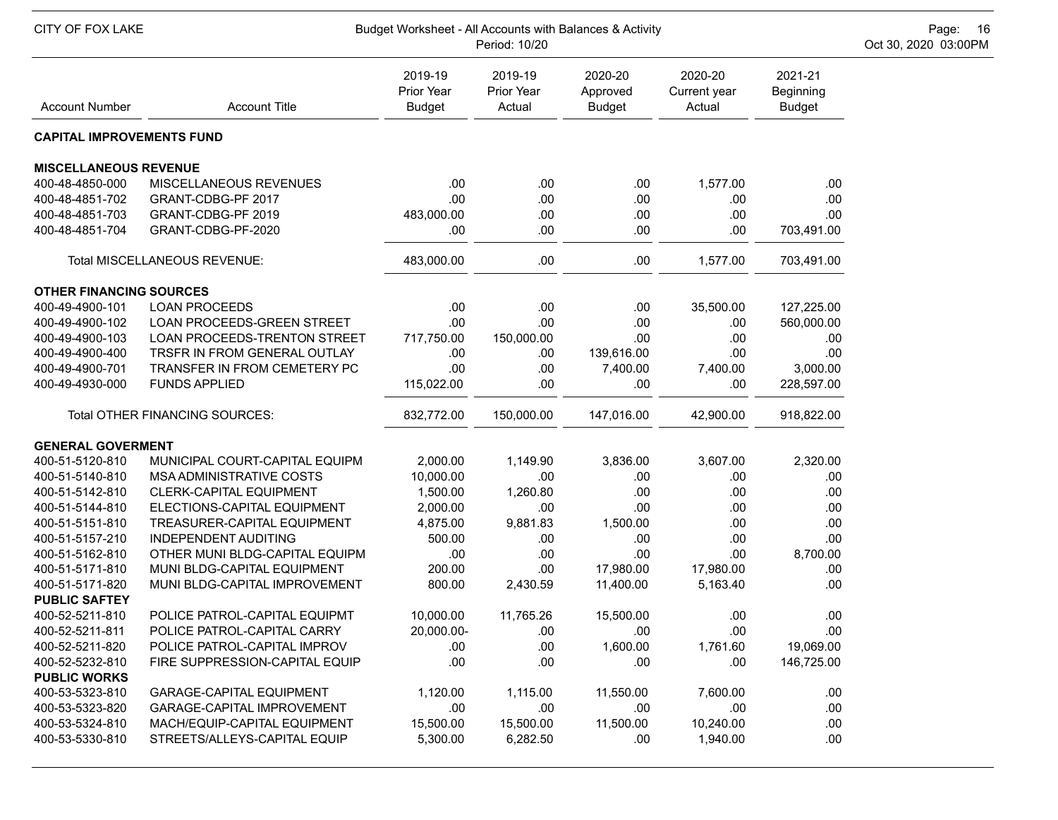CITY OF FOX LAKE

Budget Worksheet - All Accounts with Balances & Activity
Period: 10/20

Oct 30, 2020 03:00PM

| Account Number | Account Title | 2019-19 Prior Year Budget | 2019-19 Prior Year Actual | 2020-20 Approved Budget | 2020-20 Current year Actual | 2021-21 Beginning Budget |
|---|---|---|---|---|---|---|
| **CAPITAL IMPROVEMENTS FUND** | | | | | | |
| **MISCELLANEOUS REVENUE** | | | | | | |
| 400-48-4850-000 | MISCELLANEOUS REVENUES | .00 | .00 | .00 | 1,577.00 | .00 |
| 400-48-4851-702 | GRANT-CDBG-PF 2017 | .00 | .00 | .00 | .00 | .00 |
| 400-48-4851-703 | GRANT-CDBG-PF 2019 | 483,000.00 | .00 | .00 | .00 | .00 |
| 400-48-4851-704 | GRANT-CDBG-PF-2020 | .00 | .00 | .00 | .00 | 703,491.00 |
| | Total MISCELLANEOUS REVENUE: | 483,000.00 | .00 | .00 | 1,577.00 | 703,491.00 |
| **OTHER FINANCING SOURCES** | | | | | | |
| 400-49-4900-101 | LOAN PROCEEDS | .00 | .00 | .00 | 35,500.00 | 127,225.00 |
| 400-49-4900-102 | LOAN PROCEEDS-GREEN STREET | .00 | .00 | .00 | .00 | 560,000.00 |
| 400-49-4900-103 | LOAN PROCEEDS-TRENTON STREET | 717,750.00 | 150,000.00 | .00 | .00 | .00 |
| 400-49-4900-400 | TRSFR IN FROM GENERAL OUTLAY | .00 | .00 | 139,616.00 | .00 | .00 |
| 400-49-4900-701 | TRANSFER IN FROM CEMETERY PC | .00 | .00 | 7,400.00 | 7,400.00 | 3,000.00 |
| 400-49-4930-000 | FUNDS APPLIED | 115,022.00 | .00 | .00 | .00 | 228,597.00 |
| | Total OTHER FINANCING SOURCES: | 832,772.00 | 150,000.00 | 147,016.00 | 42,900.00 | 918,822.00 |
| **GENERAL GOVERMENT** | | | | | | |
| 400-51-5120-810 | MUNICIPAL COURT-CAPITAL EQUIPM | 2,000.00 | 1,149.90 | 3,836.00 | 3,607.00 | 2,320.00 |
| 400-51-5140-810 | MSA ADMINISTRATIVE COSTS | 10,000.00 | .00 | .00 | .00 | .00 |
| 400-51-5142-810 | CLERK-CAPITAL EQUIPMENT | 1,500.00 | 1,260.80 | .00 | .00 | .00 |
| 400-51-5144-810 | ELECTIONS-CAPITAL EQUIPMENT | 2,000.00 | .00 | .00 | .00 | .00 |
| 400-51-5151-810 | TREASURER-CAPITAL EQUIPMENT | 4,875.00 | 9,881.83 | 1,500.00 | .00 | .00 |
| 400-51-5157-210 | INDEPENDENT AUDITING | 500.00 | .00 | .00 | .00 | .00 |
| 400-51-5162-810 | OTHER MUNI BLDG-CAPITAL EQUIPM | .00 | .00 | .00 | .00 | 8,700.00 |
| 400-51-5171-810 | MUNI BLDG-CAPITAL EQUIPMENT | 200.00 | .00 | 17,980.00 | 17,980.00 | .00 |
| 400-51-5171-820 | MUNI BLDG-CAPITAL IMPROVEMENT | 800.00 | 2,430.59 | 11,400.00 | 5,163.40 | .00 |
| **PUBLIC SAFTEY** | | | | | | |
| 400-52-5211-810 | POLICE PATROL-CAPITAL EQUIPMT | 10,000.00 | 11,765.26 | 15,500.00 | .00 | .00 |
| 400-52-5211-811 | POLICE PATROL-CAPITAL CARRY | 20,000.00- | .00 | .00 | .00 | .00 |
| 400-52-5211-820 | POLICE PATROL-CAPITAL IMPROV | .00 | .00 | 1,600.00 | 1,761.60 | 19,069.00 |
| 400-52-5232-810 | FIRE SUPPRESSION-CAPITAL EQUIP | .00 | .00 | .00 | .00 | 146,725.00 |
| **PUBLIC WORKS** | | | | | | |
| 400-53-5323-810 | GARAGE-CAPITAL EQUIPMENT | 1,120.00 | 1,115.00 | 11,550.00 | 7,600.00 | .00 |
| 400-53-5323-820 | GARAGE-CAPITAL IMPROVEMENT | .00 | .00 | .00 | .00 | .00 |
| 400-53-5324-810 | MACH/EQUIP-CAPITAL EQUIPMENT | 15,500.00 | 15,500.00 | 11,500.00 | 10,240.00 | .00 |
| 400-53-5330-810 | STREETS/ALLEYS-CAPITAL EQUIP | 5,300.00 | 6,282.50 | .00 | 1,940.00 | .00 |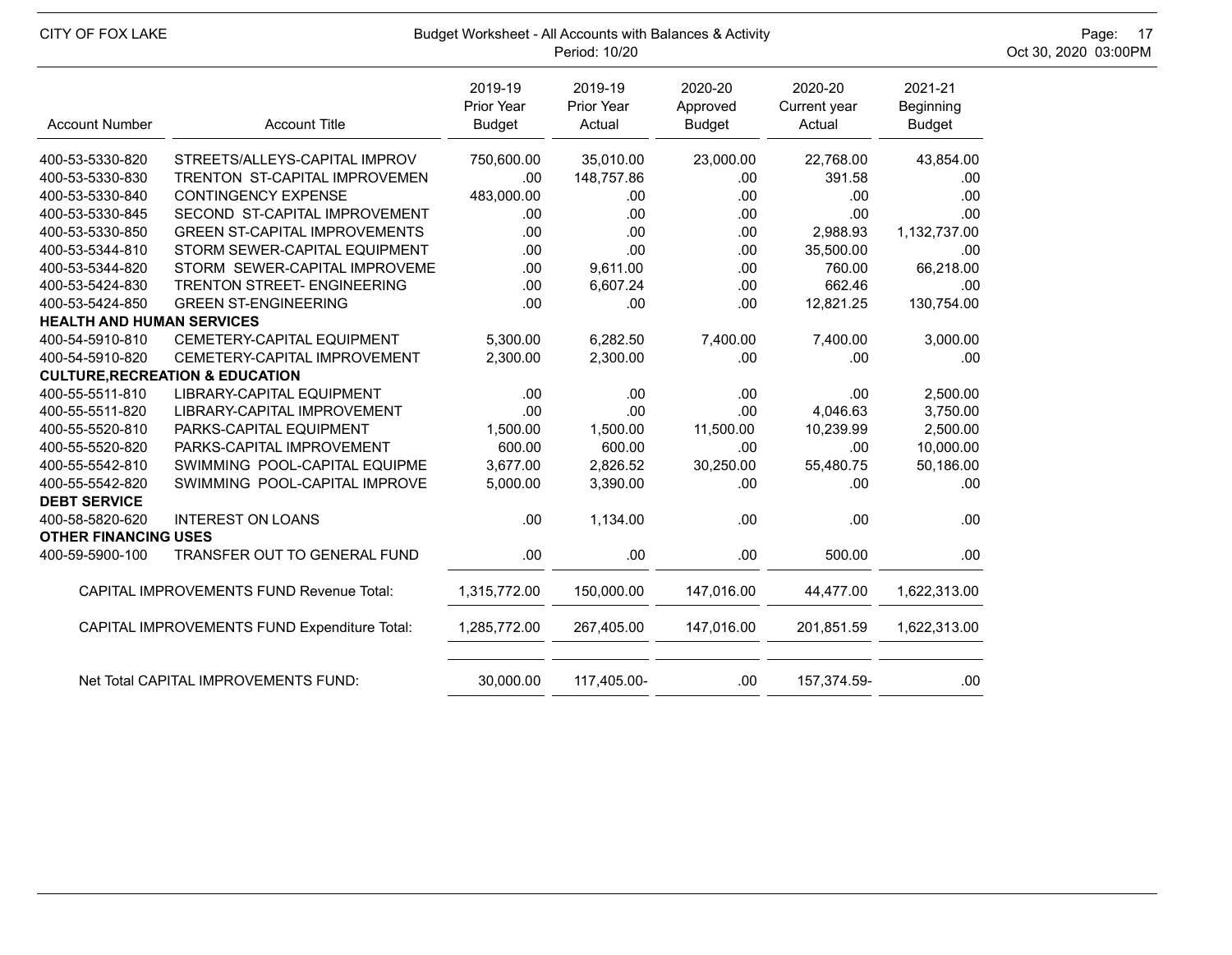| Account Number | Account Title | 2019-19 Prior Year Budget | 2019-19 Prior Year Actual | 2020-20 Approved Budget | 2020-20 Current year Actual | 2021-21 Beginning Budget |
|---|---|---|---|---|---|---|
| 400-53-5330-820 | STREETS/ALLEYS-CAPITAL IMPROV | 750,600.00 | 35,010.00 | 23,000.00 | 22,768.00 | 43,854.00 |
| 400-53-5330-830 | TRENTON ST-CAPITAL IMPROVEMEN | .00 | 148,757.86 | .00 | 391.58 | .00 |
| 400-53-5330-840 | CONTINGENCY EXPENSE | 483,000.00 | .00 | .00 | .00 | .00 |
| 400-53-5330-845 | SECOND ST-CAPITAL IMPROVEMENT | .00 | .00 | .00 | .00 | .00 |
| 400-53-5330-850 | GREEN ST-CAPITAL IMPROVEMENTS | .00 | .00 | .00 | 2,988.93 | 1,132,737.00 |
| 400-53-5344-810 | STORM SEWER-CAPITAL EQUIPMENT | .00 | .00 | .00 | 35,500.00 | .00 |
| 400-53-5344-820 | STORM SEWER-CAPITAL IMPROVEME | .00 | 9,611.00 | .00 | 760.00 | 66,218.00 |
| 400-53-5424-830 | TRENTON STREET- ENGINEERING | .00 | 6,607.24 | .00 | 662.46 | .00 |
| 400-53-5424-850 | GREEN ST-ENGINEERING | .00 | .00 | .00 | 12,821.25 | 130,754.00 |
| **HEALTH AND HUMAN SERVICES** | | | | | | |
| 400-54-5910-810 | CEMETERY-CAPITAL EQUIPMENT | 5,300.00 | 6,282.50 | 7,400.00 | 7,400.00 | 3,000.00 |
| 400-54-5910-820 | CEMETERY-CAPITAL IMPROVEMENT | 2,300.00 | 2,300.00 | .00 | .00 | .00 |
| **CULTURE,RECREATION & EDUCATION** | | | | | | |
| 400-55-5511-810 | LIBRARY-CAPITAL EQUIPMENT | .00 | .00 | .00 | .00 | 2,500.00 |
| 400-55-5511-820 | LIBRARY-CAPITAL IMPROVEMENT | .00 | .00 | .00 | 4,046.63 | 3,750.00 |
| 400-55-5520-810 | PARKS-CAPITAL EQUIPMENT | 1,500.00 | 1,500.00 | 11,500.00 | 10,239.99 | 2,500.00 |
| 400-55-5520-820 | PARKS-CAPITAL IMPROVEMENT | 600.00 | 600.00 | .00 | .00 | 10,000.00 |
| 400-55-5542-810 | SWIMMING POOL-CAPITAL EQUIPME | 3,677.00 | 2,826.52 | 30,250.00 | 55,480.75 | 50,186.00 |
| 400-55-5542-820 | SWIMMING POOL-CAPITAL IMPROVE | 5,000.00 | 3,390.00 | .00 | .00 | .00 |
| **DEBT SERVICE** | | | | | | |
| 400-58-5820-620 | INTEREST ON LOANS | .00 | 1,134.00 | .00 | .00 | .00 |
| **OTHER FINANCING USES** | | | | | | |
| 400-59-5900-100 | TRANSFER OUT TO GENERAL FUND | .00 | .00 | .00 | 500.00 | .00 |
| | CAPITAL IMPROVEMENTS FUND Revenue Total: | 1,315,772.00 | 150,000.00 | 147,016.00 | 44,477.00 | 1,622,313.00 |
| | CAPITAL IMPROVEMENTS FUND Expenditure Total: | 1,285,772.00 | 267,405.00 | 147,016.00 | 201,851.59 | 1,622,313.00 |
| | Net Total CAPITAL IMPROVEMENTS FUND: | 30,000.00 | 117,405.00- | .00 | 157,374.59- | .00 |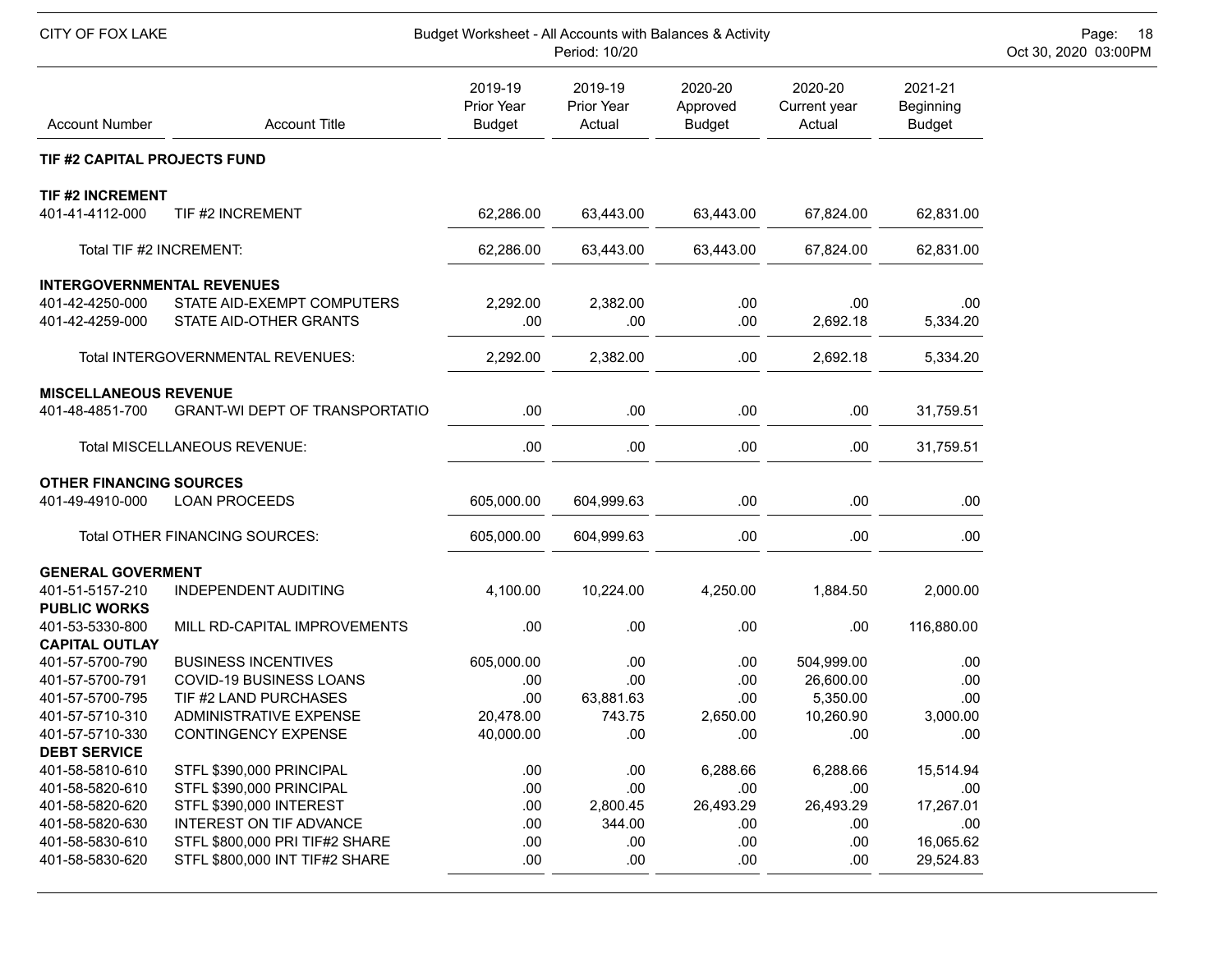CITY OF FOX LAKE

Budget Worksheet - All Accounts with Balances & Activity
Period: 10/20

Oct 30, 2020 03:00PM

| Account Number | Account Title | 2019-19 Prior Year Budget | 2019-19 Prior Year Actual | 2020-20 Approved Budget | 2020-20 Current year Actual | 2021-21 Beginning Budget |
|---|---|---|---|---|---|---|
| **TIF #2 CAPITAL PROJECTS FUND** | | | | | | |
| **TIF #2 INCREMENT** | | | | | | |
| 401-41-4112-000 | TIF #2 INCREMENT | 62,286.00 | 63,443.00 | 63,443.00 | 67,824.00 | 62,831.00 |
| | Total TIF #2 INCREMENT: | 62,286.00 | 63,443.00 | 63,443.00 | 67,824.00 | 62,831.00 |
| **INTERGOVERNMENTAL REVENUES** | | | | | | |
| 401-42-4250-000 | STATE AID-EXEMPT COMPUTERS | 2,292.00 | 2,382.00 | .00 | .00 | .00 |
| 401-42-4259-000 | STATE AID-OTHER GRANTS | .00 | .00 | .00 | 2,692.18 | 5,334.20 |
| | Total INTERGOVERNMENTAL REVENUES: | 2,292.00 | 2,382.00 | .00 | 2,692.18 | 5,334.20 |
| **MISCELLANEOUS REVENUE** | | | | | | |
| 401-48-4851-700 | GRANT-WI DEPT OF TRANSPORTATIO | .00 | .00 | .00 | .00 | 31,759.51 |
| | Total MISCELLANEOUS REVENUE: | .00 | .00 | .00 | .00 | 31,759.51 |
| **OTHER FINANCING SOURCES** | | | | | | |
| 401-49-4910-000 | LOAN PROCEEDS | 605,000.00 | 604,999.63 | .00 | .00 | .00 |
| | Total OTHER FINANCING SOURCES: | 605,000.00 | 604,999.63 | .00 | .00 | .00 |
| **GENERAL GOVERMENT** | | | | | | |
| 401-51-5157-210 | INDEPENDENT AUDITING | 4,100.00 | 10,224.00 | 4,250.00 | 1,884.50 | 2,000.00 |
| **PUBLIC WORKS** | | | | | | |
| 401-53-5330-800 | MILL RD-CAPITAL IMPROVEMENTS | .00 | .00 | .00 | .00 | 116,880.00 |
| **CAPITAL OUTLAY** | | | | | | |
| 401-57-5700-790 | BUSINESS INCENTIVES | 605,000.00 | .00 | .00 | 504,999.00 | .00 |
| 401-57-5700-791 | COVID-19 BUSINESS LOANS | .00 | .00 | .00 | 26,600.00 | .00 |
| 401-57-5700-795 | TIF #2 LAND PURCHASES | .00 | 63,881.63 | .00 | 5,350.00 | .00 |
| 401-57-5710-310 | ADMINISTRATIVE EXPENSE | 20,478.00 | 743.75 | 2,650.00 | 10,260.90 | 3,000.00 |
| 401-57-5710-330 | CONTINGENCY EXPENSE | 40,000.00 | .00 | .00 | .00 | .00 |
| **DEBT SERVICE** | | | | | | |
| 401-58-5810-610 | STFL $390,000 PRINCIPAL | .00 | .00 | 6,288.66 | 6,288.66 | 15,514.94 |
| 401-58-5820-610 | STFL $390,000 PRINCIPAL | .00 | .00 | .00 | .00 | .00 |
| 401-58-5820-620 | STFL $390,000 INTEREST | .00 | 2,800.45 | 26,493.29 | 26,493.29 | 17,267.01 |
| 401-58-5820-630 | INTEREST ON TIF ADVANCE | .00 | 344.00 | .00 | .00 | .00 |
| 401-58-5830-610 | STFL $800,000 PRI TIF#2 SHARE | .00 | .00 | .00 | .00 | 16,065.62 |
| 401-58-5830-620 | STFL $800,000 INT TIF#2 SHARE | .00 | .00 | .00 | .00 | 29,524.83 |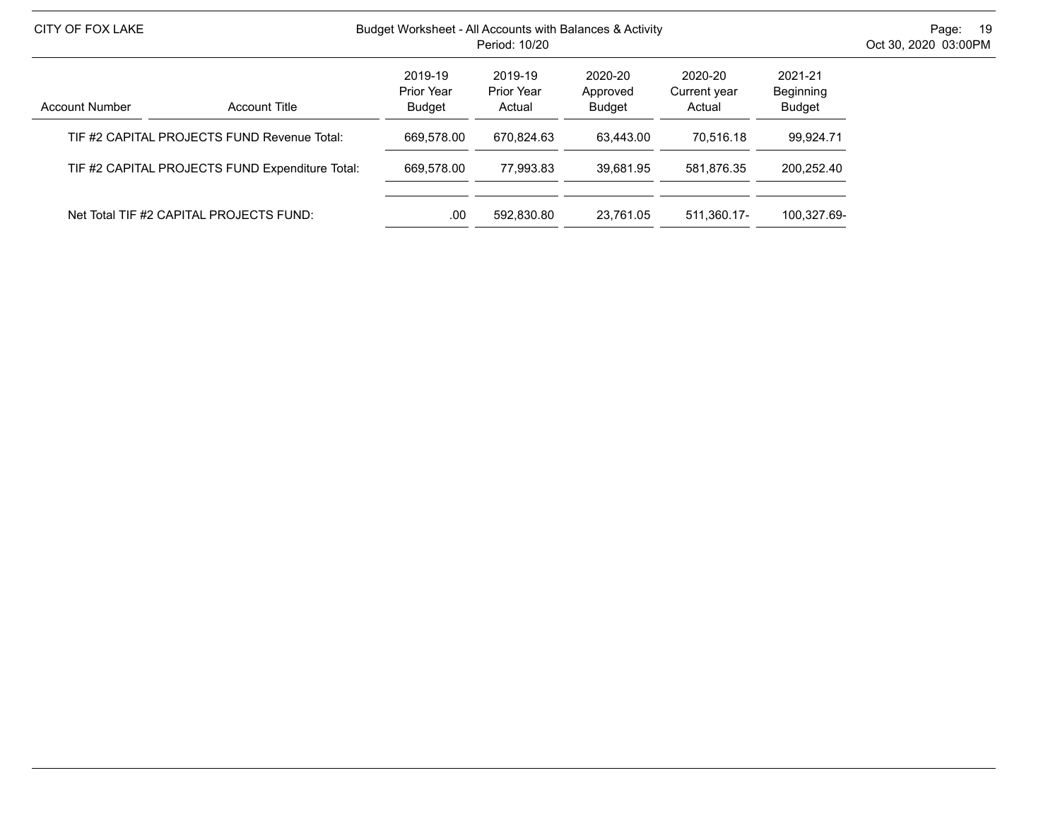CITY OF FOX LAKE

Budget Worksheet - All Accounts with Balances & Activity
Period: 10/20

| Account Number | Account Title | 2019-19 Prior Year Budget | 2019-19 Prior Year Actual | 2020-20 Approved Budget | 2020-20 Current year Actual | 2021-21 Beginning Budget |
|---|---|---|---|---|---|---|
| | TIF #2 CAPITAL PROJECTS FUND Revenue Total: | 669,578.00 | 670,824.63 | 63,443.00 | 70,516.18 | 99,924.71 |
| | TIF #2 CAPITAL PROJECTS FUND Expenditure Total: | 669,578.00 | 77,993.83 | 39,681.95 | 581,876.35 | 200,252.40 |
| | Net Total TIF #2 CAPITAL PROJECTS FUND: | .00 | 592,830.80 | 23,761.05 | 511,360.17- | 100,327.69- |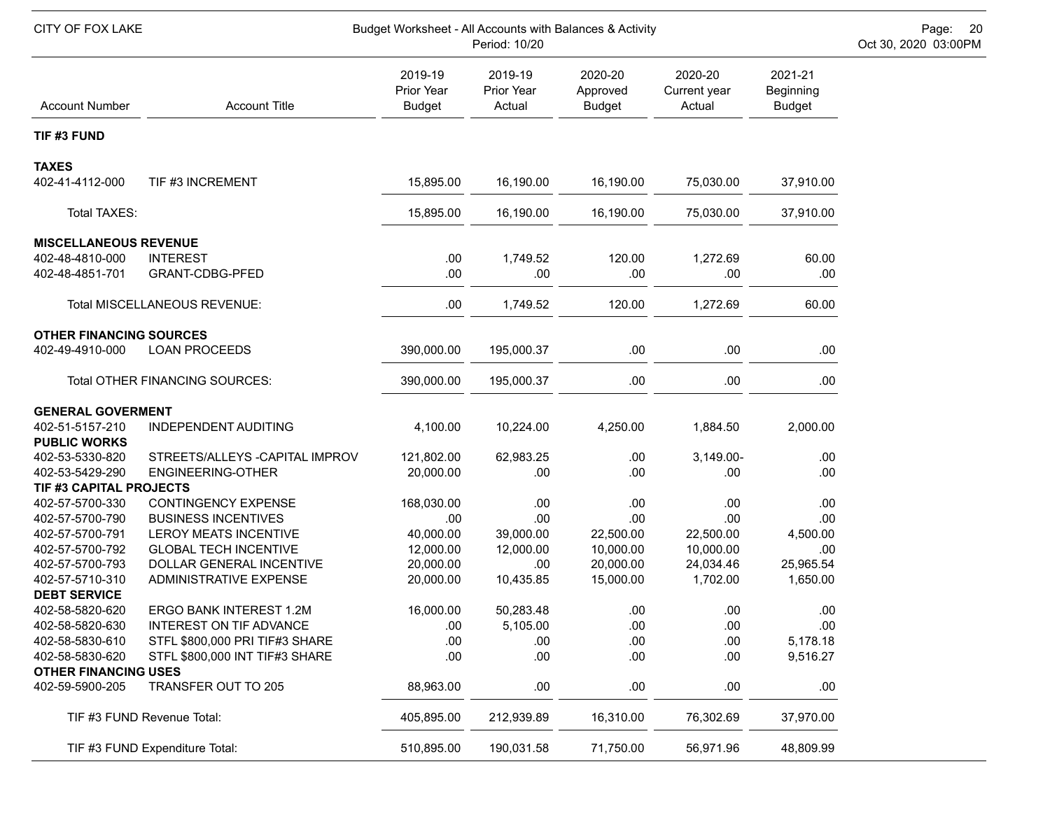CITY OF FOX LAKE

Budget Worksheet - All Accounts with Balances & Activity
Period: 10/20

Oct 30, 2020 03:00PM

| Account Number | Account Title | 2019-19 Prior Year Budget | 2019-19 Prior Year Actual | 2020-20 Approved Budget | 2020-20 Current year Actual | 2021-21 Beginning Budget |
|---|---|---|---|---|---|---|
| **TIF #3 FUND** | | | | | | |
| **TAXES** | | | | | | |
| 402-41-4112-000 | TIF #3 INCREMENT | 15,895.00 | 16,190.00 | 16,190.00 | 75,030.00 | 37,910.00 |
| | Total TAXES: | 15,895.00 | 16,190.00 | 16,190.00 | 75,030.00 | 37,910.00 |
| **MISCELLANEOUS REVENUE** | | | | | | |
| 402-48-4810-000 | INTEREST | .00 | 1,749.52 | 120.00 | 1,272.69 | 60.00 |
| 402-48-4851-701 | GRANT-CDBG-PFED | .00 | .00 | .00 | .00 | .00 |
| | Total MISCELLANEOUS REVENUE: | .00 | 1,749.52 | 120.00 | 1,272.69 | 60.00 |
| **OTHER FINANCING SOURCES** | | | | | | |
| 402-49-4910-000 | LOAN PROCEEDS | 390,000.00 | 195,000.37 | .00 | .00 | .00 |
| | Total OTHER FINANCING SOURCES: | 390,000.00 | 195,000.37 | .00 | .00 | .00 |
| **GENERAL GOVERMENT** | | | | | | |
| 402-51-5157-210 | INDEPENDENT AUDITING | 4,100.00 | 10,224.00 | 4,250.00 | 1,884.50 | 2,000.00 |
| **PUBLIC WORKS** | | | | | | |
| 402-53-5330-820 | STREETS/ALLEYS -CAPITAL IMPROV | 121,802.00 | 62,983.25 | .00 | 3,149.00- | .00 |
| 402-53-5429-290 | ENGINEERING-OTHER | 20,000.00 | .00 | .00 | .00 | .00 |
| **TIF #3 CAPITAL PROJECTS** | | | | | | |
| 402-57-5700-330 | CONTINGENCY EXPENSE | 168,030.00 | .00 | .00 | .00 | .00 |
| 402-57-5700-790 | BUSINESS INCENTIVES | .00 | .00 | .00 | .00 | .00 |
| 402-57-5700-791 | LEROY MEATS INCENTIVE | 40,000.00 | 39,000.00 | 22,500.00 | 22,500.00 | 4,500.00 |
| 402-57-5700-792 | GLOBAL TECH INCENTIVE | 12,000.00 | 12,000.00 | 10,000.00 | 10,000.00 | .00 |
| 402-57-5700-793 | DOLLAR GENERAL INCENTIVE | 20,000.00 | .00 | 20,000.00 | 24,034.46 | 25,965.54 |
| 402-57-5710-310 | ADMINISTRATIVE EXPENSE | 20,000.00 | 10,435.85 | 15,000.00 | 1,702.00 | 1,650.00 |
| **DEBT SERVICE** | | | | | | |
| 402-58-5820-620 | ERGO BANK INTEREST 1.2M | 16,000.00 | 50,283.48 | .00 | .00 | .00 |
| 402-58-5820-630 | INTEREST ON TIF ADVANCE | .00 | 5,105.00 | .00 | .00 | .00 |
| 402-58-5830-610 | STFL $800,000 PRI TIF#3 SHARE | .00 | .00 | .00 | .00 | 5,178.18 |
| 402-58-5830-620 | STFL $800,000 INT TIF#3 SHARE | .00 | .00 | .00 | .00 | 9,516.27 |
| **OTHER FINANCING USES** | | | | | | |
| 402-59-5900-205 | TRANSFER OUT TO 205 | 88,963.00 | .00 | .00 | .00 | .00 |
| | TIF #3 FUND Revenue Total: | 405,895.00 | 212,939.89 | 16,310.00 | 76,302.69 | 37,970.00 |
| | TIF #3 FUND Expenditure Total: | 510,895.00 | 190,031.58 | 71,750.00 | 56,971.96 | 48,809.99 |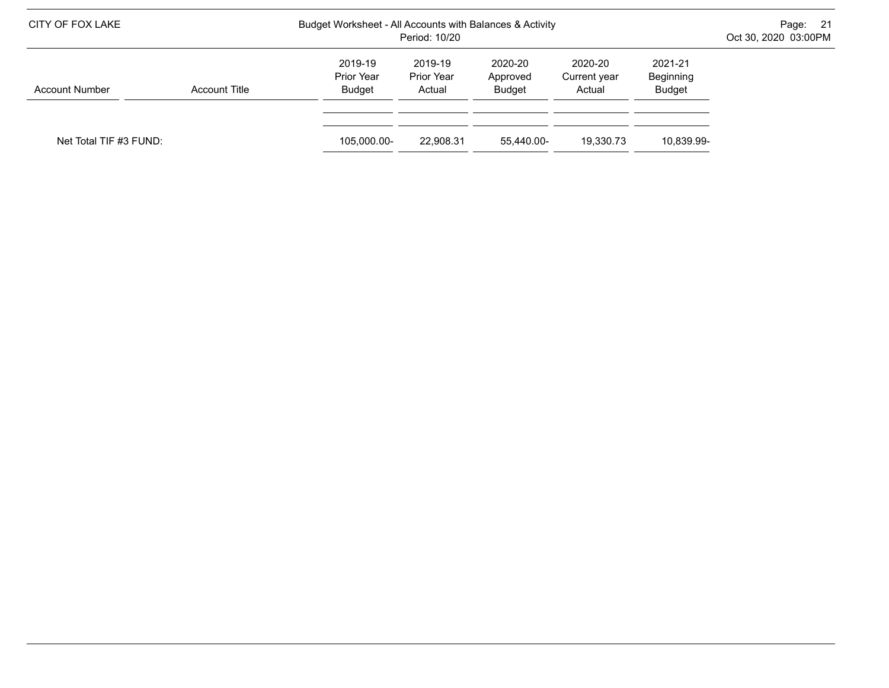| Account Number | Account Title | 2019-19 Prior Year Budget | 2019-19 Prior Year Actual | 2020-20 Approved Budget | 2020-20 Current year Actual | 2021-21 Beginning Budget |
|---|---|---|---|---|---|---|
| Net Total TIF #3 FUND: | | 105,000.00- | 22,908.31 | 55,440.00- | 19,330.73 | 10,839.99- |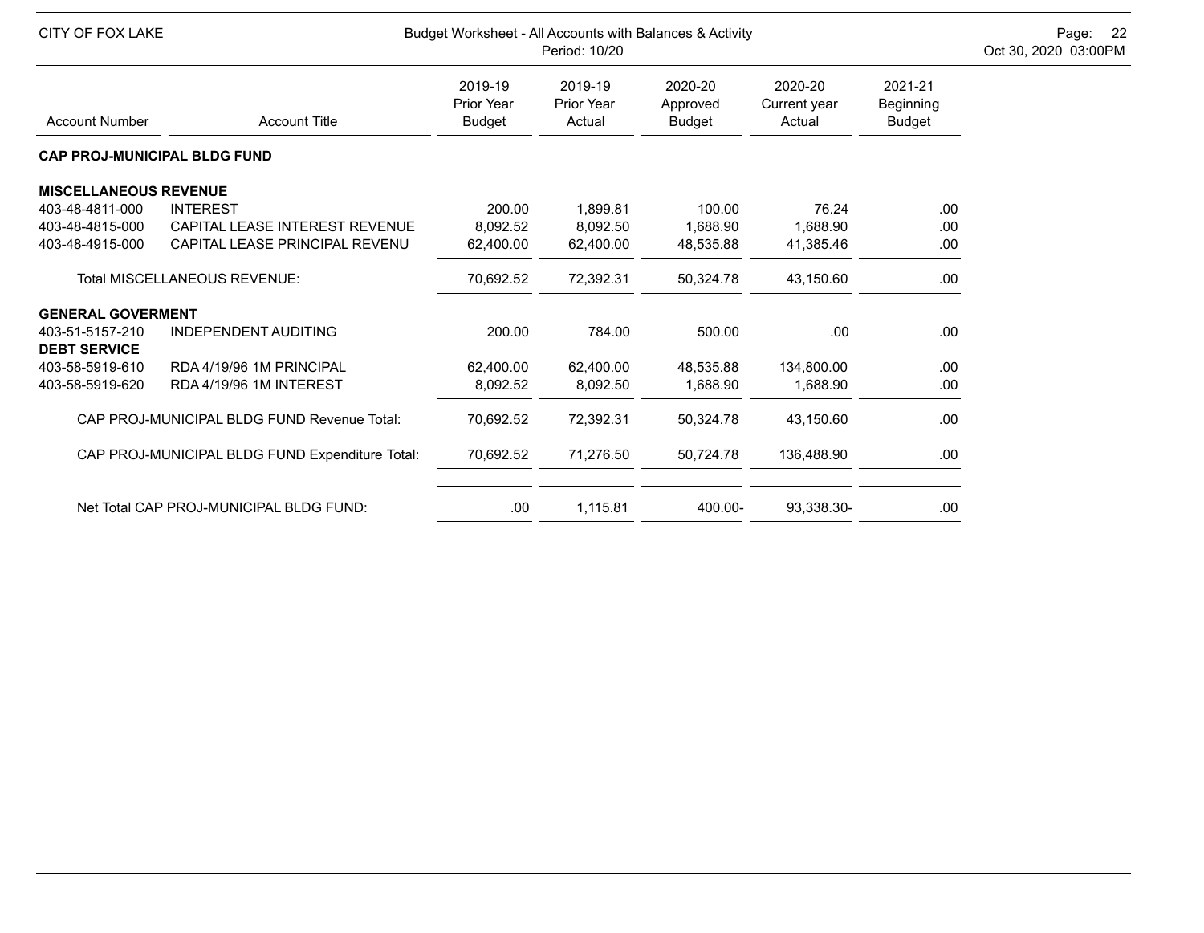CITY OF FOX LAKE

Budget Worksheet - All Accounts with Balances & Activity
Period: 10/20

| Account Number | Account Title | 2019-19 Prior Year Budget | 2019-19 Prior Year Actual | 2020-20 Approved Budget | 2020-20 Current year Actual | 2021-21 Beginning Budget |
|---|---|---|---|---|---|---|
| **CAP PROJ-MUNICIPAL BLDG FUND** | | | | | | |
| **MISCELLANEOUS REVENUE** | | | | | | |
| 403-48-4811-000 | INTEREST | 200.00 | 1,899.81 | 100.00 | 76.24 | .00 |
| 403-48-4815-000 | CAPITAL LEASE INTEREST REVENUE | 8,092.52 | 8,092.50 | 1,688.90 | 1,688.90 | .00 |
| 403-48-4915-000 | CAPITAL LEASE PRINCIPAL REVENU | 62,400.00 | 62,400.00 | 48,535.88 | 41,385.46 | .00 |
| | Total MISCELLANEOUS REVENUE: | 70,692.52 | 72,392.31 | 50,324.78 | 43,150.60 | .00 |
| **GENERAL GOVERMENT** | | | | | | |
| 403-51-5157-210 | INDEPENDENT AUDITING | 200.00 | 784.00 | 500.00 | .00 | .00 |
| **DEBT SERVICE** | | | | | | |
| 403-58-5919-610 | RDA 4/19/96 1M PRINCIPAL | 62,400.00 | 62,400.00 | 48,535.88 | 134,800.00 | .00 |
| 403-58-5919-620 | RDA 4/19/96 1M INTEREST | 8,092.52 | 8,092.50 | 1,688.90 | 1,688.90 | .00 |
| | CAP PROJ-MUNICIPAL BLDG FUND Revenue Total: | 70,692.52 | 72,392.31 | 50,324.78 | 43,150.60 | .00 |
| | CAP PROJ-MUNICIPAL BLDG FUND Expenditure Total: | 70,692.52 | 71,276.50 | 50,724.78 | 136,488.90 | .00 |
| | Net Total CAP PROJ-MUNICIPAL BLDG FUND: | .00 | 1,115.81 | 400.00- | 93,338.30- | .00 |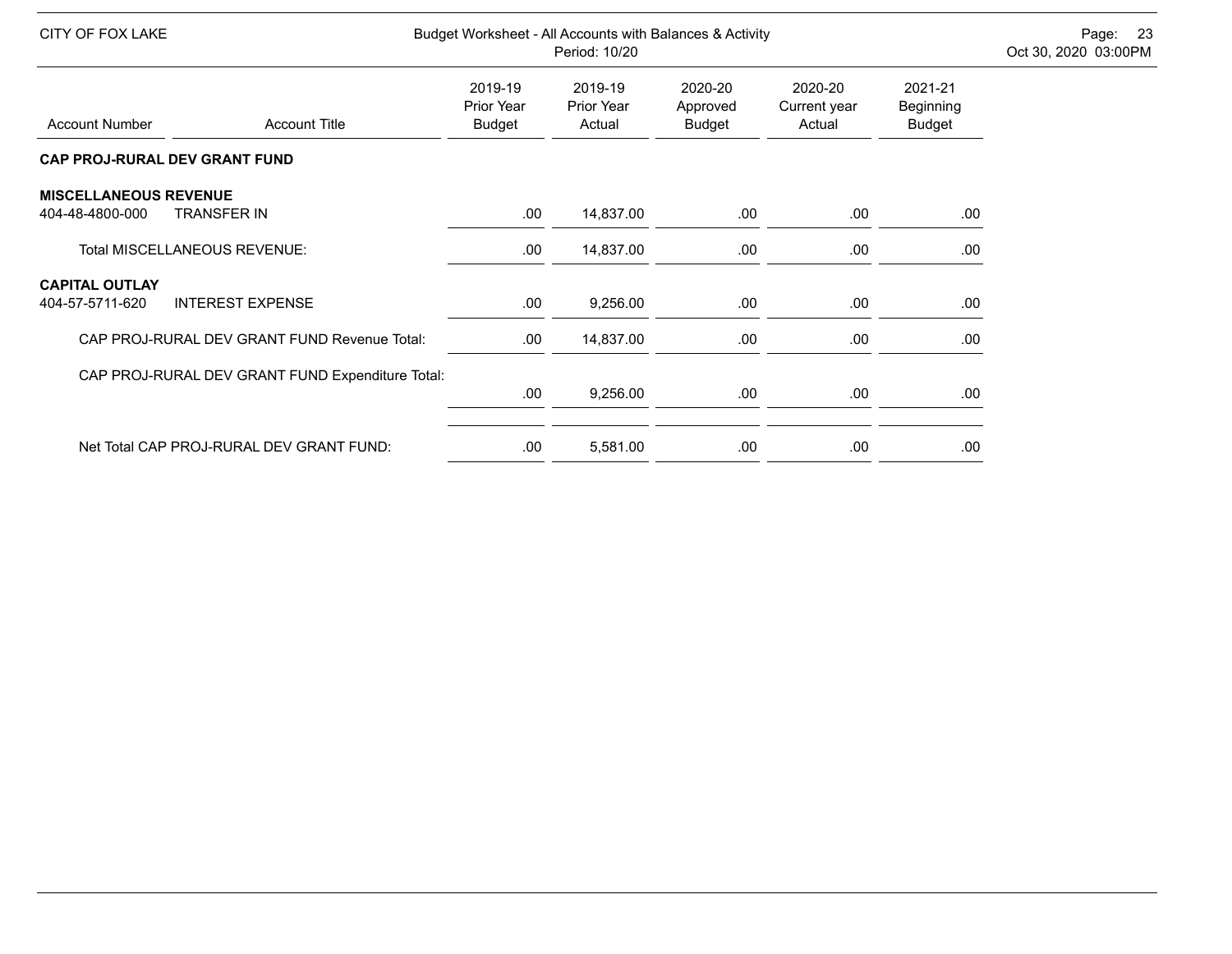CITY OF FOX LAKE

Budget Worksheet - All Accounts with Balances & Activity
Period: 10/20

| Account Number | Account Title | 2019-19 Prior Year Budget | 2019-19 Prior Year Actual | 2020-20 Approved Budget | 2020-20 Current year Actual | 2021-21 Beginning Budget |
|---|---|---|---|---|---|---|
| **CAP PROJ-RURAL DEV GRANT FUND** | | | | | | |
| **MISCELLANEOUS REVENUE** | | | | | | |
| 404-48-4800-000 | TRANSFER IN | .00 | 14,837.00 | .00 | .00 | .00 |
| | Total MISCELLANEOUS REVENUE: | .00 | 14,837.00 | .00 | .00 | .00 |
| **CAPITAL OUTLAY** | | | | | | |
| 404-57-5711-620 | INTEREST EXPENSE | .00 | 9,256.00 | .00 | .00 | .00 |
| | CAP PROJ-RURAL DEV GRANT FUND Revenue Total: | .00 | 14,837.00 | .00 | .00 | .00 |
| | CAP PROJ-RURAL DEV GRANT FUND Expenditure Total: | .00 | 9,256.00 | .00 | .00 | .00 |
| | Net Total CAP PROJ-RURAL DEV GRANT FUND: | .00 | 5,581.00 | .00 | .00 | .00 |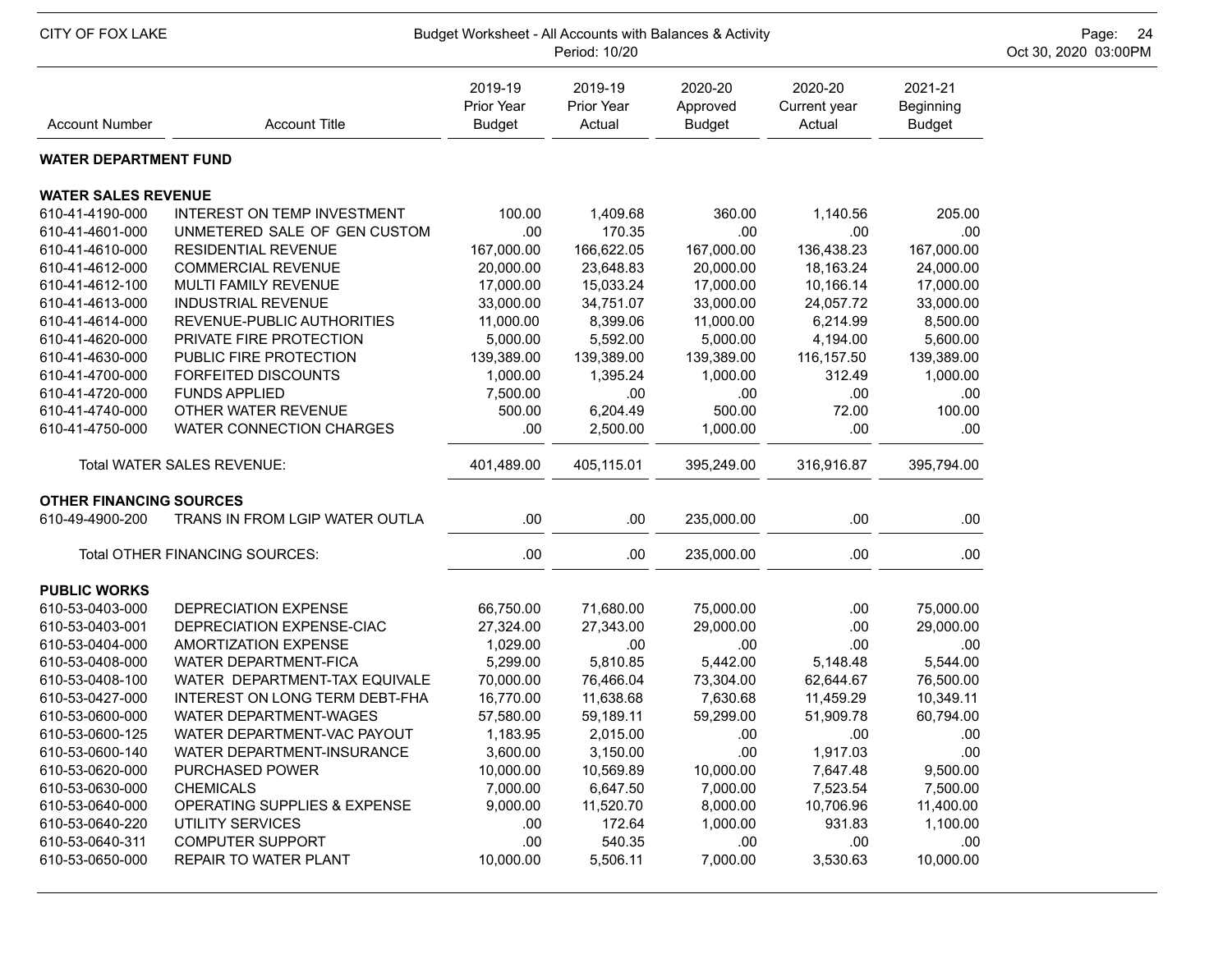CITY OF FOX LAKE

Budget Worksheet - All Accounts with Balances & Activity

Period: 10/20

| Account Number | Account Title | 2019-19 Prior Year Budget | 2019-19 Prior Year Actual | 2020-20 Approved Budget | 2020-20 Current year Actual | 2021-21 Beginning Budget |
|---|---|---|---|---|---|---|
| **WATER DEPARTMENT FUND** | | | | | | |
| **WATER SALES REVENUE** | | | | | | |
| 610-41-4190-000 | INTEREST ON TEMP INVESTMENT | 100.00 | 1,409.68 | 360.00 | 1,140.56 | 205.00 |
| 610-41-4601-000 | UNMETERED SALE OF GEN CUSTOM | .00 | 170.35 | .00 | .00 | .00 |
| 610-41-4610-000 | RESIDENTIAL REVENUE | 167,000.00 | 166,622.05 | 167,000.00 | 136,438.23 | 167,000.00 |
| 610-41-4612-000 | COMMERCIAL REVENUE | 20,000.00 | 23,648.83 | 20,000.00 | 18,163.24 | 24,000.00 |
| 610-41-4612-100 | MULTI FAMILY REVENUE | 17,000.00 | 15,033.24 | 17,000.00 | 10,166.14 | 17,000.00 |
| 610-41-4613-000 | INDUSTRIAL REVENUE | 33,000.00 | 34,751.07 | 33,000.00 | 24,057.72 | 33,000.00 |
| 610-41-4614-000 | REVENUE-PUBLIC AUTHORITIES | 11,000.00 | 8,399.06 | 11,000.00 | 6,214.99 | 8,500.00 |
| 610-41-4620-000 | PRIVATE FIRE PROTECTION | 5,000.00 | 5,592.00 | 5,000.00 | 4,194.00 | 5,600.00 |
| 610-41-4630-000 | PUBLIC FIRE PROTECTION | 139,389.00 | 139,389.00 | 139,389.00 | 116,157.50 | 139,389.00 |
| 610-41-4700-000 | FORFEITED DISCOUNTS | 1,000.00 | 1,395.24 | 1,000.00 | 312.49 | 1,000.00 |
| 610-41-4720-000 | FUNDS APPLIED | 7,500.00 | .00 | .00 | .00 | .00 |
| 610-41-4740-000 | OTHER WATER REVENUE | 500.00 | 6,204.49 | 500.00 | 72.00 | 100.00 |
| 610-41-4750-000 | WATER CONNECTION CHARGES | .00 | 2,500.00 | 1,000.00 | .00 | .00 |
| | Total WATER SALES REVENUE: | 401,489.00 | 405,115.01 | 395,249.00 | 316,916.87 | 395,794.00 |
| **OTHER FINANCING SOURCES** | | | | | | |
| 610-49-4900-200 | TRANS IN FROM LGIP WATER OUTLA | .00 | .00 | 235,000.00 | .00 | .00 |
| | Total OTHER FINANCING SOURCES: | .00 | .00 | 235,000.00 | .00 | .00 |
| **PUBLIC WORKS** | | | | | | |
| 610-53-0403-000 | DEPRECIATION EXPENSE | 66,750.00 | 71,680.00 | 75,000.00 | .00 | 75,000.00 |
| 610-53-0403-001 | DEPRECIATION EXPENSE-CIAC | 27,324.00 | 27,343.00 | 29,000.00 | .00 | 29,000.00 |
| 610-53-0404-000 | AMORTIZATION EXPENSE | 1,029.00 | .00 | .00 | .00 | .00 |
| 610-53-0408-000 | WATER DEPARTMENT-FICA | 5,299.00 | 5,810.85 | 5,442.00 | 5,148.48 | 5,544.00 |
| 610-53-0408-100 | WATER DEPARTMENT-TAX EQUIVALE | 70,000.00 | 76,466.04 | 73,304.00 | 62,644.67 | 76,500.00 |
| 610-53-0427-000 | INTEREST ON LONG TERM DEBT-FHA | 16,770.00 | 11,638.68 | 7,630.68 | 11,459.29 | 10,349.11 |
| 610-53-0600-000 | WATER DEPARTMENT-WAGES | 57,580.00 | 59,189.11 | 59,299.00 | 51,909.78 | 60,794.00 |
| 610-53-0600-125 | WATER DEPARTMENT-VAC PAYOUT | 1,183.95 | 2,015.00 | .00 | .00 | .00 |
| 610-53-0600-140 | WATER DEPARTMENT-INSURANCE | 3,600.00 | 3,150.00 | .00 | 1,917.03 | .00 |
| 610-53-0620-000 | PURCHASED POWER | 10,000.00 | 10,569.89 | 10,000.00 | 7,647.48 | 9,500.00 |
| 610-53-0630-000 | CHEMICALS | 7,000.00 | 6,647.50 | 7,000.00 | 7,523.54 | 7,500.00 |
| 610-53-0640-000 | OPERATING SUPPLIES & EXPENSE | 9,000.00 | 11,520.70 | 8,000.00 | 10,706.96 | 11,400.00 |
| 610-53-0640-220 | UTILITY SERVICES | .00 | 172.64 | 1,000.00 | 931.83 | 1,100.00 |
| 610-53-0640-311 | COMPUTER SUPPORT | .00 | 540.35 | .00 | .00 | .00 |
| 610-53-0650-000 | REPAIR TO WATER PLANT | 10,000.00 | 5,506.11 | 7,000.00 | 3,530.63 | 10,000.00 |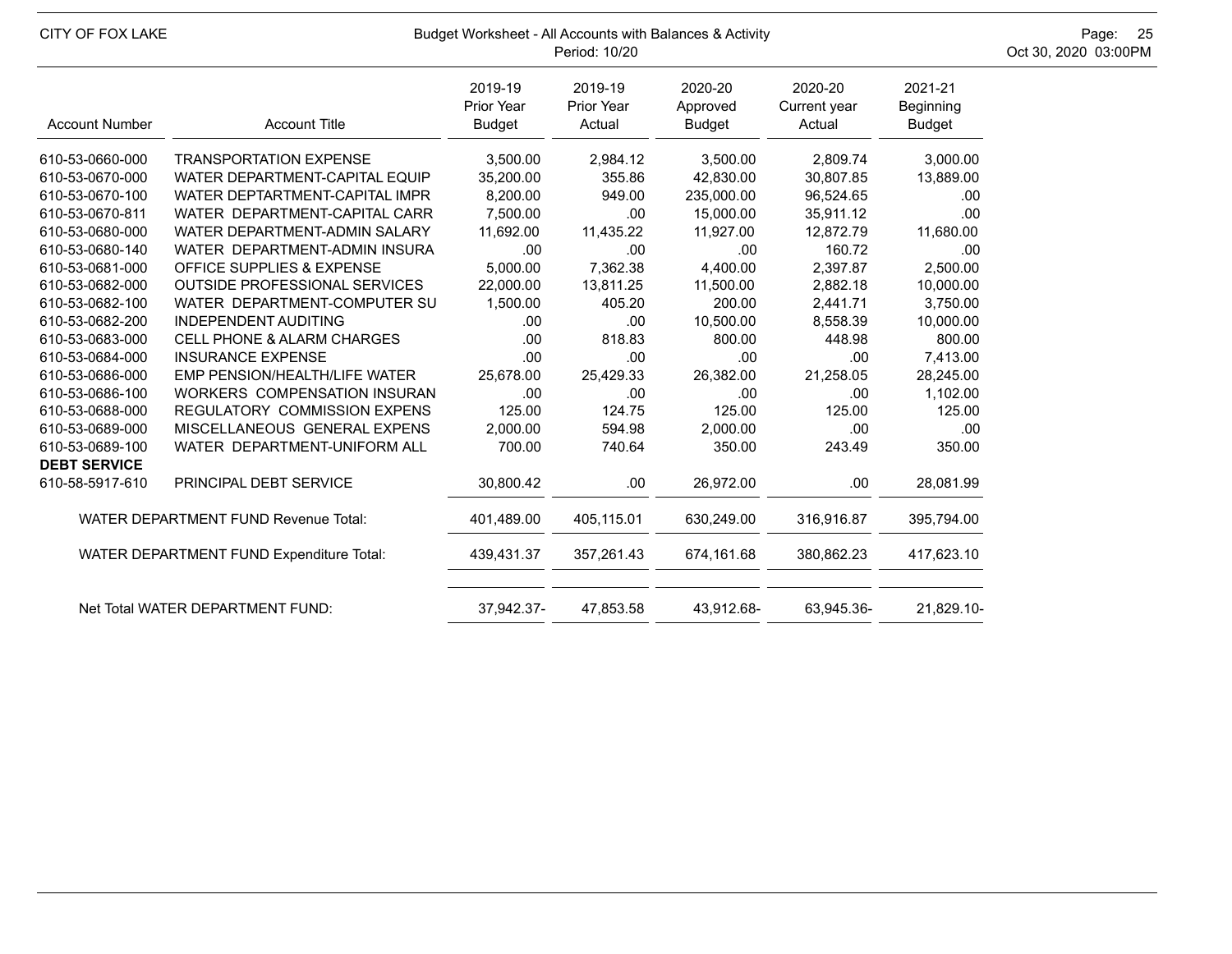CITY OF FOX LAKE

Budget Worksheet - All Accounts with Balances & Activity
Period: 10/20

Oct 30, 2020 03:00PM

| Account Number | Account Title | 2019-19 Prior Year Budget | 2019-19 Prior Year Actual | 2020-20 Approved Budget | 2020-20 Current year Actual | 2021-21 Beginning Budget |
|---|---|---|---|---|---|---|
| 610-53-0660-000 | TRANSPORTATION EXPENSE | 3,500.00 | 2,984.12 | 3,500.00 | 2,809.74 | 3,000.00 |
| 610-53-0670-000 | WATER DEPARTMENT-CAPITAL EQUIP | 35,200.00 | 355.86 | 42,830.00 | 30,807.85 | 13,889.00 |
| 610-53-0670-100 | WATER DEPTARTMENT-CAPITAL IMPR | 8,200.00 | 949.00 | 235,000.00 | 96,524.65 | .00 |
| 610-53-0670-811 | WATER DEPARTMENT-CAPITAL CARR | 7,500.00 | .00 | 15,000.00 | 35,911.12 | .00 |
| 610-53-0680-000 | WATER DEPARTMENT-ADMIN SALARY | 11,692.00 | 11,435.22 | 11,927.00 | 12,872.79 | 11,680.00 |
| 610-53-0680-140 | WATER DEPARTMENT-ADMIN INSURA | .00 | .00 | .00 | 160.72 | .00 |
| 610-53-0681-000 | OFFICE SUPPLIES & EXPENSE | 5,000.00 | 7,362.38 | 4,400.00 | 2,397.87 | 2,500.00 |
| 610-53-0682-000 | OUTSIDE PROFESSIONAL SERVICES | 22,000.00 | 13,811.25 | 11,500.00 | 2,882.18 | 10,000.00 |
| 610-53-0682-100 | WATER DEPARTMENT-COMPUTER SU | 1,500.00 | 405.20 | 200.00 | 2,441.71 | 3,750.00 |
| 610-53-0682-200 | INDEPENDENT AUDITING | .00 | .00 | 10,500.00 | 8,558.39 | 10,000.00 |
| 610-53-0683-000 | CELL PHONE & ALARM CHARGES | .00 | 818.83 | 800.00 | 448.98 | 800.00 |
| 610-53-0684-000 | INSURANCE EXPENSE | .00 | .00 | .00 | .00 | 7,413.00 |
| 610-53-0686-000 | EMP PENSION/HEALTH/LIFE WATER | 25,678.00 | 25,429.33 | 26,382.00 | 21,258.05 | 28,245.00 |
| 610-53-0686-100 | WORKERS COMPENSATION INSURAN | .00 | .00 | .00 | .00 | 1,102.00 |
| 610-53-0688-000 | REGULATORY COMMISSION EXPENS | 125.00 | 124.75 | 125.00 | 125.00 | 125.00 |
| 610-53-0689-000 | MISCELLANEOUS GENERAL EXPENS | 2,000.00 | 594.98 | 2,000.00 | .00 | .00 |
| 610-53-0689-100 | WATER DEPARTMENT-UNIFORM ALL | 700.00 | 740.64 | 350.00 | 243.49 | 350.00 |
| **DEBT SERVICE** | | | | | | |
| 610-58-5917-610 | PRINCIPAL DEBT SERVICE | 30,800.42 | .00 | 26,972.00 | .00 | 28,081.99 |
| | WATER DEPARTMENT FUND Revenue Total: | 401,489.00 | 405,115.01 | 630,249.00 | 316,916.87 | 395,794.00 |
| | WATER DEPARTMENT FUND Expenditure Total: | 439,431.37 | 357,261.43 | 674,161.68 | 380,862.23 | 417,623.10 |
| | Net Total WATER DEPARTMENT FUND: | 37,942.37- | 47,853.58 | 43,912.68- | 63,945.36- | 21,829.10- |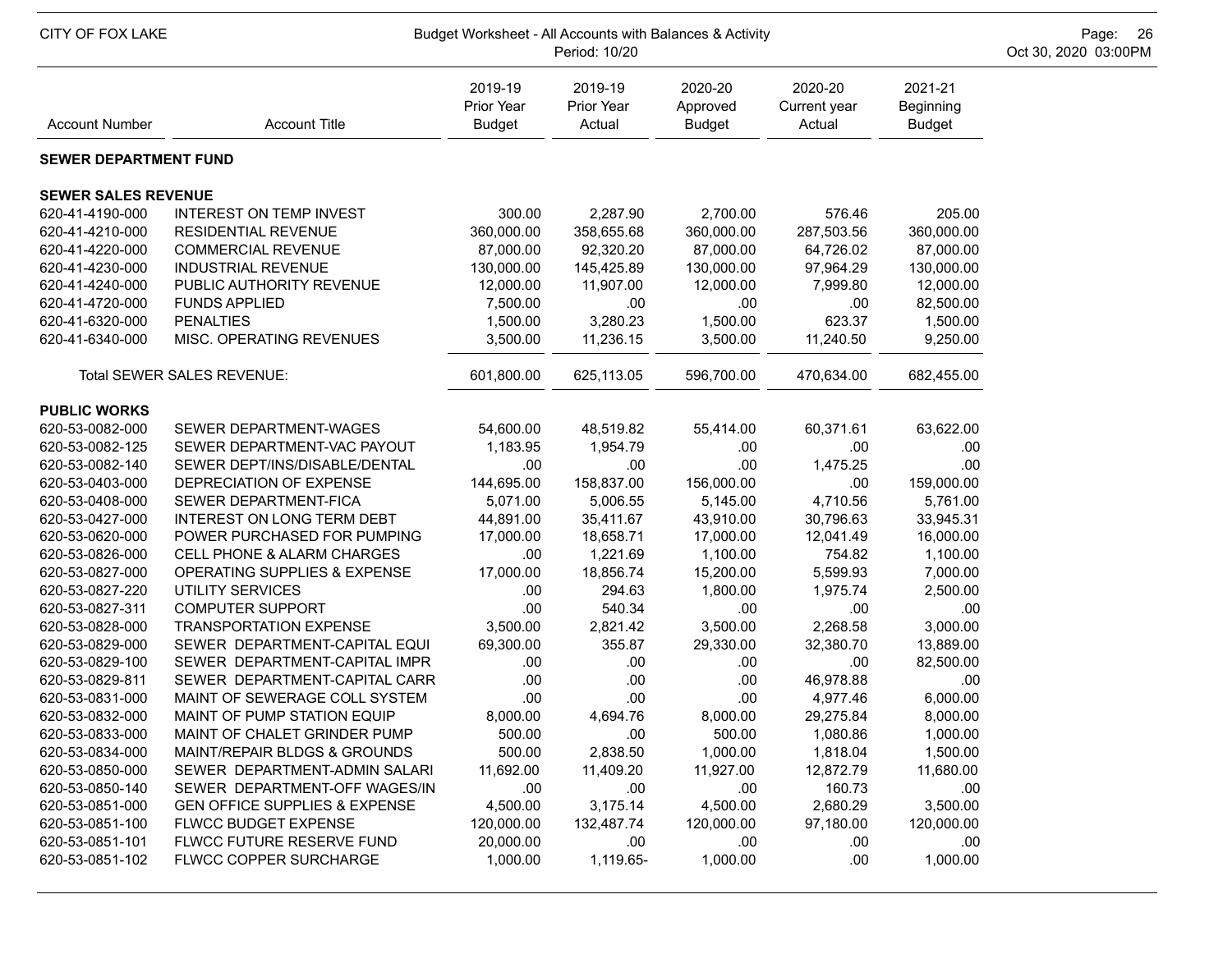CITY OF FOX LAKE

Budget Worksheet - All Accounts with Balances & Activity
Period: 10/20

| Account Number | Account Title | 2019-19 Prior Year Budget | 2019-19 Prior Year Actual | 2020-20 Approved Budget | 2020-20 Current year Actual | 2021-21 Beginning Budget |
|---|---|---|---|---|---|---|
| **SEWER DEPARTMENT FUND** | | | | | | |
| **SEWER SALES REVENUE** | | | | | | |
| 620-41-4190-000 | INTEREST ON TEMP INVEST | 300.00 | 2,287.90 | 2,700.00 | 576.46 | 205.00 |
| 620-41-4210-000 | RESIDENTIAL REVENUE | 360,000.00 | 358,655.68 | 360,000.00 | 287,503.56 | 360,000.00 |
| 620-41-4220-000 | COMMERCIAL REVENUE | 87,000.00 | 92,320.20 | 87,000.00 | 64,726.02 | 87,000.00 |
| 620-41-4230-000 | INDUSTRIAL REVENUE | 130,000.00 | 145,425.89 | 130,000.00 | 97,964.29 | 130,000.00 |
| 620-41-4240-000 | PUBLIC AUTHORITY REVENUE | 12,000.00 | 11,907.00 | 12,000.00 | 7,999.80 | 12,000.00 |
| 620-41-4720-000 | FUNDS APPLIED | 7,500.00 | .00 | .00 | .00 | 82,500.00 |
| 620-41-6320-000 | PENALTIES | 1,500.00 | 3,280.23 | 1,500.00 | 623.37 | 1,500.00 |
| 620-41-6340-000 | MISC. OPERATING REVENUES | 3,500.00 | 11,236.15 | 3,500.00 | 11,240.50 | 9,250.00 |
| | Total SEWER SALES REVENUE: | 601,800.00 | 625,113.05 | 596,700.00 | 470,634.00 | 682,455.00 |
| **PUBLIC WORKS** | | | | | | |
| 620-53-0082-000 | SEWER DEPARTMENT-WAGES | 54,600.00 | 48,519.82 | 55,414.00 | 60,371.61 | 63,622.00 |
| 620-53-0082-125 | SEWER DEPARTMENT-VAC PAYOUT | 1,183.95 | 1,954.79 | .00 | .00 | .00 |
| 620-53-0082-140 | SEWER DEPT/INS/DISABLE/DENTAL | .00 | .00 | .00 | 1,475.25 | .00 |
| 620-53-0403-000 | DEPRECIATION OF EXPENSE | 144,695.00 | 158,837.00 | 156,000.00 | .00 | 159,000.00 |
| 620-53-0408-000 | SEWER DEPARTMENT-FICA | 5,071.00 | 5,006.55 | 5,145.00 | 4,710.56 | 5,761.00 |
| 620-53-0427-000 | INTEREST ON LONG TERM DEBT | 44,891.00 | 35,411.67 | 43,910.00 | 30,796.63 | 33,945.31 |
| 620-53-0620-000 | POWER PURCHASED FOR PUMPING | 17,000.00 | 18,658.71 | 17,000.00 | 12,041.49 | 16,000.00 |
| 620-53-0826-000 | CELL PHONE & ALARM CHARGES | .00 | 1,221.69 | 1,100.00 | 754.82 | 1,100.00 |
| 620-53-0827-000 | OPERATING SUPPLIES & EXPENSE | 17,000.00 | 18,856.74 | 15,200.00 | 5,599.93 | 7,000.00 |
| 620-53-0827-220 | UTILITY SERVICES | .00 | 294.63 | 1,800.00 | 1,975.74 | 2,500.00 |
| 620-53-0827-311 | COMPUTER SUPPORT | .00 | 540.34 | .00 | .00 | .00 |
| 620-53-0828-000 | TRANSPORTATION EXPENSE | 3,500.00 | 2,821.42 | 3,500.00 | 2,268.58 | 3,000.00 |
| 620-53-0829-000 | SEWER DEPARTMENT-CAPITAL EQUI | 69,300.00 | 355.87 | 29,330.00 | 32,380.70 | 13,889.00 |
| 620-53-0829-100 | SEWER DEPARTMENT-CAPITAL IMPR | .00 | .00 | .00 | .00 | 82,500.00 |
| 620-53-0829-811 | SEWER DEPARTMENT-CAPITAL CARR | .00 | .00 | .00 | 46,978.88 | .00 |
| 620-53-0831-000 | MAINT OF SEWERAGE COLL SYSTEM | .00 | .00 | .00 | 4,977.46 | 6,000.00 |
| 620-53-0832-000 | MAINT OF PUMP STATION EQUIP | 8,000.00 | 4,694.76 | 8,000.00 | 29,275.84 | 8,000.00 |
| 620-53-0833-000 | MAINT OF CHALET GRINDER PUMP | 500.00 | .00 | 500.00 | 1,080.86 | 1,000.00 |
| 620-53-0834-000 | MAINT/REPAIR BLDGS & GROUNDS | 500.00 | 2,838.50 | 1,000.00 | 1,818.04 | 1,500.00 |
| 620-53-0850-000 | SEWER DEPARTMENT-ADMIN SALARI | 11,692.00 | 11,409.20 | 11,927.00 | 12,872.79 | 11,680.00 |
| 620-53-0850-140 | SEWER DEPARTMENT-OFF WAGES/IN | .00 | .00 | .00 | 160.73 | .00 |
| 620-53-0851-000 | GEN OFFICE SUPPLIES & EXPENSE | 4,500.00 | 3,175.14 | 4,500.00 | 2,680.29 | 3,500.00 |
| 620-53-0851-100 | FLWCC BUDGET EXPENSE | 120,000.00 | 132,487.74 | 120,000.00 | 97,180.00 | 120,000.00 |
| 620-53-0851-101 | FLWCC FUTURE RESERVE FUND | 20,000.00 | .00 | .00 | .00 | .00 |
| 620-53-0851-102 | FLWCC COPPER SURCHARGE | 1,000.00 | 1,119.65- | 1,000.00 | .00 | 1,000.00 |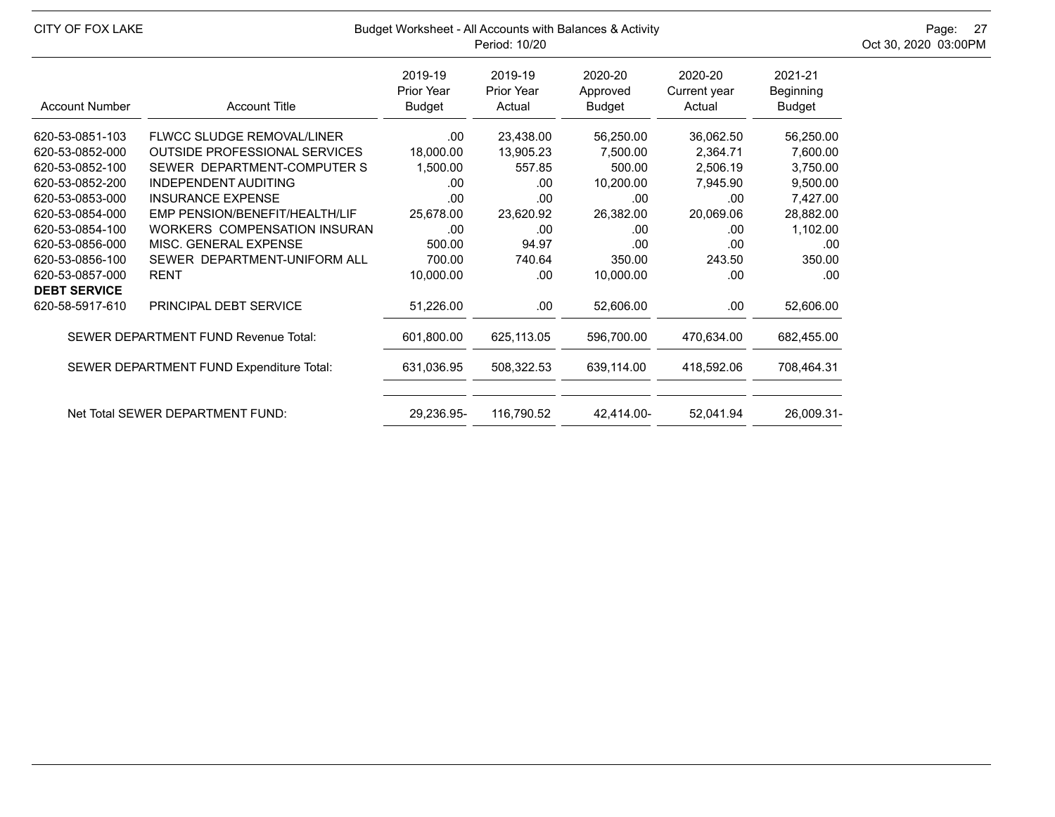| Account Number | Account Title | 2019-19 Prior Year Budget | 2019-19 Prior Year Actual | 2020-20 Approved Budget | 2020-20 Current year Actual | 2021-21 Beginning Budget |
|---|---|---|---|---|---|---|
| 620-53-0851-103 | FLWCC SLUDGE REMOVAL/LINER | .00 | 23,438.00 | 56,250.00 | 36,062.50 | 56,250.00 |
| 620-53-0852-000 | OUTSIDE PROFESSIONAL SERVICES | 18,000.00 | 13,905.23 | 7,500.00 | 2,364.71 | 7,600.00 |
| 620-53-0852-100 | SEWER DEPARTMENT-COMPUTER S | 1,500.00 | 557.85 | 500.00 | 2,506.19 | 3,750.00 |
| 620-53-0852-200 | INDEPENDENT AUDITING | .00 | .00 | 10,200.00 | 7,945.90 | 9,500.00 |
| 620-53-0853-000 | INSURANCE EXPENSE | .00 | .00 | .00 | .00 | 7,427.00 |
| 620-53-0854-000 | EMP PENSION/BENEFIT/HEALTH/LIF | 25,678.00 | 23,620.92 | 26,382.00 | 20,069.06 | 28,882.00 |
| 620-53-0854-100 | WORKERS COMPENSATION INSURAN | .00 | .00 | .00 | .00 | 1,102.00 |
| 620-53-0856-000 | MISC. GENERAL EXPENSE | 500.00 | 94.97 | .00 | .00 | .00 |
| 620-53-0856-100 | SEWER DEPARTMENT-UNIFORM ALL | 700.00 | 740.64 | 350.00 | 243.50 | 350.00 |
| 620-53-0857-000 | RENT | 10,000.00 | .00 | 10,000.00 | .00 | .00 |
| **DEBT SERVICE** | | | | | | |
| 620-58-5917-610 | PRINCIPAL DEBT SERVICE | 51,226.00 | .00 | 52,606.00 | .00 | 52,606.00 |
| | SEWER DEPARTMENT FUND Revenue Total: | 601,800.00 | 625,113.05 | 596,700.00 | 470,634.00 | 682,455.00 |
| | SEWER DEPARTMENT FUND Expenditure Total: | 631,036.95 | 508,322.53 | 639,114.00 | 418,592.06 | 708,464.31 |
| | Net Total SEWER DEPARTMENT FUND: | 29,236.95- | 116,790.52 | 42,414.00- | 52,041.94 | 26,009.31- |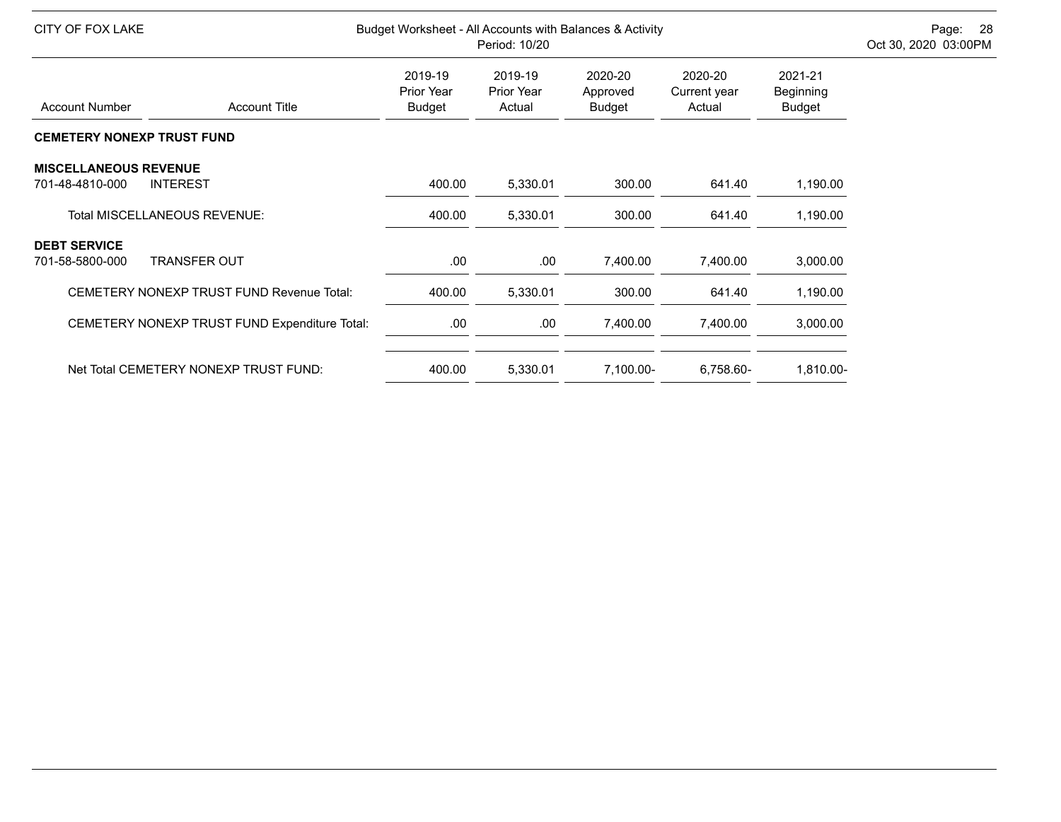CITY OF FOX LAKE

Budget Worksheet - All Accounts with Balances & Activity
Period: 10/20

| Account Number | Account Title | 2019-19 Prior Year Budget | 2019-19 Prior Year Actual | 2020-20 Approved Budget | 2020-20 Current year Actual | 2021-21 Beginning Budget |
|---|---|---|---|---|---|---|
| **CEMETERY NONEXP TRUST FUND** | | | | | | |
| **MISCELLANEOUS REVENUE** | | | | | | |
| 701-48-4810-000 | INTEREST | 400.00 | 5,330.01 | 300.00 | 641.40 | 1,190.00 |
| | Total MISCELLANEOUS REVENUE: | 400.00 | 5,330.01 | 300.00 | 641.40 | 1,190.00 |
| **DEBT SERVICE** | | | | | | |
| 701-58-5800-000 | TRANSFER OUT | .00 | .00 | 7,400.00 | 7,400.00 | 3,000.00 |
| | CEMETERY NONEXP TRUST FUND Revenue Total: | 400.00 | 5,330.01 | 300.00 | 641.40 | 1,190.00 |
| | CEMETERY NONEXP TRUST FUND Expenditure Total: | .00 | .00 | 7,400.00 | 7,400.00 | 3,000.00 |
| | Net Total CEMETERY NONEXP TRUST FUND: | 400.00 | 5,330.01 | 7,100.00- | 6,758.60- | 1,810.00- |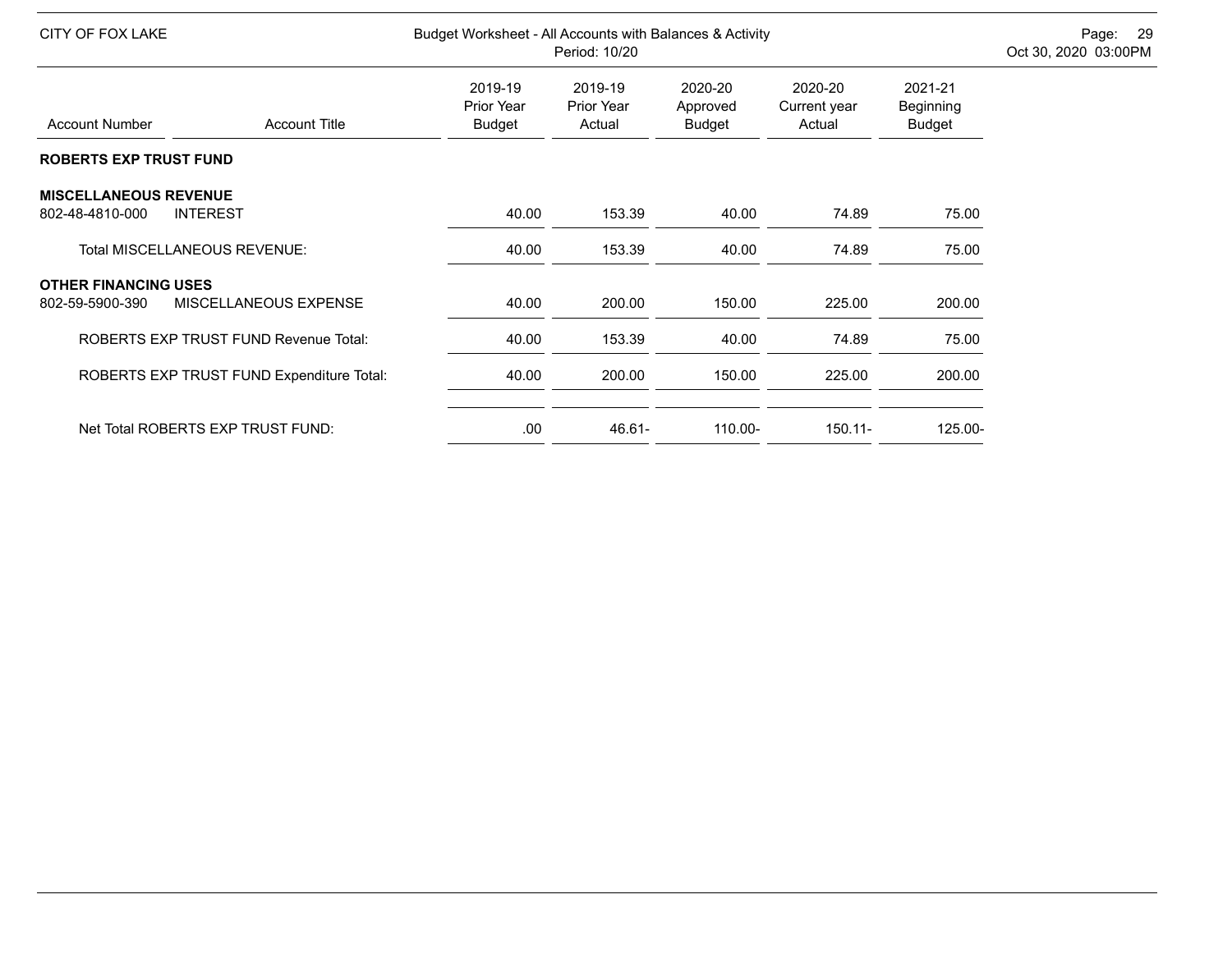CITY OF FOX LAKE

Budget Worksheet - All Accounts with Balances & Activity
Period: 10/20

| Account Number | Account Title | 2019-19 Prior Year Budget | 2019-19 Prior Year Actual | 2020-20 Approved Budget | 2020-20 Current year Actual | 2021-21 Beginning Budget |
|---|---|---|---|---|---|---|
| **ROBERTS EXP TRUST FUND** | | | | | | |
| **MISCELLANEOUS REVENUE** | | | | | | |
| 802-48-4810-000 | INTEREST | 40.00 | 153.39 | 40.00 | 74.89 | 75.00 |
| | Total MISCELLANEOUS REVENUE: | 40.00 | 153.39 | 40.00 | 74.89 | 75.00 |
| **OTHER FINANCING USES** | | | | | | |
| 802-59-5900-390 | MISCELLANEOUS EXPENSE | 40.00 | 200.00 | 150.00 | 225.00 | 200.00 |
| | ROBERTS EXP TRUST FUND Revenue Total: | 40.00 | 153.39 | 40.00 | 74.89 | 75.00 |
| | ROBERTS EXP TRUST FUND Expenditure Total: | 40.00 | 200.00 | 150.00 | 225.00 | 200.00 |
| | Net Total ROBERTS EXP TRUST FUND: | .00 | 46.61- | 110.00- | 150.11- | 125.00- |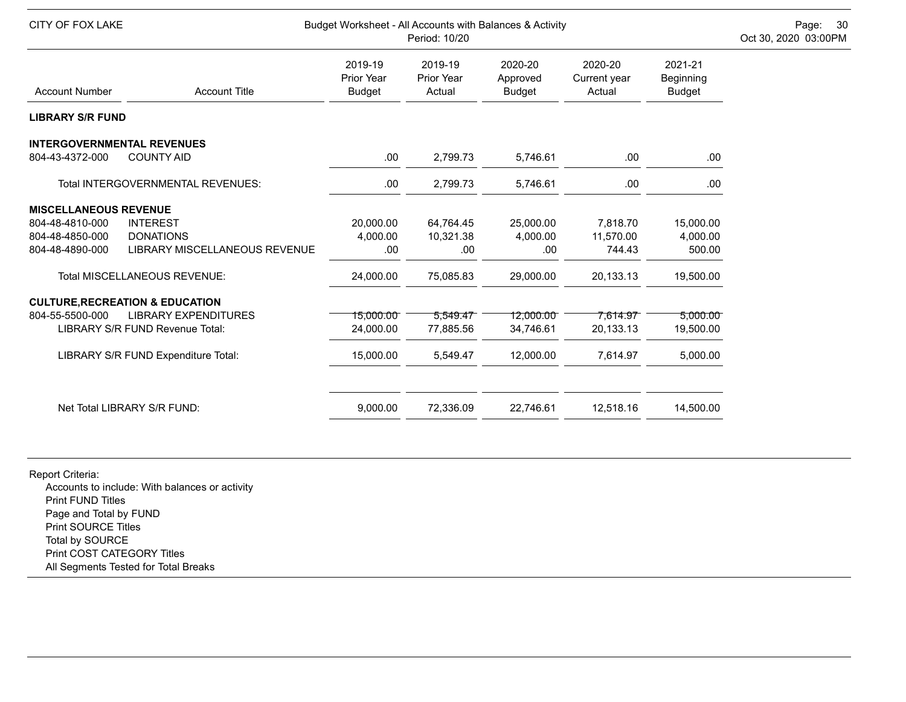CITY OF FOX LAKE

Budget Worksheet - All Accounts with Balances & Activity
Period: 10/20

Oct 30, 2020 03:00PM

| Account Number | Account Title | 2019-19 Prior Year Budget | 2019-19 Prior Year Actual | 2020-20 Approved Budget | 2020-20 Current year Actual | 2021-21 Beginning Budget |
|---|---|---|---|---|---|---|
| **LIBRARY S/R FUND** | | | | | | |
| **INTERGOVERNMENTAL REVENUES** | | | | | | |
| 804-43-4372-000 | COUNTY AID | .00 | 2,799.73 | 5,746.61 | .00 | .00 |
| | Total INTERGOVERNMENTAL REVENUES: | .00 | 2,799.73 | 5,746.61 | .00 | .00 |
| **MISCELLANEOUS REVENUE** | | | | | | |
| 804-48-4810-000 | INTEREST | 20,000.00 | 64,764.45 | 25,000.00 | 7,818.70 | 15,000.00 |
| 804-48-4850-000 | DONATIONS | 4,000.00 | 10,321.38 | 4,000.00 | 11,570.00 | 4,000.00 |
| 804-48-4890-000 | LIBRARY MISCELLANEOUS REVENUE | .00 | .00 | .00 | 744.43 | 500.00 |
| | Total MISCELLANEOUS REVENUE: | 24,000.00 | 75,085.83 | 29,000.00 | 20,133.13 | 19,500.00 |
| **CULTURE,RECREATION & EDUCATION** | | | | | | |
| 804-55-5500-000 | LIBRARY EXPENDITURES | 15,000.00 | 5,549.47 | 12,000.00 | 7,614.97 | 5,000.00 |
| | LIBRARY S/R FUND Revenue Total: | 24,000.00 | 77,885.56 | 34,746.61 | 20,133.13 | 19,500.00 |
| | LIBRARY S/R FUND Expenditure Total: | 15,000.00 | 5,549.47 | 12,000.00 | 7,614.97 | 5,000.00 |
| | Net Total LIBRARY S/R FUND: | 9,000.00 | 72,336.09 | 22,746.61 | 12,518.16 | 14,500.00 |

Report Criteria:
- Accounts to include: With balances or activity
- Print FUND Titles
- Page and Total by FUND
- Print SOURCE Titles
- Total by SOURCE
- Print COST CATEGORY Titles
- All Segments Tested for Total Breaks